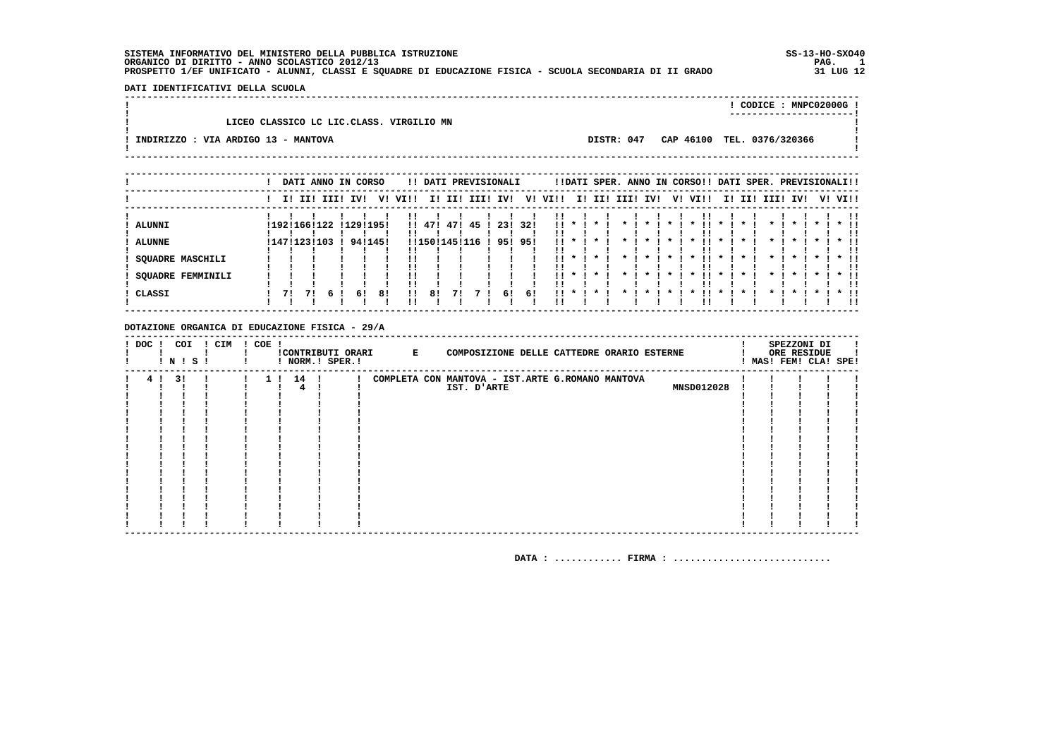SISTEMA INFORMATIVO DEL MINISTERO DELLA PUBBLICA ISTRUZIONE
ORGANICO DI DIRITTO - ANNO SCOLASTICO 2012/13
PROSPETTO 1/EF UNIFICATO - ALUNNI, CLASSI E SQUADRE DI EDUCAZIONE FISICA - SCUOLA SECONDARIA DI II GRADO

SS-13-HO-SXO40
31 LUG 12

**DATI IDENTIFICATIVI DELLA SCUOLA**

CODICE : MNPC02000G

LICEO CLASSICO LC LIC.CLASS. VIRGILIO MN

INDIRIZZO : VIA ARDIGO 13 - MANTOVA — DISTR: 047 — CAP 46100 — TEL. 0376/320366

| | DATI ANNO IN CORSO | | | | | | DATI PREVISIONALI | | | | | | DATI SPER. ANNO IN CORSO | | | | | | DATI SPER. PREVISIONALI | | | | | |
|---|---|---|---|---|---|---|---|---|---|---|---|---|---|---|---|---|---|---|---|---|---|---|---|---|
| | I | II | III | IV | V | VI | I | II | III | IV | V | VI | I | II | III | IV | V | VI | I | II | III | IV | V | VI |
| ALUNNI | 192 | 166 | 122 | 129 | 195 | | 47 | 47 | 45 | 23 | 32 | | * | * | * | * | * | * | * | * | * | * | * | * |
| ALUNNE | 147 | 123 | 103 | 94 | 145 | | 150 | 145 | 116 | 95 | 95 | | * | * | * | * | * | * | * | * | * | * | * | * |
| SQUADRE MASCHILI | | | | | | | | | | | | | * | * | * | * | * | * | * | * | * | * | * | * |
| SQUADRE FEMMINILI | | | | | | | | | | | | | * | * | * | * | * | * | * | * | * | * | * | * |
| CLASSI | 7 | 7 | 6 | 6 | 8 | | 8 | 7 | 7 | 6 | 6 | | * | * | * | * | * | * | * | * | * | * | * | * |

**DOTAZIONE ORGANICA DI EDUCAZIONE FISICA - 29/A**

| DOC | COI N | COI S | CIM | COE | CONTRIBUTI ORARI NORM. | CONTRIBUTI ORARI SPER. | E COMPOSIZIONE DELLE CATTEDRE ORARIO ESTERNE | | SPEZZONI DI ORE RESIDUE MAS | FEM | CLA | SPE |
|---|---|---|---|---|---|---|---|---|---|---|---|---|
| 4 | 3 | | | 1 | 14<br>4 | | COMPLETA CON MANTOVA - IST.ARTE G.ROMANO MANTOVA<br>IST. D'ARTE | MNSD012028 | | | | |

DATA : ............ FIRMA : ...........................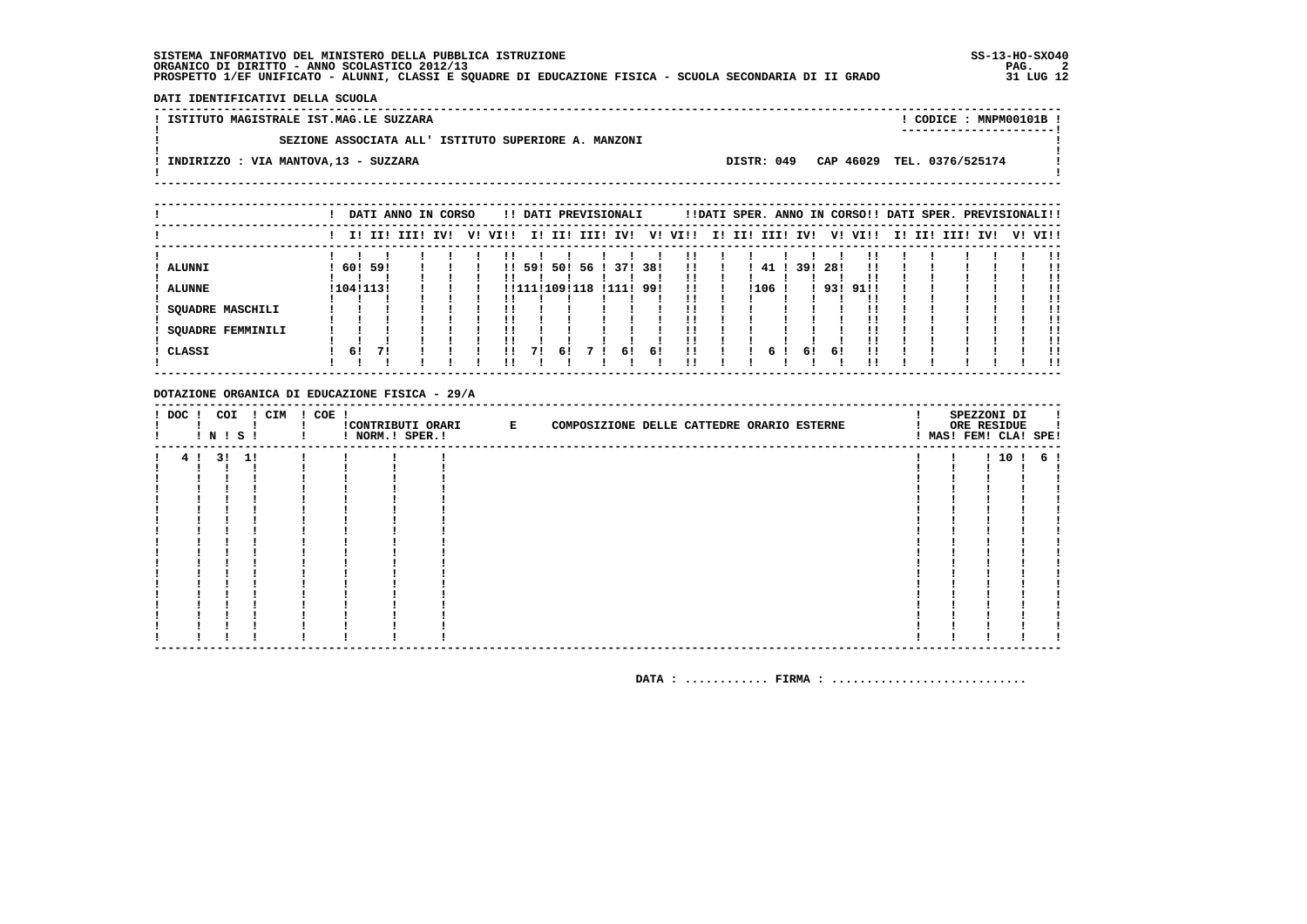SISTEMA INFORMATIVO DEL MINISTERO DELLA PUBBLICA ISTRUZIONE
ORGANICO DI DIRITTO - ANNO SCOLASTICO 2012/13
PROSPETTO 1/EF UNIFICATO - ALUNNI, CLASSI E SQUADRE DI EDUCAZIONE FISICA - SCUOLA SECONDARIA DI II GRADO

SS-13-HO-SXO40
31 LUG 12

DATI IDENTIFICATIVI DELLA SCUOLA

ISTITUTO MAGISTRALE IST.MAG.LE SUZZARA — CODICE : MNPM00101B

SEZIONE ASSOCIATA ALL' ISTITUTO SUPERIORE A. MANZONI

INDIRIZZO : VIA MANTOVA,13 - SUZZARA — DISTR: 049 CAP 46029 TEL. 0376/525174

| | DATI ANNO IN CORSO | | | | | | DATI PREVISIONALI | | | | | | DATI SPER. ANNO IN CORSO | | | | | | DATI SPER. PREVISIONALI | | | | | |
|---|---|---|---|---|---|---|---|---|---|---|---|---|---|---|---|---|---|---|---|---|---|---|---|---|
| | I | II | III | IV | V | VI | I | II | III | IV | V | VI | I | II | III | IV | V | VI | I | II | III | IV | V | VI |
| ALUNNI | 60 | 59 | | | | | 59 | 50 | 56 | 37 | 38 | | | 41 | 39 | 28 | | | | | | | | |
| ALUNNE | 104 | 113 | | | | | 111 | 109 | 118 | 111 | 99 | | | 106 | | 93 | 91 | | | | | | | |
| SQUADRE MASCHILI | | | | | | | | | | | | | | | | | | | | | | | | |
| SQUADRE FEMMINILI | | | | | | | | | | | | | | | | | | | | | | | | |
| CLASSI | 6 | 7 | | | | | 7 | 6 | 7 | 6 | 6 | | | 6 | 6 | 6 | | | | | | | | |

DOTAZIONE ORGANICA DI EDUCAZIONE FISICA - 29/A

| DOC | COI N | COI S | CIM | COE | CONTRIBUTI ORARI NORM. | CONTRIBUTI ORARI SPER. | E COMPOSIZIONE DELLE CATTEDRE ORARIO ESTERNE | SPEZZONI DI ORE RESIDUE MAS | FEM | CLA | SPE |
|---|---|---|---|---|---|---|---|---|---|---|---|
| 4 | 3 | 1 | | | | | | | | 10 | 6 |

DATA : ............ FIRMA : ............................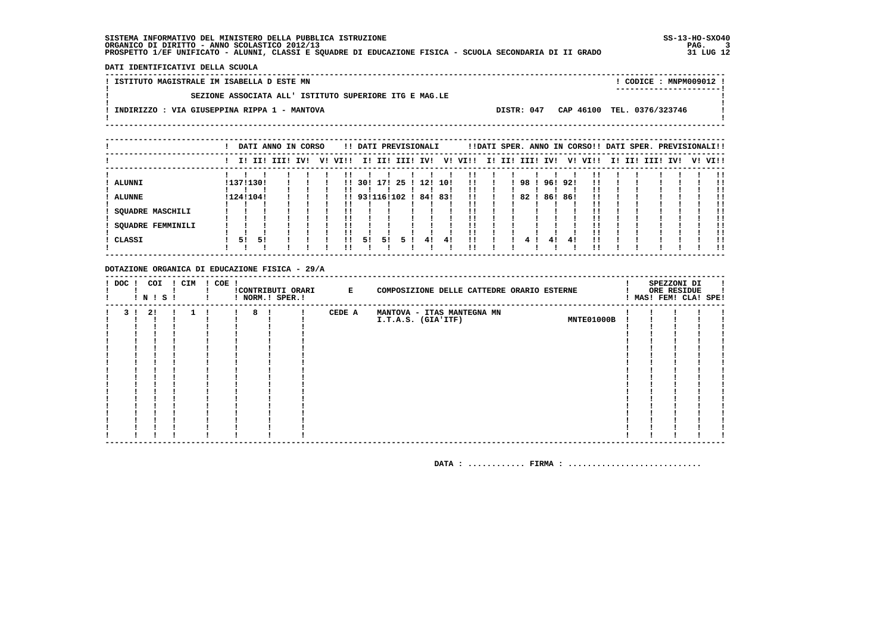SISTEMA INFORMATIVO DEL MINISTERO DELLA PUBBLICA ISTRUZIONE
ORGANICO DI DIRITTO - ANNO SCOLASTICO 2012/13
PROSPETTO 1/EF UNIFICATO - ALUNNI, CLASSI E SQUADRE DI EDUCAZIONE FISICA - SCUOLA SECONDARIA DI II GRADO

SS-13-HO-SXO40
31 LUG 12

**DATI IDENTIFICATIVI DELLA SCUOLA**

ISTITUTO MAGISTRALE IM ISABELLA D ESTE MN — CODICE : MNPM009012

SEZIONE ASSOCIATA ALL' ISTITUTO SUPERIORE ITG E MAG.LE

INDIRIZZO : VIA GIUSEPPINA RIPPA 1 - MANTOVA — DISTR: 047 CAP 46100 TEL. 0376/323746

| | DATI ANNO IN CORSO | | | | | | DATI PREVISIONALI | | | | | | DATI SPER. ANNO IN CORSO | | | | | | DATI SPER. PREVISIONALI | | | | | |
|---|---|---|---|---|---|---|---|---|---|---|---|---|---|---|---|---|---|---|---|---|---|---|---|---|
| | I | II | III | IV | V | VI | I | II | III | IV | V | VI | I | II | III | IV | V | VI | I | II | III | IV | V | VI |
| ALUNNI | 137 | 130 | | | | | 30 | 17 | 25 | 12 | 10 | | | | 98 | 96 | 92 | | | | | | | |
| ALUNNE | 124 | 104 | | | | | 93 | 116 | 102 | 84 | 83 | | | | 82 | 86 | 86 | | | | | | | |
| SQUADRE MASCHILI | | | | | | | | | | | | | | | | | | | | | | | | |
| SQUADRE FEMMINILI | | | | | | | | | | | | | | | | | | | | | | | | |
| CLASSI | 5 | 5 | | | | | 5 | 5 | 5 | 4 | 4 | | | | 4 | 4 | 4 | | | | | | | |

**DOTAZIONE ORGANICA DI EDUCAZIONE FISICA - 29/A**

| DOC | COI N | COI S | CIM | COE | CONTRIBUTI ORARI NORM. | CONTRIBUTI ORARI SPER. | E | COMPOSIZIONE DELLE CATTEDRE ORARIO ESTERNE | | SPEZZONI DI ORE RESIDUE MAS | FEM | CLA | SPE |
|---|---|---|---|---|---|---|---|---|---|---|---|---|---|
| 3 | 2 | | 1 | | 8 | | CEDE A | MANTOVA - ITAS MANTEGNA MN I.T.A.S. (GIA'ITF) | MNTE01000B | | | | |

DATA : ............ FIRMA : ...........................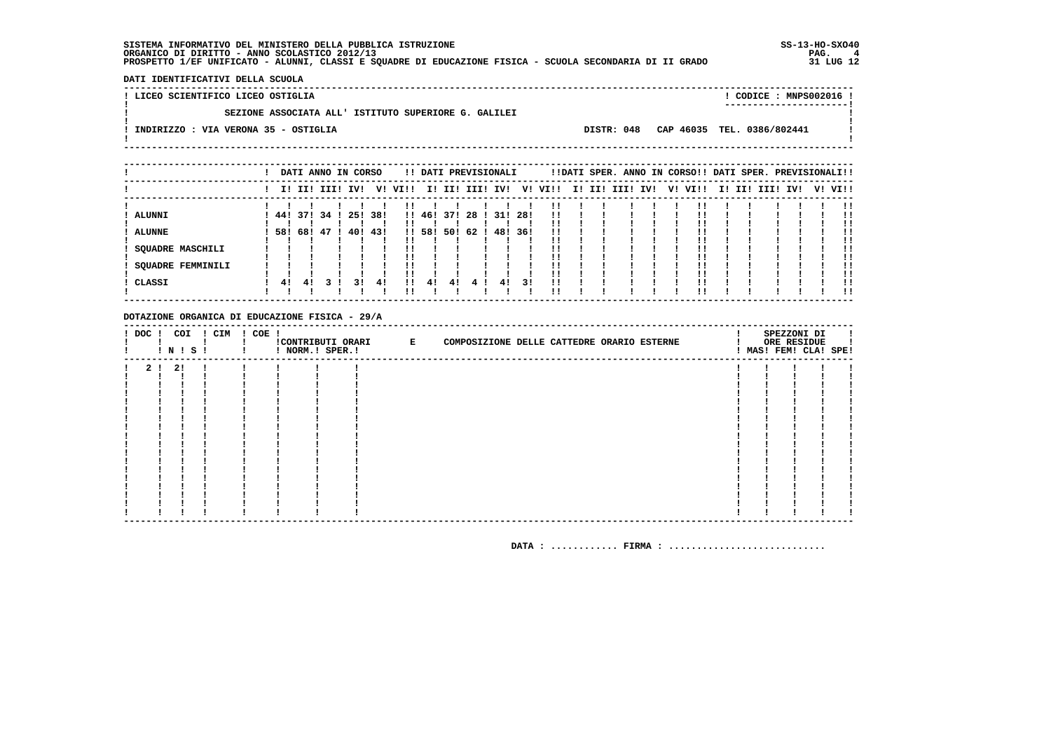SISTEMA INFORMATIVO DEL MINISTERO DELLA PUBBLICA ISTRUZIONE
ORGANICO DI DIRITTO - ANNO SCOLASTICO 2012/13
PROSPETTO 1/EF UNIFICATO - ALUNNI, CLASSI E SQUADRE DI EDUCAZIONE FISICA - SCUOLA SECONDARIA DI II GRADO

SS-13-HO-SXO40
31 LUG 12

**DATI IDENTIFICATIVI DELLA SCUOLA**

LICEO SCIENTIFICO LICEO OSTIGLIA — CODICE : MNPS002016

SEZIONE ASSOCIATA ALL' ISTITUTO SUPERIORE G. GALILEI

INDIRIZZO : VIA VERONA 35 - OSTIGLIA — DISTR: 048 CAP 46035 TEL. 0386/802441

| | DATI ANNO IN CORSO | | | | | | DATI PREVISIONALI | | | | | | DATI SPER. ANNO IN CORSO | | | | | | DATI SPER. PREVISIONALI | | | | | |
|---|---|---|---|---|---|---|---|---|---|---|---|---|---|---|---|---|---|---|---|---|---|---|---|---|
| | I | II | III | IV | V | VI | I | II | III | IV | V | VI | I | II | III | IV | V | VI | I | II | III | IV | V | VI |
| ALUNNI | 44 | 37 | 34 | 25 | 38 | | 46 | 37 | 28 | 31 | 28 | | | | | | | | | | | | | |
| ALUNNE | 58 | 68 | 47 | 40 | 43 | | 58 | 50 | 62 | 48 | 36 | | | | | | | | | | | | | |
| SQUADRE MASCHILI | | | | | | | | | | | | | | | | | | | | | | | | |
| SQUADRE FEMMINILI | | | | | | | | | | | | | | | | | | | | | | | | |
| CLASSI | 4 | 4 | 3 | 3 | 4 | | 4 | 4 | 4 | 4 | 3 | | | | | | | | | | | | | |

**DOTAZIONE ORGANICA DI EDUCAZIONE FISICA - 29/A**

| DOC | COI N | COI S | CIM | COE | CONTRIBUTI ORARI NORM. | CONTRIBUTI ORARI SPER. | E COMPOSIZIONE DELLE CATTEDRE ORARIO ESTERNE | SPEZZONI DI ORE RESIDUE MAS | FEM | CLA | SPE |
|---|---|---|---|---|---|---|---|---|---|---|---|
| 2 | 2 | | | | | | | | | | |

DATA : ............ FIRMA : ............................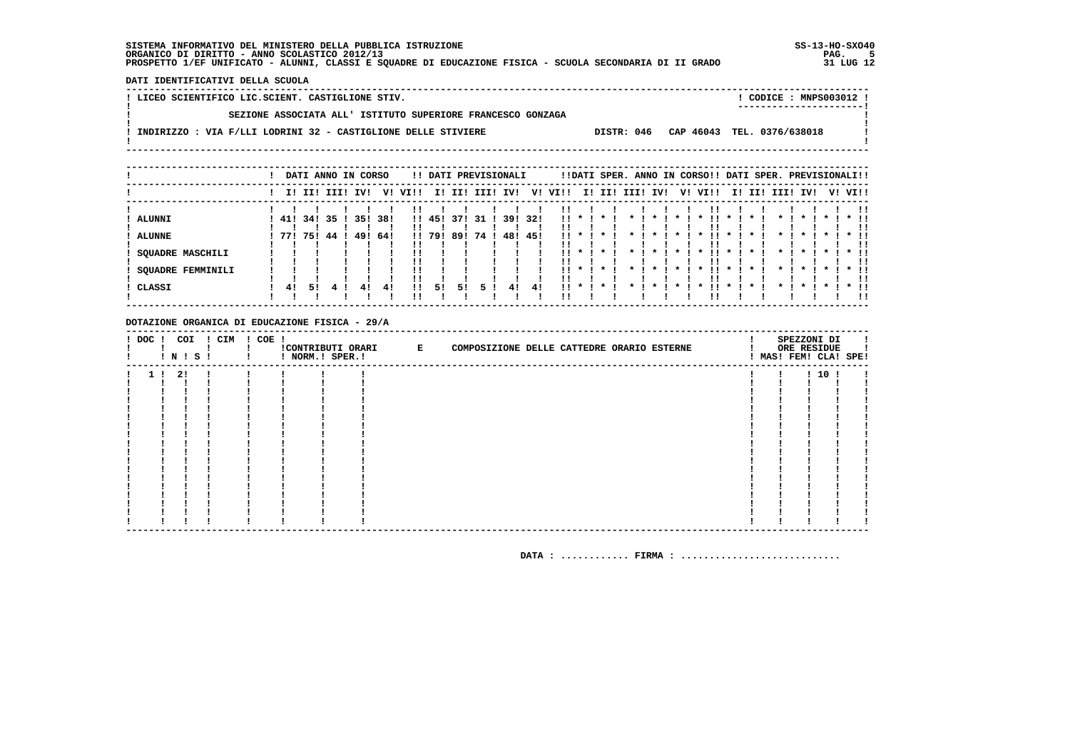SISTEMA INFORMATIVO DEL MINISTERO DELLA PUBBLICA ISTRUZIONE
ORGANICO DI DIRITTO - ANNO SCOLASTICO 2012/13
PROSPETTO 1/EF UNIFICATO - ALUNNI, CLASSI E SQUADRE DI EDUCAZIONE FISICA - SCUOLA SECONDARIA DI II GRADO

SS-13-HO-SXO40
31 LUG 12

**DATI IDENTIFICATIVI DELLA SCUOLA**

LICEO SCIENTIFICO LIC.SCIENT. CASTIGLIONE STIV. — CODICE : MNPS003012

SEZIONE ASSOCIATA ALL' ISTITUTO SUPERIORE FRANCESCO GONZAGA

INDIRIZZO : VIA F/LLI LODRINI 32 - CASTIGLIONE DELLE STIVIERE — DISTR: 046 — CAP 46043 — TEL. 0376/638018

| | DATI ANNO IN CORSO | | | | | | DATI PREVISIONALI | | | | | | DATI SPER. ANNO IN CORSO | | | | | | DATI SPER. PREVISIONALI | | | | | |
|---|---|---|---|---|---|---|---|---|---|---|---|---|---|---|---|---|---|---|---|---|---|---|---|---|
| | I | II | III | IV | V | VI | I | II | III | IV | V | VI | I | II | III | IV | V | VI | I | II | III | IV | V | VI |
| ALUNNI | 41 | 34 | 35 | 35 | 38 | | 45 | 37 | 31 | 39 | 32 | | * | * | * | * | * | * | * | * | * | * | * | * |
| ALUNNE | 77 | 75 | 44 | 49 | 64 | | 79 | 89 | 74 | 48 | 45 | | * | * | * | * | * | * | * | * | * | * | * | * |
| SQUADRE MASCHILI | | | | | | | | | | | | | * | * | * | * | * | * | * | * | * | * | * | * |
| SQUADRE FEMMINILI | | | | | | | | | | | | | * | * | * | * | * | * | * | * | * | * | * | * |
| CLASSI | 4 | 5 | 4 | 4 | 4 | | 5 | 5 | 5 | 4 | 4 | | * | * | * | * | * | * | * | * | * | * | * | * |

**DOTAZIONE ORGANICA DI EDUCAZIONE FISICA - 29/A**

| DOC | COI N | COI S | CIM | COE | CONTRIBUTI ORARI NORM. | CONTRIBUTI ORARI SPER. | E COMPOSIZIONE DELLE CATTEDRE ORARIO ESTERNE | SPEZZONI DI ORE RESIDUE MAS | FEM | CLA | SPE |
|---|---|---|---|---|---|---|---|---|---|---|---|
| 1 | 2 | | | | | | | | | 10 | |

DATA : ............ FIRMA : ...........................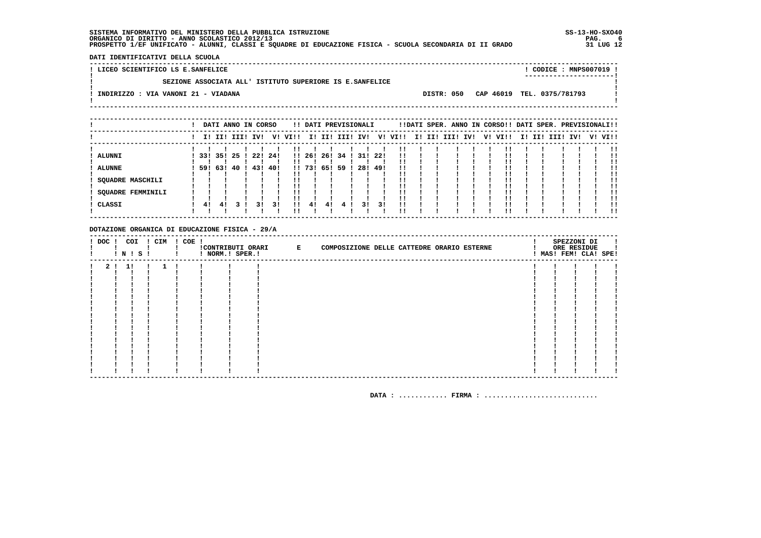SISTEMA INFORMATIVO DEL MINISTERO DELLA PUBBLICA ISTRUZIONE
ORGANICO DI DIRITTO - ANNO SCOLASTICO 2012/13
PROSPETTO 1/EF UNIFICATO - ALUNNI, CLASSI E SQUADRE DI EDUCAZIONE FISICA - SCUOLA SECONDARIA DI II GRADO

SS-13-HO-SXO40
31 LUG 12

DATI IDENTIFICATIVI DELLA SCUOLA

LICEO SCIENTIFICO LS E.SANFELICE — CODICE : MNPS007019

SEZIONE ASSOCIATA ALL' ISTITUTO SUPERIORE IS E.SANFELICE

INDIRIZZO : VIA VANONI 21 - VIADANA — DISTR: 050 CAP 46019 TEL. 0375/781793

| | DATI ANNO IN CORSO | | | | | | DATI PREVISIONALI | | | | | | DATI SPER. ANNO IN CORSO | | | | | | DATI SPER. PREVISIONALI | | | | | |
|---|---|---|---|---|---|---|---|---|---|---|---|---|---|---|---|---|---|---|---|---|---|---|---|---|
| | I | II | III | IV | V | VI | I | II | III | IV | V | VI | I | II | III | IV | V | VI | I | II | III | IV | V | VI |
| ALUNNI | 33 | 35 | 25 | 22 | 24 | | 26 | 26 | 34 | 31 | 22 | | | | | | | | | | | | | |
| ALUNNE | 59 | 63 | 40 | 43 | 40 | | 73 | 65 | 59 | 28 | 49 | | | | | | | | | | | | | |
| SQUADRE MASCHILI | | | | | | | | | | | | | | | | | | | | | | | | |
| SQUADRE FEMMINILI | | | | | | | | | | | | | | | | | | | | | | | | |
| CLASSI | 4 | 4 | 3 | 3 | 3 | | 4 | 4 | 4 | 3 | 3 | | | | | | | | | | | | | |

DOTAZIONE ORGANICA DI EDUCAZIONE FISICA - 29/A

| DOC | COI N | COI S | CIM | COE | CONTRIBUTI ORARI NORM. | CONTRIBUTI ORARI SPER. | E COMPOSIZIONE DELLE CATTEDRE ORARIO ESTERNE | SPEZZONI DI ORE RESIDUE MAS | FEM | CLA | SPE |
|---|---|---|---|---|---|---|---|---|---|---|---|
| 2 | 1 | | 1 | | | | | | | | |

DATA : ............ FIRMA : ............................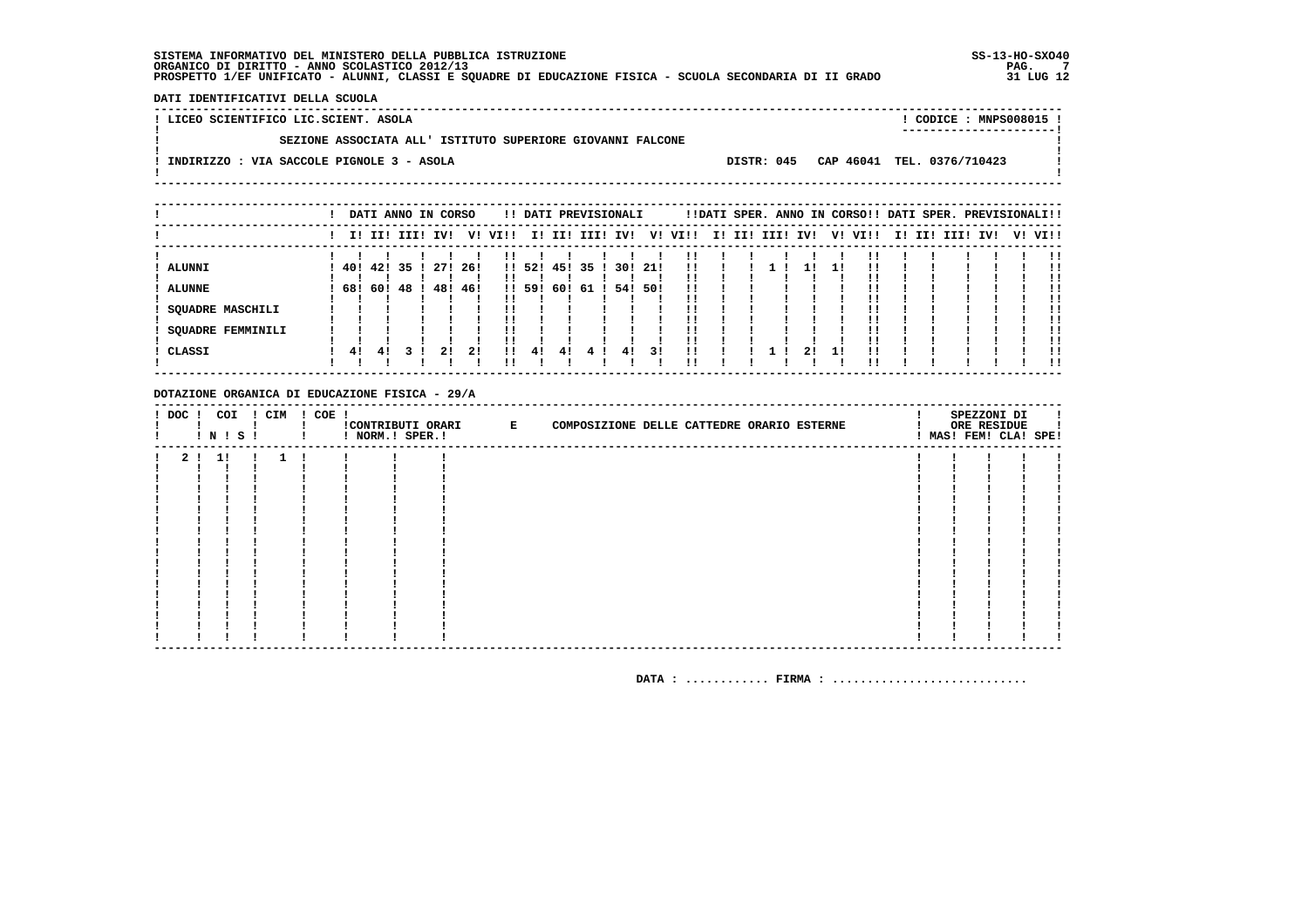SISTEMA INFORMATIVO DEL MINISTERO DELLA PUBBLICA ISTRUZIONE
ORGANICO DI DIRITTO - ANNO SCOLASTICO 2012/13
PROSPETTO 1/EF UNIFICATO - ALUNNI, CLASSI E SQUADRE DI EDUCAZIONE FISICA - SCUOLA SECONDARIA DI II GRADO

SS-13-HO-SXO40
31 LUG 12

DATI IDENTIFICATIVI DELLA SCUOLA

LICEO SCIENTIFICO LIC.SCIENT. ASOLA — CODICE : MNPS008015

SEZIONE ASSOCIATA ALL' ISTITUTO SUPERIORE GIOVANNI FALCONE

INDIRIZZO : VIA SACCOLE PIGNOLE 3 - ASOLA — DISTR: 045 CAP 46041 TEL. 0376/710423

| | DATI ANNO IN CORSO | | | | | | DATI PREVISIONALI | | | | | | DATI SPER. ANNO IN CORSO | | | | | | DATI SPER. PREVISIONALI | | | | | |
|---|---|---|---|---|---|---|---|---|---|---|---|---|---|---|---|---|---|---|---|---|---|---|---|---|
| | I | II | III | IV | V | VI | I | II | III | IV | V | VI | I | II | III | IV | V | VI | I | II | III | IV | V | VI |
| ALUNNI | 40 | 42 | 35 | 27 | 26 | | 52 | 45 | 35 | 30 | 21 | | | | 1 | 1 | 1 | | | | | | | |
| ALUNNE | 68 | 60 | 48 | 48 | 46 | | 59 | 60 | 61 | 54 | 50 | | | | | | | | | | | | | |
| SQUADRE MASCHILI | | | | | | | | | | | | | | | | | | | | | | | | |
| SQUADRE FEMMINILI | | | | | | | | | | | | | | | | | | | | | | | | |
| CLASSI | 4 | 4 | 3 | 2 | 2 | | 4 | 4 | 4 | 4 | 3 | | | | 1 | 2 | 1 | | | | | | | |

DOTAZIONE ORGANICA DI EDUCAZIONE FISICA - 29/A

| DOC | COI N | COI S | CIM | COE | CONTRIBUTI ORARI NORM. | CONTRIBUTI ORARI SPER. | E COMPOSIZIONE DELLE CATTEDRE ORARIO ESTERNE | SPEZZONI DI ORE RESIDUE MAS | FEM | CLA | SPE |
|---|---|---|---|---|---|---|---|---|---|---|---|
| 2 | 1 | | 1 | | | | | | | | |

DATA : ............ FIRMA : ............................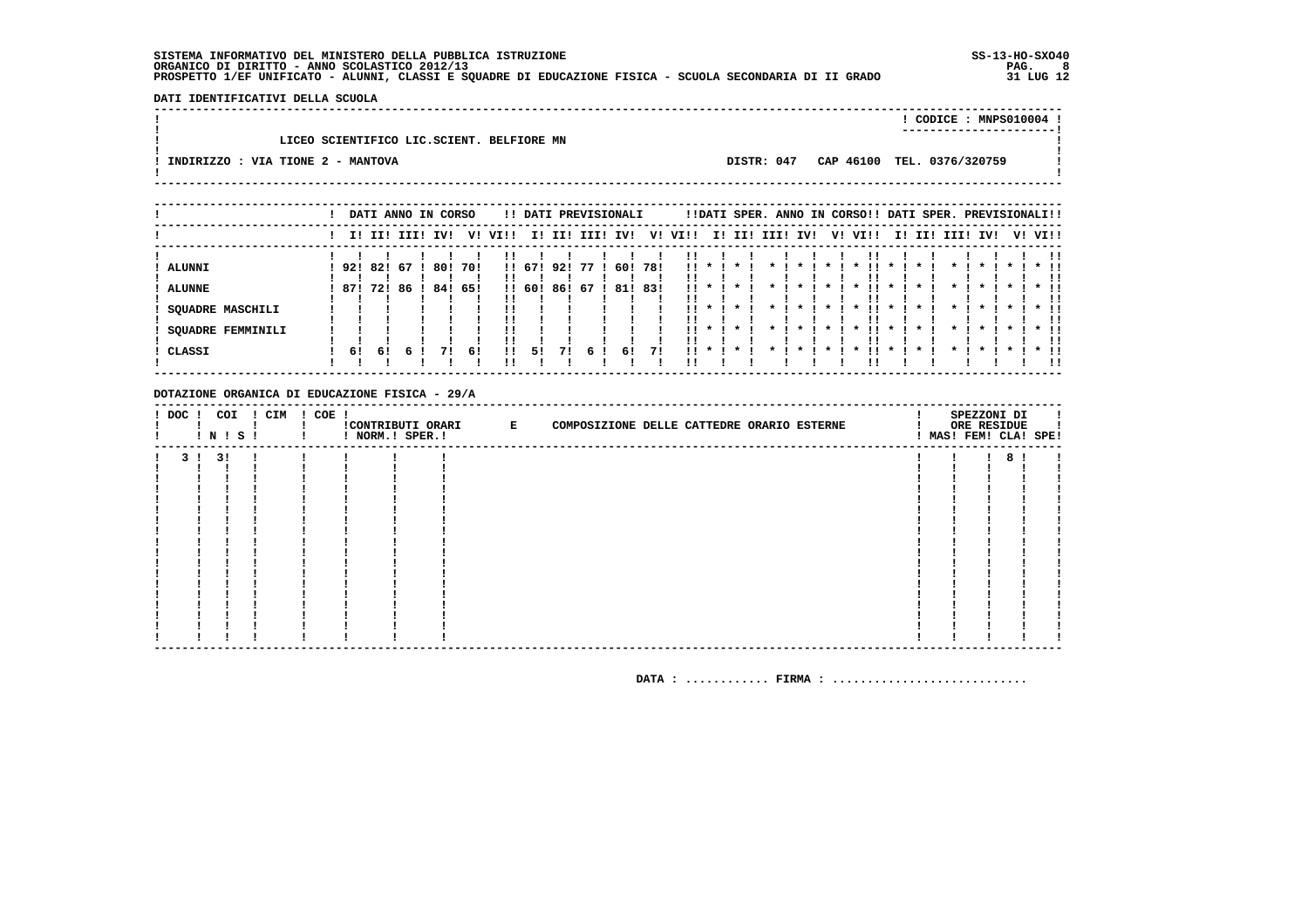SISTEMA INFORMATIVO DEL MINISTERO DELLA PUBBLICA ISTRUZIONE
ORGANICO DI DIRITTO - ANNO SCOLASTICO 2012/13
PROSPETTO 1/EF UNIFICATO - ALUNNI, CLASSI E SQUADRE DI EDUCAZIONE FISICA - SCUOLA SECONDARIA DI II GRADO

SS-13-HO-SXO40
31 LUG 12

**DATI IDENTIFICATIVI DELLA SCUOLA**

CODICE : MNPS010004

LICEO SCIENTIFICO LIC.SCIENT. BELFIORE MN

INDIRIZZO : VIA TIONE 2 - MANTOVA — DISTR: 047 — CAP 46100 — TEL. 0376/320759

| | DATI ANNO IN CORSO | | | | | | DATI PREVISIONALI | | | | | | DATI SPER. ANNO IN CORSO | | | | | | DATI SPER. PREVISIONALI | | | | | |
|---|---|---|---|---|---|---|---|---|---|---|---|---|---|---|---|---|---|---|---|---|---|---|---|---|
| | I | II | III | IV | V | VI | I | II | III | IV | V | VI | I | II | III | IV | V | VI | I | II | III | IV | V | VI |
| ALUNNI | 92 | 82 | 67 | 80 | 70 | | 67 | 92 | 77 | 60 | 78 | | * | * | * | * | * | * | * | * | * | * | * | * |
| ALUNNE | 87 | 72 | 86 | 84 | 65 | | 60 | 86 | 67 | 81 | 83 | | * | * | * | * | * | * | * | * | * | * | * | * |
| SQUADRE MASCHILI | | | | | | | | | | | | | * | * | * | * | * | * | * | * | * | * | * | * |
| SQUADRE FEMMINILI | | | | | | | | | | | | | * | * | * | * | * | * | * | * | * | * | * | * |
| CLASSI | 6 | 6 | 6 | 7 | 6 | | 5 | 7 | 6 | 6 | 7 | | * | * | * | * | * | * | * | * | * | * | * | * |

**DOTAZIONE ORGANICA DI EDUCAZIONE FISICA - 29/A**

| DOC | COI N | COI S | CIM | COE | CONTRIBUTI ORARI NORM. | CONTRIBUTI ORARI SPER. | E COMPOSIZIONE DELLE CATTEDRE ORARIO ESTERNE | SPEZZONI DI ORE RESIDUE MAS | FEM | CLA | SPE |
|---|---|---|---|---|---|---|---|---|---|---|---|
| 3 | 3 | | | | | | | | | 8 | |

DATA : ............ FIRMA : ............................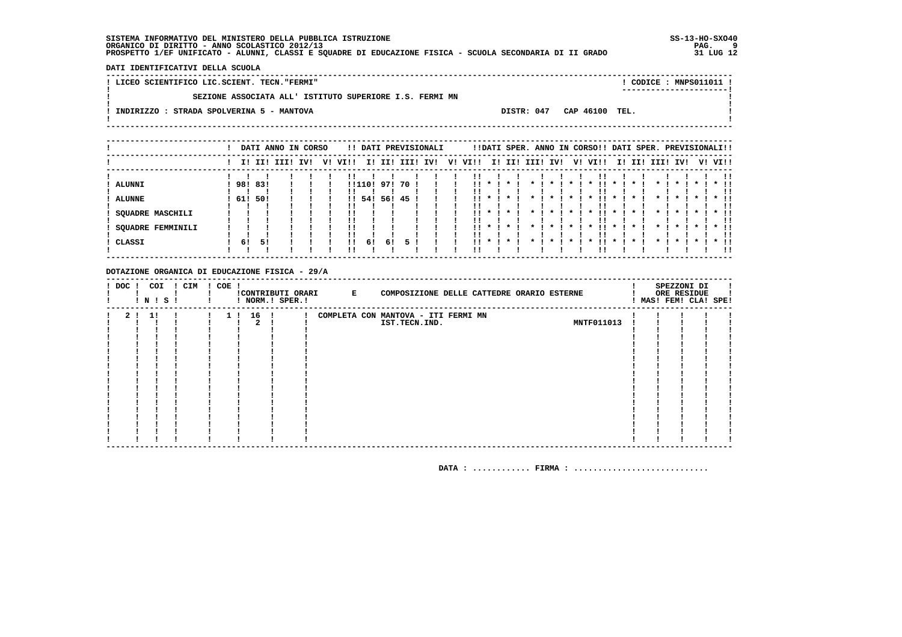**SISTEMA INFORMATIVO DEL MINISTERO DELLA PUBBLICA ISTRUZIONE** SS-13-HO-SXO40
**ORGANICO DI DIRITTO - ANNO SCOLASTICO 2012/13**
**PROSPETTO 1/EF UNIFICATO - ALUNNI, CLASSI E SQUADRE DI EDUCAZIONE FISICA - SCUOLA SECONDARIA DI II GRADO** 31 LUG 12

**DATI IDENTIFICATIVI DELLA SCUOLA**

LICEO SCIENTIFICO LIC.SCIENT. TECN."FERMI" — CODICE : MNPS011011

SEZIONE ASSOCIATA ALL' ISTITUTO SUPERIORE I.S. FERMI MN

INDIRIZZO : STRADA SPOLVERINA 5 - MANTOVA — DISTR: 047 CAP 46100 TEL.

| | DATI ANNO IN CORSO | | | | | | DATI PREVISIONALI | | | | | | DATI SPER. ANNO IN CORSO | | | | | | DATI SPER. PREVISIONALI | | | | | |
|---|---|---|---|---|---|---|---|---|---|---|---|---|---|---|---|---|---|---|---|---|---|---|---|---|
| | I | II | III | IV | V | VI | I | II | III | IV | V | VI | I | II | III | IV | V | VI | I | II | III | IV | V | VI |
| ALUNNI | 98 | 83 | | | | | 110 | 97 | 70 | | | | * | * | * | * | * | * | * | * | * | * | * | * |
| ALUNNE | 61 | 50 | | | | | 54 | 56 | 45 | | | | * | * | * | * | * | * | * | * | * | * | * | * |
| SQUADRE MASCHILI | | | | | | | | | | | | | * | * | * | * | * | * | * | * | * | * | * | * |
| SQUADRE FEMMINILI | | | | | | | | | | | | | * | * | * | * | * | * | * | * | * | * | * | * |
| CLASSI | 6 | 5 | | | | | 6 | 6 | 5 | | | | * | * | * | * | * | * | * | * | * | * | * | * |

**DOTAZIONE ORGANICA DI EDUCAZIONE FISICA - 29/A**

| DOC | COI N | COI S | CIM | COE | CONTRIBUTI ORARI NORM. | CONTRIBUTI ORARI SPER. | E COMPOSIZIONE DELLE CATTEDRE ORARIO ESTERNE | | SPEZZONI DI ORE RESIDUE MAS | FEM | CLA | SPE |
|---|---|---|---|---|---|---|---|---|---|---|---|---|
| 2 | 1 | | | 1 | 16 | | COMPLETA CON MANTOVA - ITI FERMI MN | | | | | |
| | | | | | 2 | | IST.TECN.IND. | MNTF011013 | | | | |

DATA : ............ FIRMA : ...........................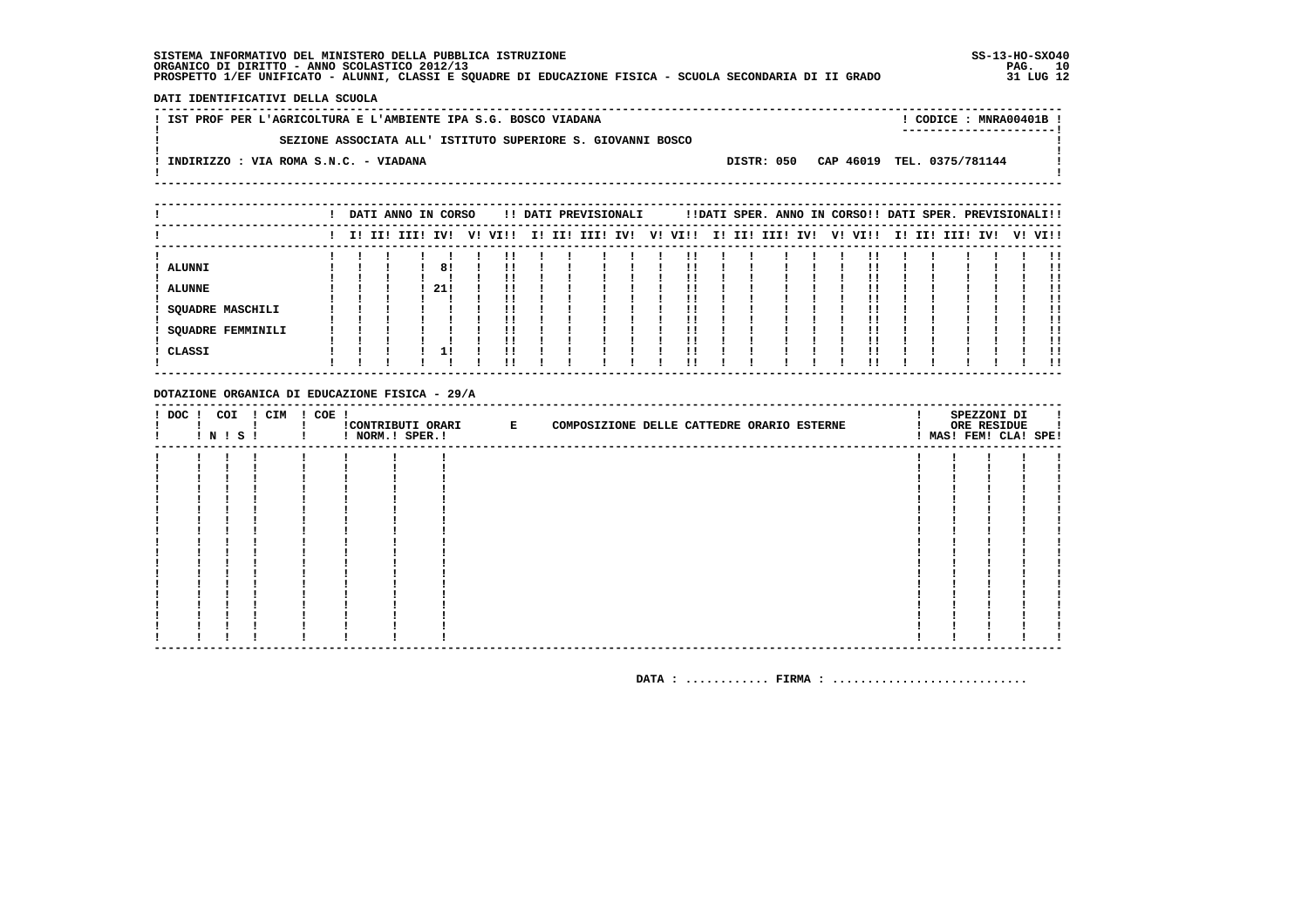SISTEMA INFORMATIVO DEL MINISTERO DELLA PUBBLICA ISTRUZIONE
ORGANICO DI DIRITTO - ANNO SCOLASTICO 2012/13
PROSPETTO 1/EF UNIFICATO - ALUNNI, CLASSI E SQUADRE DI EDUCAZIONE FISICA - SCUOLA SECONDARIA DI II GRADO

SS-13-HO-SXO40
31 LUG 12

DATI IDENTIFICATIVI DELLA SCUOLA

IST PROF PER L'AGRICOLTURA E L'AMBIENTE IPA S.G. BOSCO VIADANA — CODICE : MNRA00401B

SEZIONE ASSOCIATA ALL' ISTITUTO SUPERIORE S. GIOVANNI BOSCO

INDIRIZZO : VIA ROMA S.N.C. - VIADANA — DISTR: 050 — CAP 46019 — TEL. 0375/781144

| | DATI ANNO IN CORSO | | | | | | DATI PREVISIONALI | | | | | | DATI SPER. ANNO IN CORSO | | | | | | DATI SPER. PREVISIONALI | | | | | |
|---|---|---|---|---|---|---|---|---|---|---|---|---|---|---|---|---|---|---|---|---|---|---|---|---|
| | I | II | III | IV | V | VI | I | II | III | IV | V | VI | I | II | III | IV | V | VI | I | II | III | IV | V | VI |
| ALUNNI | | | | 8 | | | | | | | | | | | | | | | | | | | | |
| ALUNNE | | | | 21 | | | | | | | | | | | | | | | | | | | | |
| SQUADRE MASCHILI | | | | | | | | | | | | | | | | | | | | | | | | |
| SQUADRE FEMMINILI | | | | | | | | | | | | | | | | | | | | | | | | |
| CLASSI | | | | 1 | | | | | | | | | | | | | | | | | | | | |

DOTAZIONE ORGANICA DI EDUCAZIONE FISICA - 29/A

| DOC | COI N | COI S | CIM | COE | CONTRIBUTI ORARI NORM. | CONTRIBUTI ORARI SPER. | E COMPOSIZIONE DELLE CATTEDRE ORARIO ESTERNE | SPEZZONI DI ORE RESIDUE MAS | FEM | CLA | SPE |
|---|---|---|---|---|---|---|---|---|---|---|---|
| | | | | | | | | | | | |

DATA : ............ FIRMA : ...........................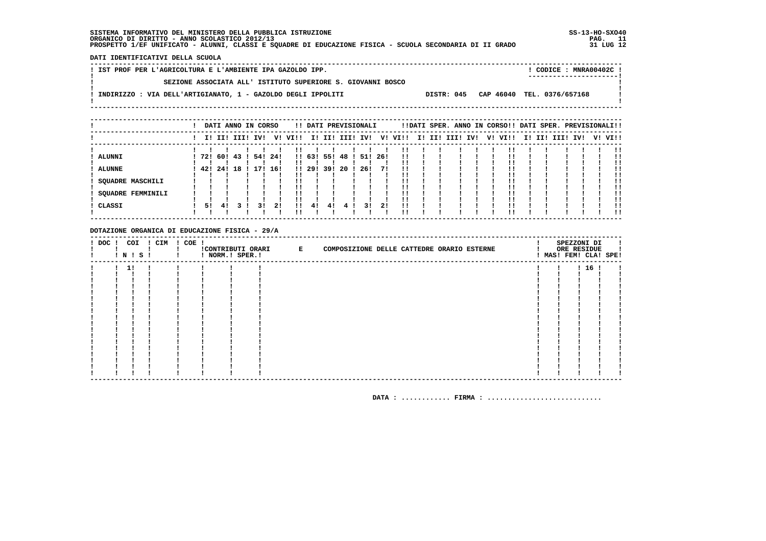SISTEMA INFORMATIVO DEL MINISTERO DELLA PUBBLICA ISTRUZIONE
ORGANICO DI DIRITTO - ANNO SCOLASTICO 2012/13
PROSPETTO 1/EF UNIFICATO - ALUNNI, CLASSI E SQUADRE DI EDUCAZIONE FISICA - SCUOLA SECONDARIA DI II GRADO

SS-13-HO-SXO40
31 LUG 12

**DATI IDENTIFICATIVI DELLA SCUOLA**

IST PROF PER L'AGRICOLTURA E L'AMBIENTE IPA GAZOLDO IPP. — CODICE : MNRA00402C

SEZIONE ASSOCIATA ALL' ISTITUTO SUPERIORE S. GIOVANNI BOSCO

INDIRIZZO : VIA DELL'ARTIGIANATO, 1 - GAZOLDO DEGLI IPPOLITI — DISTR: 045 CAP 46040 TEL. 0376/657168

| | DATI ANNO IN CORSO | | | | | | DATI PREVISIONALI | | | | | | DATI SPER. ANNO IN CORSO | | | | | | DATI SPER. PREVISIONALI | | | | | |
|---|---|---|---|---|---|---|---|---|---|---|---|---|---|---|---|---|---|---|---|---|---|---|---|---|
| | I | II | III | IV | V | VI | I | II | III | IV | V | VI | I | II | III | IV | V | VI | I | II | III | IV | V | VI |
| ALUNNI | 72 | 60 | 43 | 54 | 24 | | 63 | 55 | 48 | 51 | 26 | | | | | | | | | | | | | |
| ALUNNE | 42 | 24 | 18 | 17 | 16 | | 29 | 39 | 20 | 26 | 7 | | | | | | | | | | | | | |
| SQUADRE MASCHILI | | | | | | | | | | | | | | | | | | | | | | | | |
| SQUADRE FEMMINILI | | | | | | | | | | | | | | | | | | | | | | | | |
| CLASSI | 5 | 4 | 3 | 3 | 2 | | 4 | 4 | 4 | 3 | 2 | | | | | | | | | | | | | |

**DOTAZIONE ORGANICA DI EDUCAZIONE FISICA - 29/A**

| DOC | COI N | COI S | CIM | COE | CONTRIBUTI ORARI NORM. | CONTRIBUTI ORARI SPER. | E COMPOSIZIONE DELLE CATTEDRE ORARIO ESTERNE | SPEZZONI DI ORE RESIDUE MAS | FEM | CLA | SPE |
|---|---|---|---|---|---|---|---|---|---|---|---|
| | 1 | | | | | | | | | 16 | |

DATA : ............ FIRMA : ...........................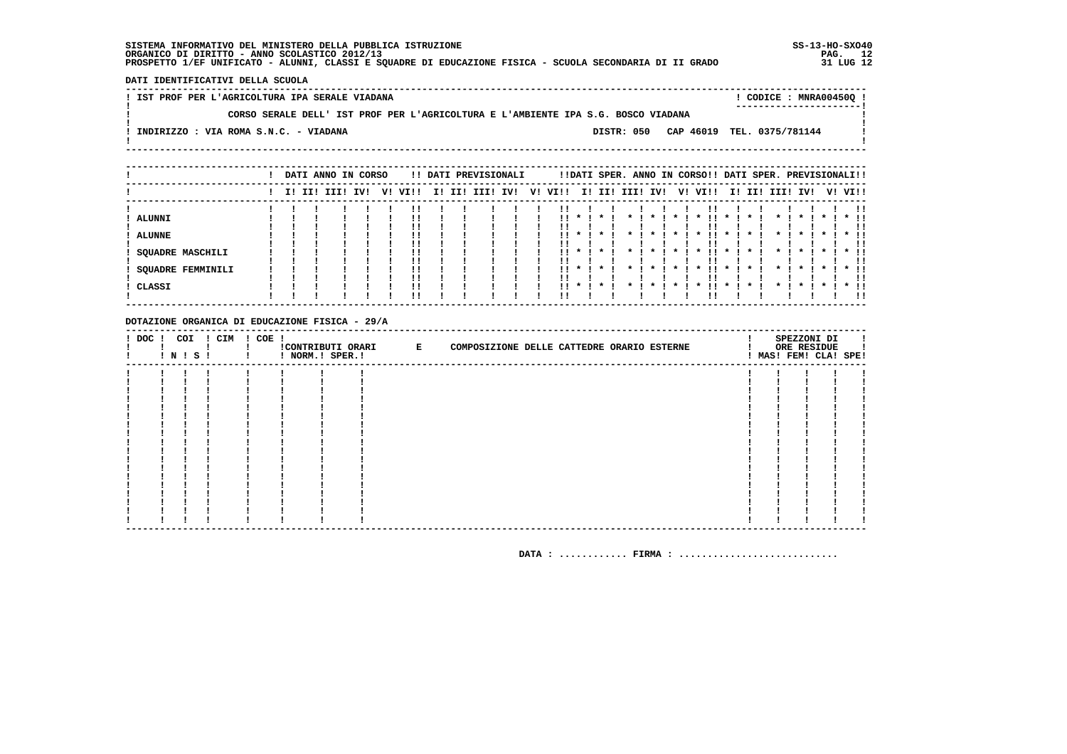SISTEMA INFORMATIVO DEL MINISTERO DELLA PUBBLICA ISTRUZIONE
ORGANICO DI DIRITTO - ANNO SCOLASTICO 2012/13
PROSPETTO 1/EF UNIFICATO - ALUNNI, CLASSI E SQUADRE DI EDUCAZIONE FISICA - SCUOLA SECONDARIA DI II GRADO

SS-13-HO-SXO40
31 LUG 12

**DATI IDENTIFICATIVI DELLA SCUOLA**

IST PROF PER L'AGRICOLTURA IPA SERALE VIADANA — CODICE : MNRA00450Q

CORSO SERALE DELL' IST PROF PER L'AGRICOLTURA E L'AMBIENTE IPA S.G. BOSCO VIADANA

INDIRIZZO : VIA ROMA S.N.C. - VIADANA — DISTR: 050 CAP 46019 TEL. 0375/781144

| | DATI ANNO IN CORSO | | | | | | DATI PREVISIONALI | | | | | | DATI SPER. ANNO IN CORSO | | | | | | DATI SPER. PREVISIONALI | | | | | |
|---|---|---|---|---|---|---|---|---|---|---|---|---|---|---|---|---|---|---|---|---|---|---|---|---|
| | I | II | III | IV | V | VI | I | II | III | IV | V | VI | I | II | III | IV | V | VI | I | II | III | IV | V | VI |
| ALUNNI | | | | | | | | | | | | | * | * | * | * | * | * | * | * | * | * | * | * |
| ALUNNE | | | | | | | | | | | | | * | * | * | * | * | * | * | * | * | * | * | * |
| SQUADRE MASCHILI | | | | | | | | | | | | | * | * | * | * | * | * | * | * | * | * | * | * |
| SQUADRE FEMMINILI | | | | | | | | | | | | | * | * | * | * | * | * | * | * | * | * | * | * |
| CLASSI | | | | | | | | | | | | | * | * | * | * | * | * | * | * | * | * | * | * |

**DOTAZIONE ORGANICA DI EDUCAZIONE FISICA - 29/A**

| DOC | COI N | COI S | CIM | COE | CONTRIBUTI ORARI NORM. | CONTRIBUTI ORARI SPER. | E COMPOSIZIONE DELLE CATTEDRE ORARIO ESTERNE | SPEZZONI DI ORE RESIDUE MAS | FEM | CLA | SPE |
|---|---|---|---|---|---|---|---|---|---|---|---|
| | | | | | | | | | | | |

DATA : ............ FIRMA : ............................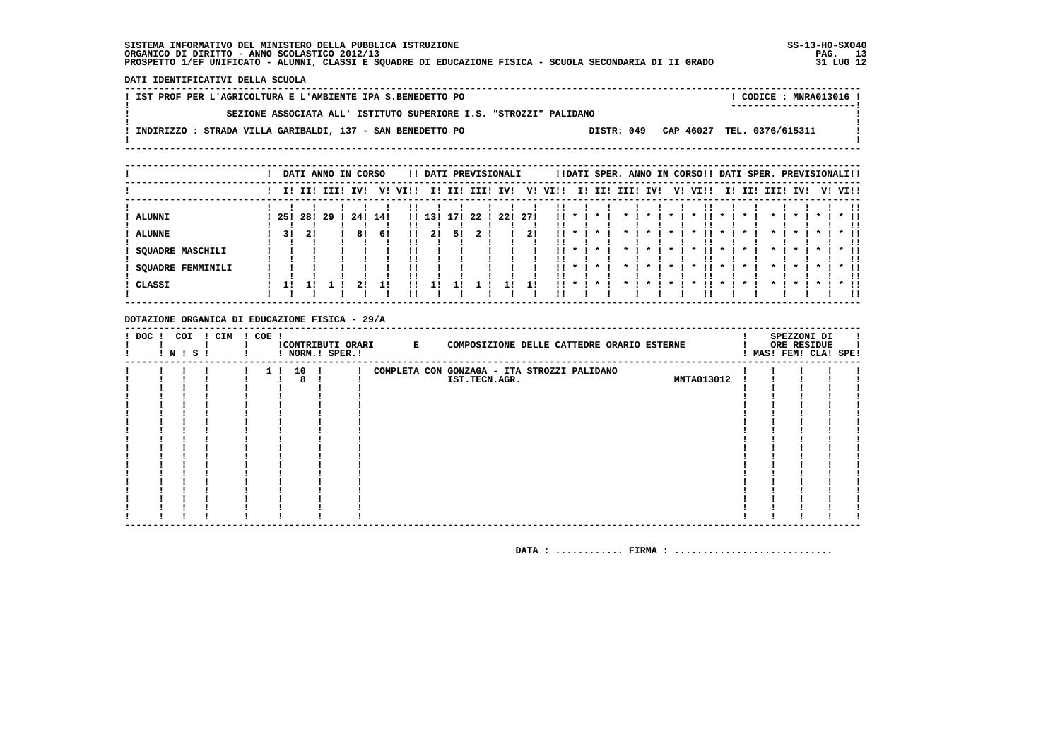SISTEMA INFORMATIVO DEL MINISTERO DELLA PUBBLICA ISTRUZIONE
ORGANICO DI DIRITTO - ANNO SCOLASTICO 2012/13
PROSPETTO 1/EF UNIFICATO - ALUNNI, CLASSI E SQUADRE DI EDUCAZIONE FISICA - SCUOLA SECONDARIA DI II GRADO

SS-13-HO-SXO40
31 LUG 12

**DATI IDENTIFICATIVI DELLA SCUOLA**

IST PROF PER L'AGRICOLTURA E L'AMBIENTE IPA S.BENEDETTO PO — CODICE : MNRA013016

SEZIONE ASSOCIATA ALL' ISTITUTO SUPERIORE I.S. "STROZZI" PALIDANO

INDIRIZZO : STRADA VILLA GARIBALDI, 137 - SAN BENEDETTO PO — DISTR: 049 CAP 46027 TEL. 0376/615311

| | DATI ANNO IN CORSO | | | | | | DATI PREVISIONALI | | | | | | DATI SPER. ANNO IN CORSO | | | | | | DATI SPER. PREVISIONALI | | | | | |
|---|---|---|---|---|---|---|---|---|---|---|---|---|---|---|---|---|---|---|---|---|---|---|---|---|
| | I | II | III | IV | V | VI | I | II | III | IV | V | VI | I | II | III | IV | V | VI | I | II | III | IV | V | VI |
| ALUNNI | 25 | 28 | 29 | 24 | 14 | | 13 | 17 | 22 | 22 | 27 | | * | * | * | * | * | * | * | * | * | * | * | * |
| ALUNNE | 3 | 2 | | 8 | 6 | | 2 | 5 | 2 | | 2 | | * | * | * | * | * | * | * | * | * | * | * | * |
| SQUADRE MASCHILI | | | | | | | | | | | | | * | * | * | * | * | * | * | * | * | * | * | * |
| SQUADRE FEMMINILI | | | | | | | | | | | | | * | * | * | * | * | * | * | * | * | * | * | * |
| CLASSI | 1 | 1 | 1 | 2 | 1 | | 1 | 1 | 1 | 1 | 1 | | * | * | * | * | * | * | * | * | * | * | * | * |

**DOTAZIONE ORGANICA DI EDUCAZIONE FISICA - 29/A**

| DOC | COI N | COI S | CIM | COE | CONTRIBUTI ORARI NORM. | CONTRIBUTI ORARI SPER. | COMPOSIZIONE DELLE CATTEDRE ORARIO ESTERNE | SPEZZONI DI ORE RESIDUE MAS | FEM | CLA | SPE |
|---|---|---|---|---|---|---|---|---|---|---|---|
| | | | | 1 | 10<br>8 | | COMPLETA CON GONZAGA - ITA STROZZI PALIDANO IST.TECN.AGR. MNTA013012 | | | | |

DATA : ............ FIRMA : ............................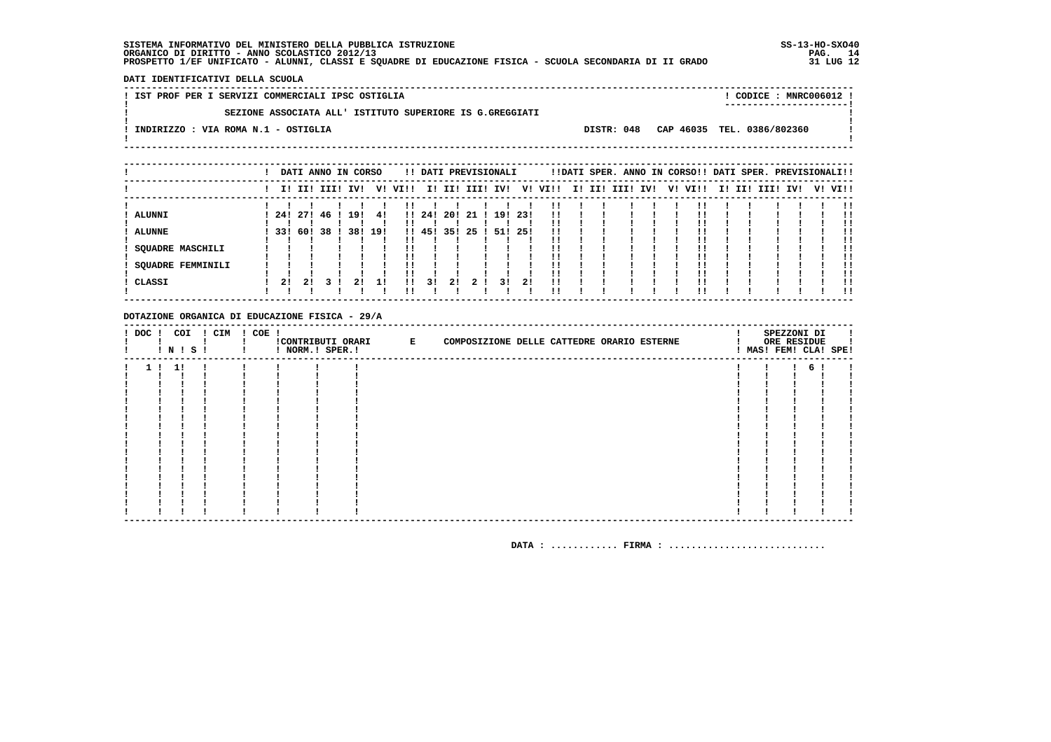SISTEMA INFORMATIVO DEL MINISTERO DELLA PUBBLICA ISTRUZIONE
ORGANICO DI DIRITTO - ANNO SCOLASTICO 2012/13
PROSPETTO 1/EF UNIFICATO - ALUNNI, CLASSI E SQUADRE DI EDUCAZIONE FISICA - SCUOLA SECONDARIA DI II GRADO

SS-13-HO-SXO40
31 LUG 12

**DATI IDENTIFICATIVI DELLA SCUOLA**

IST PROF PER I SERVIZI COMMERCIALI IPSC OSTIGLIA — CODICE : MNRC006012

SEZIONE ASSOCIATA ALL' ISTITUTO SUPERIORE IS G.GREGGIATI

INDIRIZZO : VIA ROMA N.1 - OSTIGLIA — DISTR: 048 CAP 46035 TEL. 0386/802360

| | DATI ANNO IN CORSO | | | | | | DATI PREVISIONALI | | | | | | DATI SPER. ANNO IN CORSO | | | | | | DATI SPER. PREVISIONALI | | | | | |
|---|---|---|---|---|---|---|---|---|---|---|---|---|---|---|---|---|---|---|---|---|---|---|---|---|
| | I | II | III | IV | V | VI | I | II | III | IV | V | VI | I | II | III | IV | V | VI | I | II | III | IV | V | VI |
| ALUNNI | 24 | 27 | 46 | 19 | 4 | | 24 | 20 | 21 | 19 | 23 | | | | | | | | | | | | | |
| ALUNNE | 33 | 60 | 38 | 38 | 19 | | 45 | 35 | 25 | 51 | 25 | | | | | | | | | | | | | |
| SQUADRE MASCHILI | | | | | | | | | | | | | | | | | | | | | | | | |
| SQUADRE FEMMINILI | | | | | | | | | | | | | | | | | | | | | | | | |
| CLASSI | 2 | 2 | 3 | 2 | 1 | | 3 | 2 | 2 | 3 | 2 | | | | | | | | | | | | | |

**DOTAZIONE ORGANICA DI EDUCAZIONE FISICA - 29/A**

| DOC | COI N | COI S | CIM | COE | CONTRIBUTI ORARI NORM. | CONTRIBUTI ORARI SPER. | E COMPOSIZIONE DELLE CATTEDRE ORARIO ESTERNE | SPEZZONI DI ORE RESIDUE MAS | FEM | CLA | SPE |
|---|---|---|---|---|---|---|---|---|---|---|---|
| 1 | 1 | | | | | | | | | 6 | |

DATA : ............ FIRMA : ............................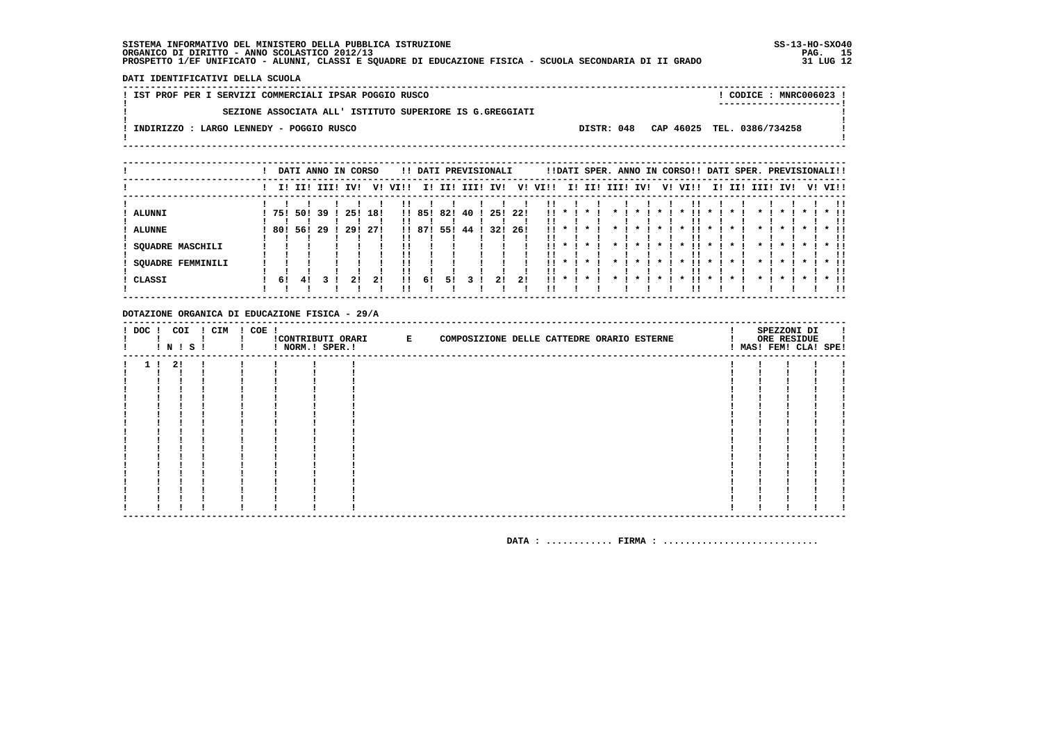SISTEMA INFORMATIVO DEL MINISTERO DELLA PUBBLICA ISTRUZIONE
ORGANICO DI DIRITTO - ANNO SCOLASTICO 2012/13
PROSPETTO 1/EF UNIFICATO - ALUNNI, CLASSI E SQUADRE DI EDUCAZIONE FISICA - SCUOLA SECONDARIA DI II GRADO

SS-13-HO-SXO40
31 LUG 12

**DATI IDENTIFICATIVI DELLA SCUOLA**

IST PROF PER I SERVIZI COMMERCIALI IPSAR POGGIO RUSCO — CODICE : MNRC006023

SEZIONE ASSOCIATA ALL' ISTITUTO SUPERIORE IS G.GREGGIATI

INDIRIZZO : LARGO LENNEDY - POGGIO RUSCO — DISTR: 048 — CAP 46025 — TEL. 0386/734258

| | DATI ANNO IN CORSO | | | | | | DATI PREVISIONALI | | | | | | DATI SPER. ANNO IN CORSO | | | | | | DATI SPER. PREVISIONALI | | | | | |
|---|---|---|---|---|---|---|---|---|---|---|---|---|---|---|---|---|---|---|---|---|---|---|---|---|
| | I | II | III | IV | V | VI | I | II | III | IV | V | VI | I | II | III | IV | V | VI | I | II | III | IV | V | VI |
| ALUNNI | 75 | 50 | 39 | 25 | 18 | | 85 | 82 | 40 | 25 | 22 | | * | * | * | * | * | * | * | * | * | * | * | * |
| ALUNNE | 80 | 56 | 29 | 29 | 27 | | 87 | 55 | 44 | 32 | 26 | | * | * | * | * | * | * | * | * | * | * | * | * |
| SQUADRE MASCHILI | | | | | | | | | | | | | * | * | * | * | * | * | * | * | * | * | * | * |
| SQUADRE FEMMINILI | | | | | | | | | | | | | * | * | * | * | * | * | * | * | * | * | * | * |
| CLASSI | 6 | 4 | 3 | 2 | 2 | | 6 | 5 | 3 | 2 | 2 | | * | * | * | * | * | * | * | * | * | * | * | * |

**DOTAZIONE ORGANICA DI EDUCAZIONE FISICA - 29/A**

| DOC | COI N | COI S | CIM | COE | CONTRIBUTI ORARI NORM. | CONTRIBUTI ORARI SPER. | E COMPOSIZIONE DELLE CATTEDRE ORARIO ESTERNE | SPEZZONI DI ORE RESIDUE MAS | FEM | CLA | SPE |
|---|---|---|---|---|---|---|---|---|---|---|---|
| 1 | 2 | | | | | | | | | | |

DATA : ............ FIRMA : ............................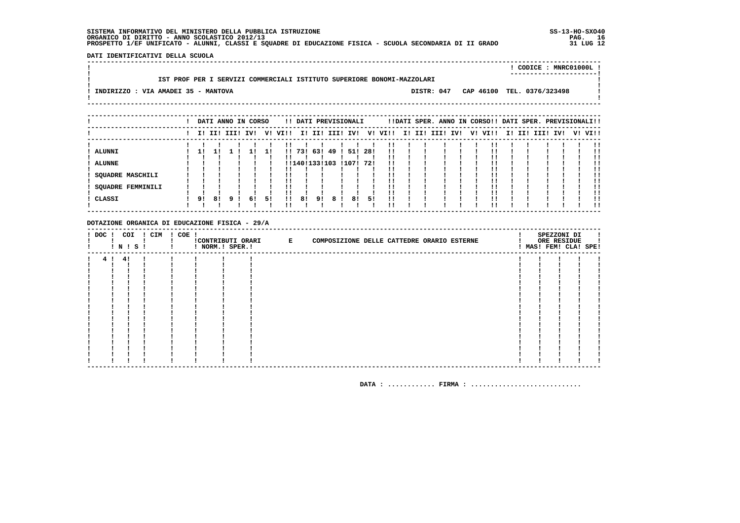SISTEMA INFORMATIVO DEL MINISTERO DELLA PUBBLICA ISTRUZIONE
ORGANICO DI DIRITTO - ANNO SCOLASTICO 2012/13
PROSPETTO 1/EF UNIFICATO - ALUNNI, CLASSI E SQUADRE DI EDUCAZIONE FISICA - SCUOLA SECONDARIA DI II GRADO

SS-13-HO-SXO40
31 LUG 12

**DATI IDENTIFICATIVI DELLA SCUOLA**

CODICE : MNRC01000L

IST PROF PER I SERVIZI COMMERCIALI ISTITUTO SUPERIORE BONOMI-MAZZOLARI

INDIRIZZO : VIA AMADEI 35 - MANTOVA — DISTR: 047 — CAP 46100 — TEL. 0376/323498

| | DATI ANNO IN CORSO | | | | | | DATI PREVISIONALI | | | | | | DATI SPER. ANNO IN CORSO | | | | | | DATI SPER. PREVISIONALI | | | | | |
|---|---|---|---|---|---|---|---|---|---|---|---|---|---|---|---|---|---|---|---|---|---|---|---|---|
| | I | II | III | IV | V | VI | I | II | III | IV | V | VI | I | II | III | IV | V | VI | I | II | III | IV | V | VI |
| ALUNNI | 1 | 1 | 1 | 1 | 1 | | 73 | 63 | 49 | 51 | 28 | | | | | | | | | | | | | |
| ALUNNE | | | | | | | 140 | 133 | 103 | 107 | 72 | | | | | | | | | | | | | |
| SQUADRE MASCHILI | | | | | | | | | | | | | | | | | | | | | | | | |
| SQUADRE FEMMINILI | | | | | | | | | | | | | | | | | | | | | | | | |
| CLASSI | 9 | 8 | 9 | 6 | 5 | | 8 | 9 | 8 | 8 | 5 | | | | | | | | | | | | | |

**DOTAZIONE ORGANICA DI EDUCAZIONE FISICA - 29/A**

| DOC | COI N | COI S | CIM | COE | CONTRIBUTI ORARI NORM. | CONTRIBUTI ORARI SPER. | E COMPOSIZIONE DELLE CATTEDRE ORARIO ESTERNE | SPEZZONI DI ORE RESIDUE MAS | FEM | CLA | SPE |
|---|---|---|---|---|---|---|---|---|---|---|---|
| 4 | 4 | | | | | | | | | | |

DATA : ............ FIRMA : ............................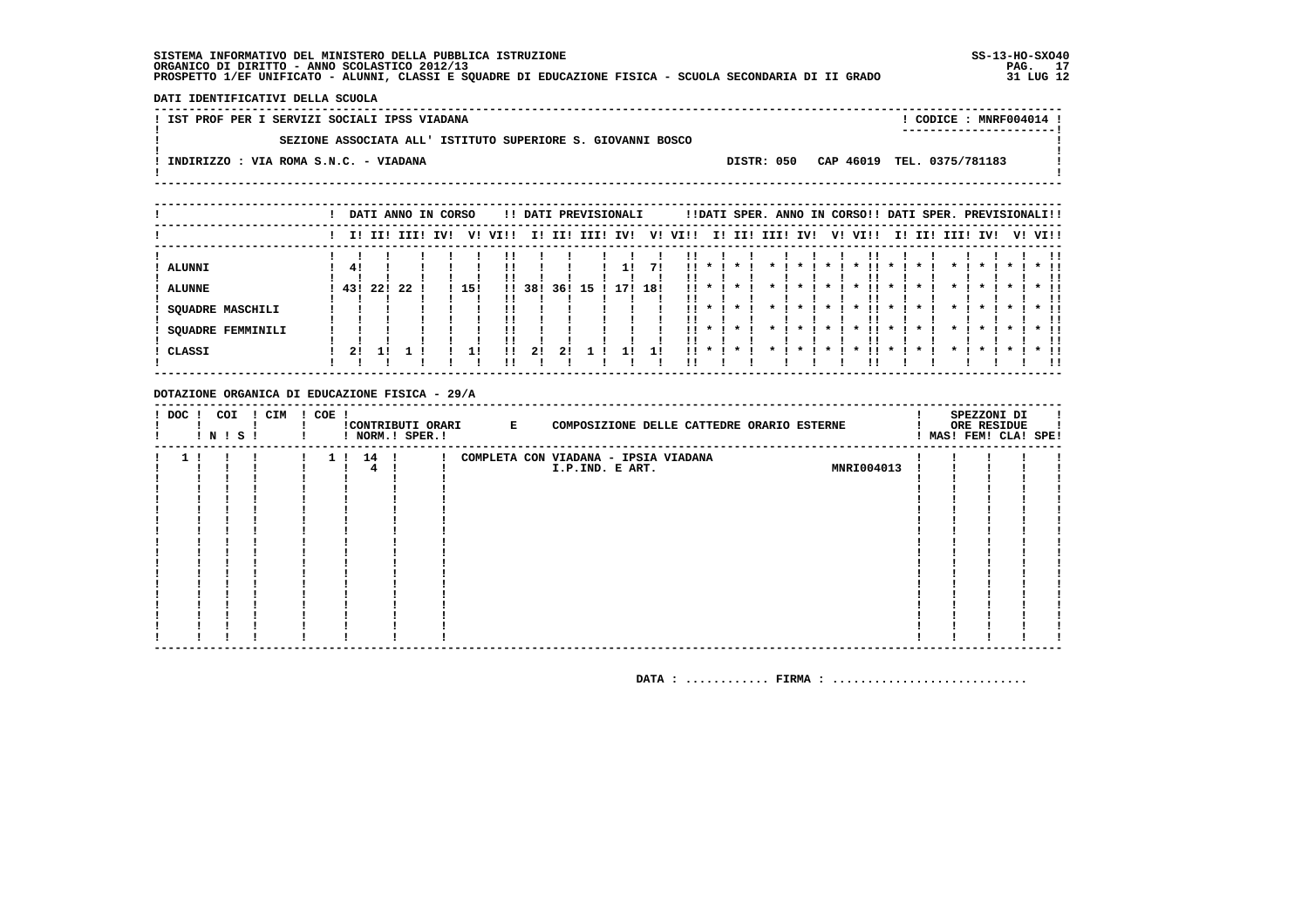SISTEMA INFORMATIVO DEL MINISTERO DELLA PUBBLICA ISTRUZIONE
ORGANICO DI DIRITTO - ANNO SCOLASTICO 2012/13
PROSPETTO 1/EF UNIFICATO - ALUNNI, CLASSI E SQUADRE DI EDUCAZIONE FISICA - SCUOLA SECONDARIA DI II GRADO

SS-13-HO-SXO40
31 LUG 12

**DATI IDENTIFICATIVI DELLA SCUOLA**

IST PROF PER I SERVIZI SOCIALI IPSS VIADANA — CODICE : MNRF004014

SEZIONE ASSOCIATA ALL' ISTITUTO SUPERIORE S. GIOVANNI BOSCO

INDIRIZZO : VIA ROMA S.N.C. - VIADANA — DISTR: 050 CAP 46019 TEL. 0375/781183

| | DATI ANNO IN CORSO | | | | | | DATI PREVISIONALI | | | | | | DATI SPER. ANNO IN CORSO | | | | | | DATI SPER. PREVISIONALI | | | | | |
|---|---|---|---|---|---|---|---|---|---|---|---|---|---|---|---|---|---|---|---|---|---|---|---|---|
| | I | II | III | IV | V | VI | I | II | III | IV | V | VI | I | II | III | IV | V | VI | I | II | III | IV | V | VI |
| ALUNNI | 4 | | | | | | | | | 1 | 7 | | * | * | * | * | * | * | * | * | * | * | * | * |
| ALUNNE | 43 | 22 | 22 | | 15 | | 38 | 36 | 15 | 17 | 18 | | * | * | * | * | * | * | * | * | * | * | * | * |
| SQUADRE MASCHILI | | | | | | | | | | | | | * | * | * | * | * | * | * | * | * | * | * | * |
| SQUADRE FEMMINILI | | | | | | | | | | | | | * | * | * | * | * | * | * | * | * | * | * | * |
| CLASSI | 2 | 1 | 1 | | 1 | | 2 | 2 | 1 | 1 | 1 | | * | * | * | * | * | * | * | * | * | * | * | * |

**DOTAZIONE ORGANICA DI EDUCAZIONE FISICA - 29/A**

| DOC | COI N | COI S | CIM | COE | CONTRIBUTI ORARI NORM. | CONTRIBUTI ORARI SPER. | E COMPOSIZIONE DELLE CATTEDRE ORARIO ESTERNE | | SPEZZONI DI ORE RESIDUE MAS | FEM | CLA | SPE |
|---|---|---|---|---|---|---|---|---|---|---|---|---|
| 1 | | | | 1 | 14 | | COMPLETA CON VIADANA - IPSIA VIADANA | | | | | |
| | | | | | 4 | | I.P.IND. E ART. | MNRI004013 | | | | |

DATA : ............ FIRMA : ............................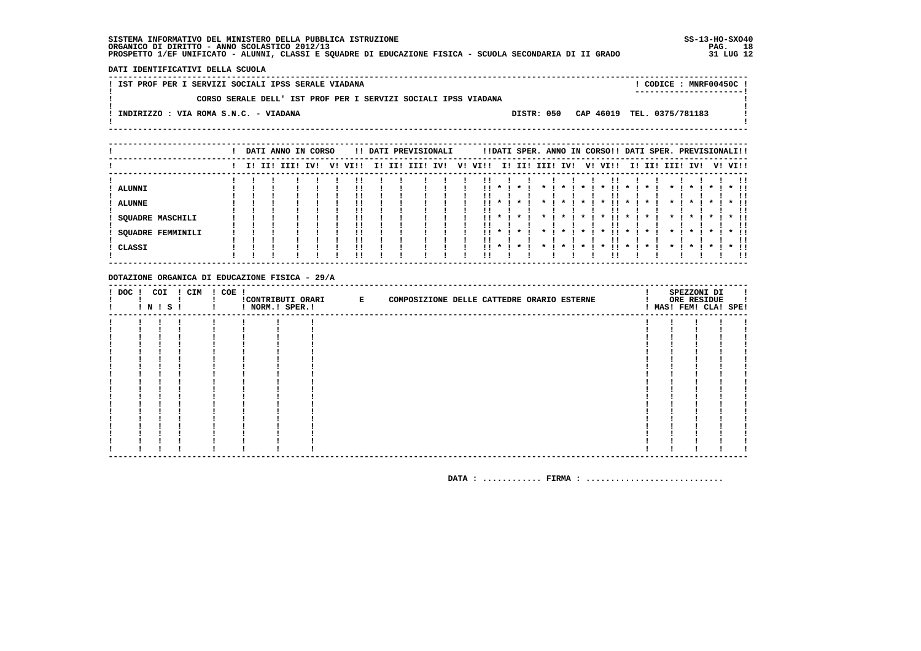SISTEMA INFORMATIVO DEL MINISTERO DELLA PUBBLICA ISTRUZIONE
ORGANICO DI DIRITTO - ANNO SCOLASTICO 2012/13
PROSPETTO 1/EF UNIFICATO - ALUNNI, CLASSI E SQUADRE DI EDUCAZIONE FISICA - SCUOLA SECONDARIA DI II GRADO

SS-13-HO-SXO40
31 LUG 12

**DATI IDENTIFICATIVI DELLA SCUOLA**

| | |
|---|---|
| IST PROF PER I SERVIZI SOCIALI IPSS SERALE VIADANA | CODICE : MNRF00450C |
| CORSO SERALE DELL' IST PROF PER I SERVIZI SOCIALI IPSS VIADANA | |
| INDIRIZZO : VIA ROMA S.N.C. - VIADANA | DISTR: 050 CAP 46019 TEL. 0375/781183 |

| | DATI ANNO IN CORSO | | | | | | DATI PREVISIONALI | | | | | | DATI SPER. ANNO IN CORSO | | | | | | DATI SPER. PREVISIONALI | | | | | |
|---|---|---|---|---|---|---|---|---|---|---|---|---|---|---|---|---|---|---|---|---|---|---|---|---|
| | I | II | III | IV | V | VI | I | II | III | IV | V | VI | I | II | III | IV | V | VI | I | II | III | IV | V | VI |
| ALUNNI | | | | | | | | | | | | | * | * | * | * | * | * | * | * | * | * | * | * |
| ALUNNE | | | | | | | | | | | | | * | * | * | * | * | * | * | * | * | * | * | * |
| SQUADRE MASCHILI | | | | | | | | | | | | | * | * | * | * | * | * | * | * | * | * | * | * |
| SQUADRE FEMMINILI | | | | | | | | | | | | | * | * | * | * | * | * | * | * | * | * | * | * |
| CLASSI | | | | | | | | | | | | | * | * | * | * | * | * | * | * | * | * | * | * |

**DOTAZIONE ORGANICA DI EDUCAZIONE FISICA - 29/A**

| DOC | COI N | COI S | CIM | COE | CONTRIBUTI ORARI NORM. | CONTRIBUTI ORARI SPER. | E COMPOSIZIONE DELLE CATTEDRE ORARIO ESTERNE | SPEZZONI DI ORE RESIDUE MAS | FEM | CLA | SPE |
|---|---|---|---|---|---|---|---|---|---|---|---|
| | | | | | | | | | | | |

DATA : ............ FIRMA : ...........................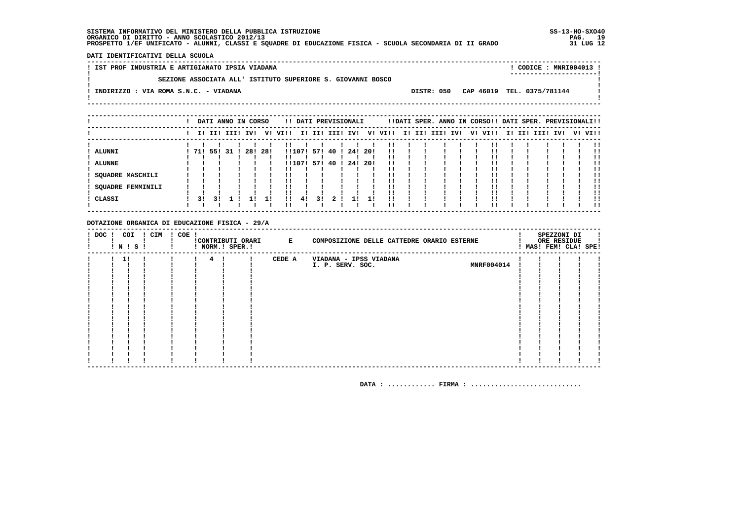SISTEMA INFORMATIVO DEL MINISTERO DELLA PUBBLICA ISTRUZIONE
ORGANICO DI DIRITTO - ANNO SCOLASTICO 2012/13
PROSPETTO 1/EF UNIFICATO - ALUNNI, CLASSI E SQUADRE DI EDUCAZIONE FISICA - SCUOLA SECONDARIA DI II GRADO

SS-13-HO-SXO40
31 LUG 12

**DATI IDENTIFICATIVI DELLA SCUOLA**

IST PROF INDUSTRIA E ARTIGIANATO IPSIA VIADANA — CODICE : MNRI004013

SEZIONE ASSOCIATA ALL' ISTITUTO SUPERIORE S. GIOVANNI BOSCO

INDIRIZZO : VIA ROMA S.N.C. - VIADANA — DISTR: 050 — CAP 46019 — TEL. 0375/781144

| | DATI ANNO IN CORSO | | | | | | DATI PREVISIONALI | | | | | | DATI SPER. ANNO IN CORSO | | | | | | DATI SPER. PREVISIONALI | | | | | |
|---|---|---|---|---|---|---|---|---|---|---|---|---|---|---|---|---|---|---|---|---|---|---|---|---|
| | I | II | III | IV | V | VI | I | II | III | IV | V | VI | I | II | III | IV | V | VI | I | II | III | IV | V | VI |
| ALUNNI | 71 | 55 | 31 | 28 | 28 | | 107 | 57 | 40 | 24 | 20 | | | | | | | | | | | | | |
| ALUNNE | | | | | | | 107 | 57 | 40 | 24 | 20 | | | | | | | | | | | | | |
| SQUADRE MASCHILI | | | | | | | | | | | | | | | | | | | | | | | | |
| SQUADRE FEMMINILI | | | | | | | | | | | | | | | | | | | | | | | | |
| CLASSI | 3 | 3 | 1 | 1 | 1 | | 4 | 3 | 2 | 1 | 1 | | | | | | | | | | | | | |

**DOTAZIONE ORGANICA DI EDUCAZIONE FISICA - 29/A**

| DOC | COI N | COI S | CIM | COE | CONTRIBUTI ORARI NORM. | CONTRIBUTI ORARI SPER. | E | COMPOSIZIONE DELLE CATTEDRE ORARIO ESTERNE | | SPEZZONI DI ORE RESIDUE MAS | FEM | CLA | SPE |
|---|---|---|---|---|---|---|---|---|---|---|---|---|---|
| | 1 | | | | 4 | | CEDE A | VIADANA - IPSS VIADANA I. P. SERV. SOC. | MNRF004014 | | | | |

DATA : ............ FIRMA : ............................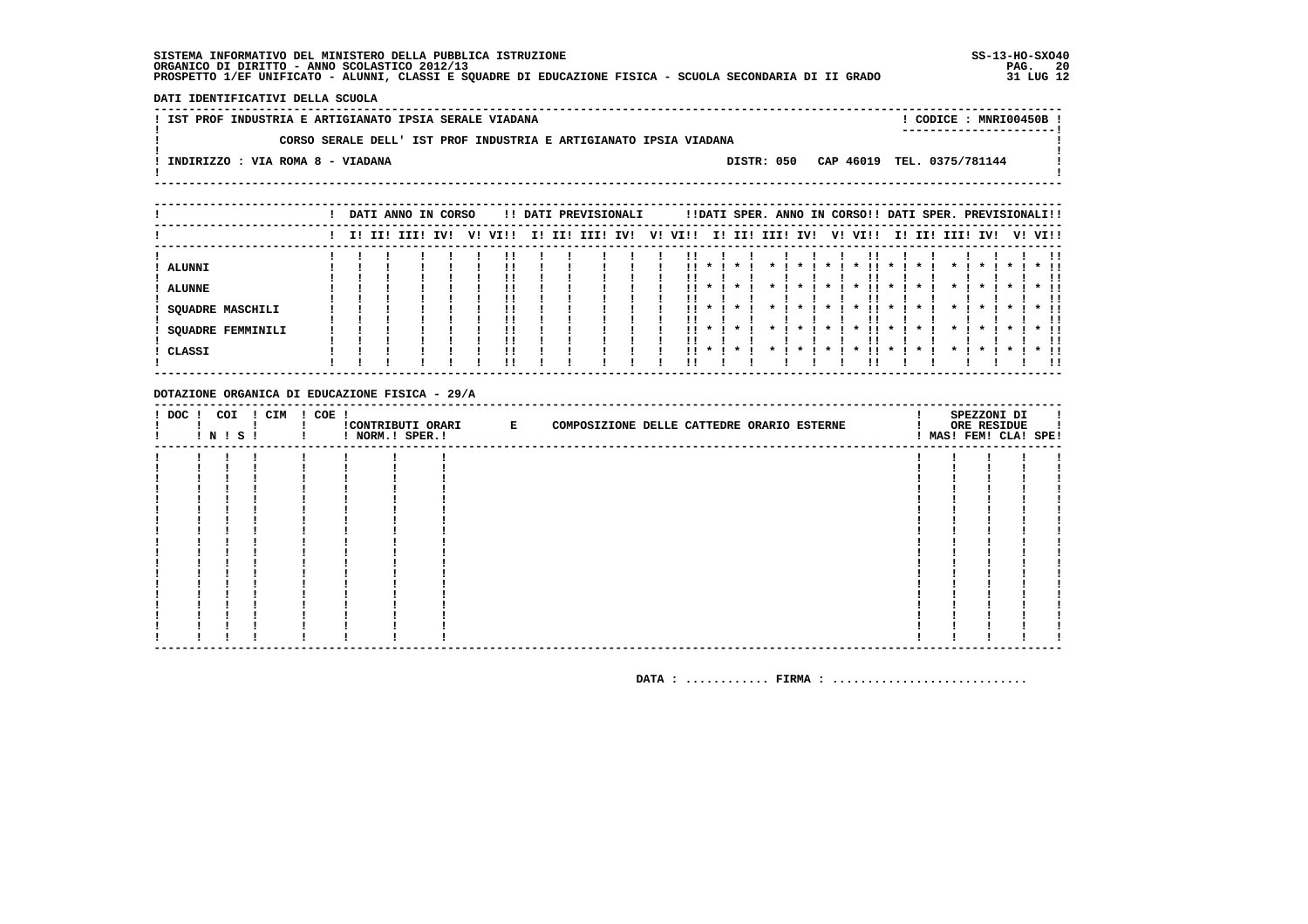SISTEMA INFORMATIVO DEL MINISTERO DELLA PUBBLICA ISTRUZIONE
ORGANICO DI DIRITTO - ANNO SCOLASTICO 2012/13
PROSPETTO 1/EF UNIFICATO - ALUNNI, CLASSI E SQUADRE DI EDUCAZIONE FISICA - SCUOLA SECONDARIA DI II GRADO

SS-13-HO-SXO40
31 LUG 12

## DATI IDENTIFICATIVI DELLA SCUOLA

IST PROF INDUSTRIA E ARTIGIANATO IPSIA SERALE VIADANA — CODICE : MNRI00450B

CORSO SERALE DELL' IST PROF INDUSTRIA E ARTIGIANATO IPSIA VIADANA

INDIRIZZO : VIA ROMA 8 - VIADANA — DISTR: 050 — CAP 46019 — TEL. 0375/781144

| | DATI ANNO IN CORSO | | | | | | DATI PREVISIONALI | | | | | | DATI SPER. ANNO IN CORSO | | | | | | DATI SPER. PREVISIONALI | | | | | |
|---|---|---|---|---|---|---|---|---|---|---|---|---|---|---|---|---|---|---|---|---|---|---|---|---|
| | I | II | III | IV | V | VI | I | II | III | IV | V | VI | I | II | III | IV | V | VI | I | II | III | IV | V | VI |
| ALUNNI | | | | | | | | | | | | | * | * | * | * | * | * | * | * | * | * | * | * |
| ALUNNE | | | | | | | | | | | | | * | * | * | * | * | * | * | * | * | * | * | * |
| SQUADRE MASCHILI | | | | | | | | | | | | | * | * | * | * | * | * | * | * | * | * | * | * |
| SQUADRE FEMMINILI | | | | | | | | | | | | | * | * | * | * | * | * | * | * | * | * | * | * |
| CLASSI | | | | | | | | | | | | | * | * | * | * | * | * | * | * | * | * | * | * |

## DOTAZIONE ORGANICA DI EDUCAZIONE FISICA - 29/A

| DOC | COI N | COI S | CIM | COE | CONTRIBUTI ORARI NORM. | CONTRIBUTI ORARI SPER. | E COMPOSIZIONE DELLE CATTEDRE ORARIO ESTERNE | SPEZZONI DI ORE RESIDUE MAS | FEM | CLA | SPE |
|---|---|---|---|---|---|---|---|---|---|---|---|
| | | | | | | | | | | | |

DATA : ............ FIRMA : ...........................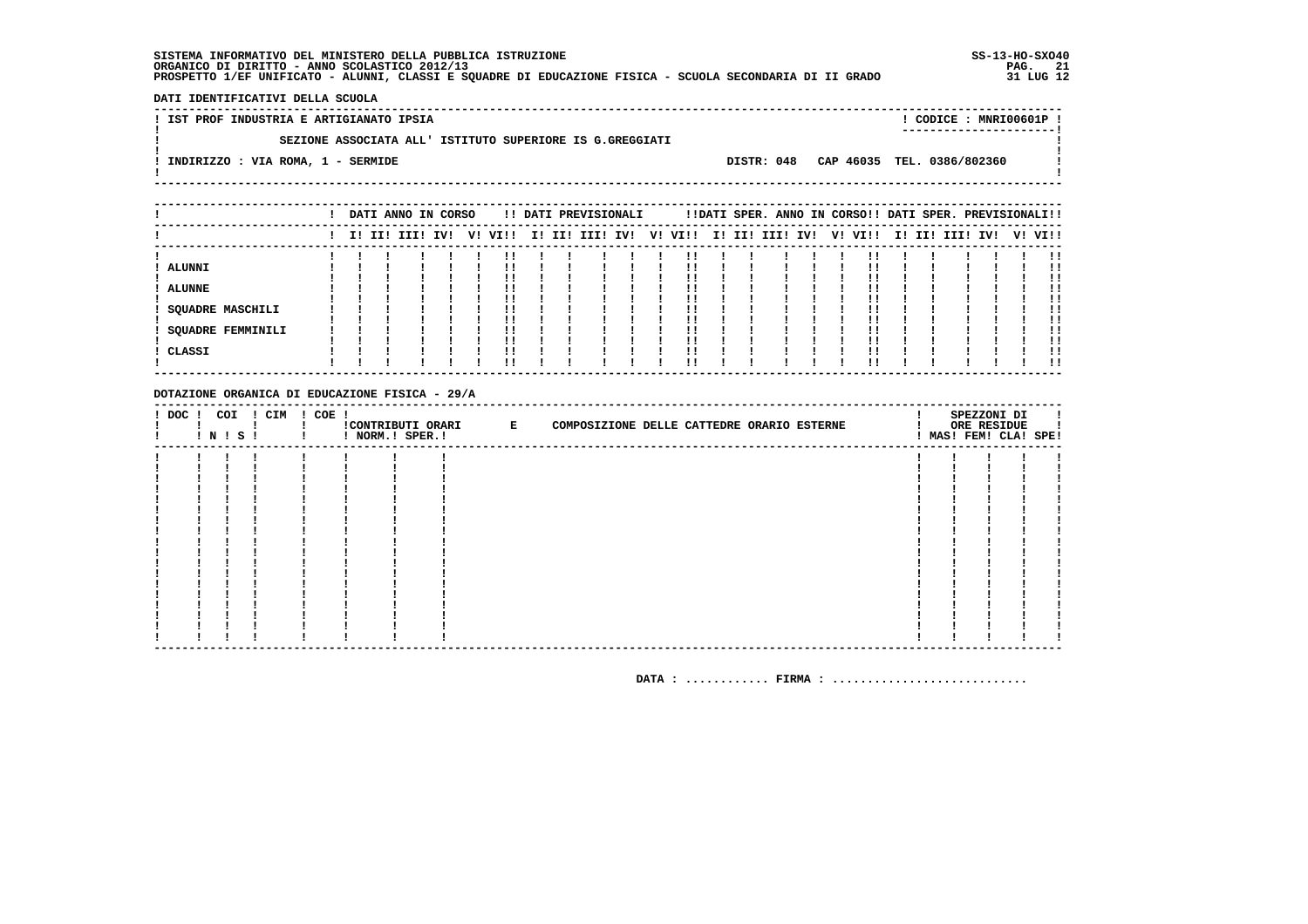SISTEMA INFORMATIVO DEL MINISTERO DELLA PUBBLICA ISTRUZIONE
ORGANICO DI DIRITTO - ANNO SCOLASTICO 2012/13
PROSPETTO 1/EF UNIFICATO - ALUNNI, CLASSI E SQUADRE DI EDUCAZIONE FISICA - SCUOLA SECONDARIA DI II GRADO

SS-13-HO-SXO40
31 LUG 12

**DATI IDENTIFICATIVI DELLA SCUOLA**

| IST PROF INDUSTRIA E ARTIGIANATO IPSIA | CODICE : MNRI00601P |
|---|---|
| SEZIONE ASSOCIATA ALL' ISTITUTO SUPERIORE IS G.GREGGIATI | |
| INDIRIZZO : VIA ROMA, 1 - SERMIDE | DISTR: 048 CAP 46035 TEL. 0386/802360 |

| | DATI ANNO IN CORSO | | | | | | DATI PREVISIONALI | | | | | | DATI SPER. ANNO IN CORSO | | | | | | DATI SPER. PREVISIONALI | | | | | |
|---|---|---|---|---|---|---|---|---|---|---|---|---|---|---|---|---|---|---|---|---|---|---|---|---|
| | I | II | III | IV | V | VI | I | II | III | IV | V | VI | I | II | III | IV | V | VI | I | II | III | IV | V | VI |
| ALUNNI | | | | | | | | | | | | | | | | | | | | | | | | |
| ALUNNE | | | | | | | | | | | | | | | | | | | | | | | | |
| SQUADRE MASCHILI | | | | | | | | | | | | | | | | | | | | | | | | |
| SQUADRE FEMMINILI | | | | | | | | | | | | | | | | | | | | | | | | |
| CLASSI | | | | | | | | | | | | | | | | | | | | | | | | |

**DOTAZIONE ORGANICA DI EDUCAZIONE FISICA - 29/A**

| DOC | COI N | COI S | CIM | COE | CONTRIBUTI ORARI NORM. | CONTRIBUTI ORARI SPER. | E COMPOSIZIONE DELLE CATTEDRE ORARIO ESTERNE | SPEZZONI DI ORE RESIDUE MAS | FEM | CLA | SPE |
|---|---|---|---|---|---|---|---|---|---|---|---|
| | | | | | | | | | | | |

DATA : ............ FIRMA : ............................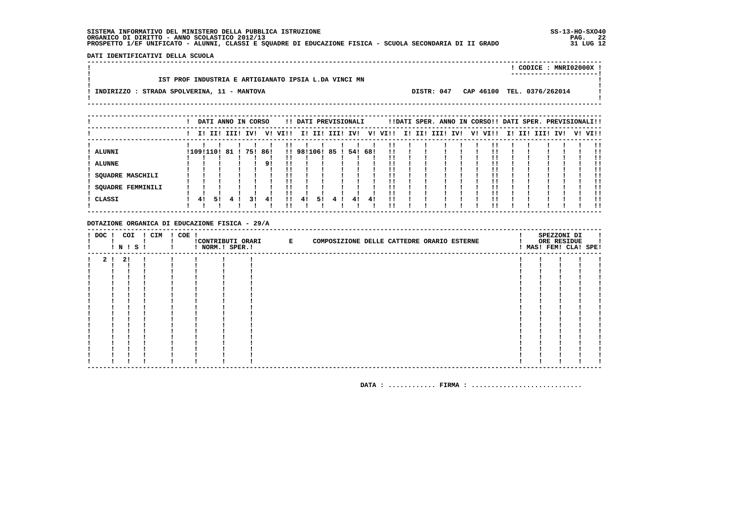SISTEMA INFORMATIVO DEL MINISTERO DELLA PUBBLICA ISTRUZIONE
ORGANICO DI DIRITTO - ANNO SCOLASTICO 2012/13
PROSPETTO 1/EF UNIFICATO - ALUNNI, CLASSI E SQUADRE DI EDUCAZIONE FISICA - SCUOLA SECONDARIA DI II GRADO

SS-13-HO-SXO40
31 LUG 12

**DATI IDENTIFICATIVI DELLA SCUOLA**

CODICE : MNRI02000X

IST PROF INDUSTRIA E ARTIGIANATO IPSIA L.DA VINCI MN

INDIRIZZO : STRADA SPOLVERINA, 11 - MANTOVA — DISTR: 047 — CAP 46100 — TEL. 0376/262014

| | DATI ANNO IN CORSO | | | | | | DATI PREVISIONALI | | | | | | DATI SPER. ANNO IN CORSO | | | | | | DATI SPER. PREVISIONALI | | | | | |
|---|---|---|---|---|---|---|---|---|---|---|---|---|---|---|---|---|---|---|---|---|---|---|---|---|
| | I | II | III | IV | V | VI | I | II | III | IV | V | VI | I | II | III | IV | V | VI | I | II | III | IV | V | VI |
| ALUNNI | 109 | 110 | 81 | 75 | 86 | | 98 | 106 | 85 | 54 | 68 | | | | | | | | | | | | | |
| ALUNNE | | | | | 9 | | | | | | | | | | | | | | | | | | | |
| SQUADRE MASCHILI | | | | | | | | | | | | | | | | | | | | | | | | |
| SQUADRE FEMMINILI | | | | | | | | | | | | | | | | | | | | | | | | |
| CLASSI | 4 | 5 | 4 | 3 | 4 | | 4 | 5 | 4 | 4 | 4 | | | | | | | | | | | | | |

**DOTAZIONE ORGANICA DI EDUCAZIONE FISICA - 29/A**

| DOC | COI N | COI S | CIM | COE | CONTRIBUTI ORARI NORM. | CONTRIBUTI ORARI SPER. | E COMPOSIZIONE DELLE CATTEDRE ORARIO ESTERNE | SPEZZONI DI ORE RESIDUE MAS | FEM | CLA | SPE |
|---|---|---|---|---|---|---|---|---|---|---|---|
| 2 | 2 | | | | | | | | | | |

DATA : ............ FIRMA : ............................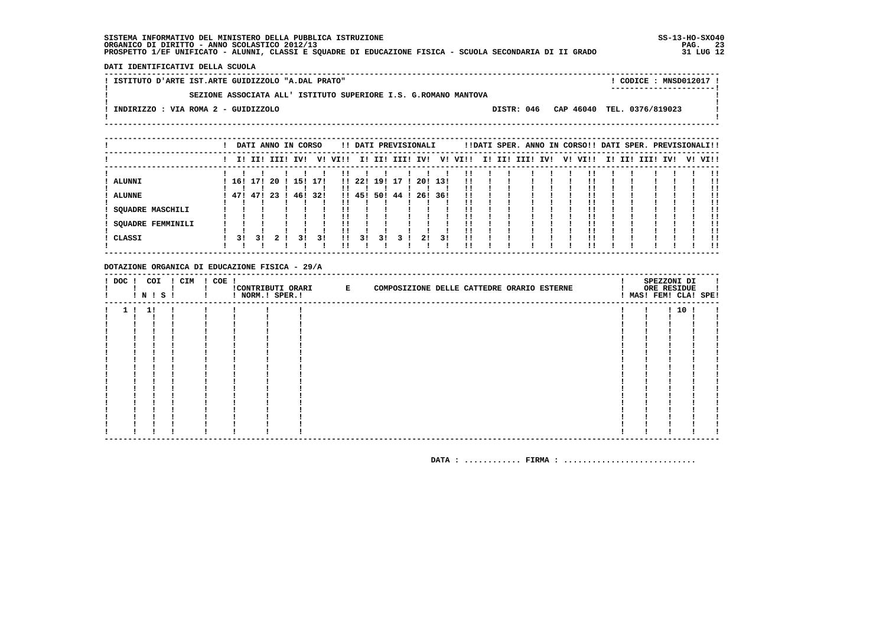SISTEMA INFORMATIVO DEL MINISTERO DELLA PUBBLICA ISTRUZIONE
ORGANICO DI DIRITTO - ANNO SCOLASTICO 2012/13
PROSPETTO 1/EF UNIFICATO - ALUNNI, CLASSI E SQUADRE DI EDUCAZIONE FISICA - SCUOLA SECONDARIA DI II GRADO

SS-13-HO-SXO40
31 LUG 12

**DATI IDENTIFICATIVI DELLA SCUOLA**

ISTITUTO D'ARTE IST.ARTE GUIDIZZOLO "A.DAL PRATO" — CODICE : MNSD012017

SEZIONE ASSOCIATA ALL' ISTITUTO SUPERIORE I.S. G.ROMANO MANTOVA

INDIRIZZO : VIA ROMA 2 - GUIDIZZOLO — DISTR: 046 — CAP 46040 — TEL. 0376/819023

| | DATI ANNO IN CORSO | | | | | | DATI PREVISIONALI | | | | | | DATI SPER. ANNO IN CORSO | | | | | | DATI SPER. PREVISIONALI | | | | | |
|---|---|---|---|---|---|---|---|---|---|---|---|---|---|---|---|---|---|---|---|---|---|---|---|---|
| | I | II | III | IV | V | VI | I | II | III | IV | V | VI | I | II | III | IV | V | VI | I | II | III | IV | V | VI |
| ALUNNI | 16 | 17 | 20 | 15 | 17 | | 22 | 19 | 17 | 20 | 13 | | | | | | | | | | | | | |
| ALUNNE | 47 | 47 | 23 | 46 | 32 | | 45 | 50 | 44 | 26 | 36 | | | | | | | | | | | | | |
| SQUADRE MASCHILI | | | | | | | | | | | | | | | | | | | | | | | | |
| SQUADRE FEMMINILI | | | | | | | | | | | | | | | | | | | | | | | | |
| CLASSI | 3 | 3 | 2 | 3 | 3 | | 3 | 3 | 3 | 2 | 3 | | | | | | | | | | | | | |

**DOTAZIONE ORGANICA DI EDUCAZIONE FISICA - 29/A**

| DOC | COI N | COI S | CIM | COE | CONTRIBUTI ORARI NORM. | CONTRIBUTI ORARI SPER. | E COMPOSIZIONE DELLE CATTEDRE ORARIO ESTERNE | SPEZZONI DI ORE RESIDUE MAS | FEM | CLA | SPE |
|---|---|---|---|---|---|---|---|---|---|---|---|
| 1 | 1 | | | | | | | | | 10 | |

DATA : ............ FIRMA : ...........................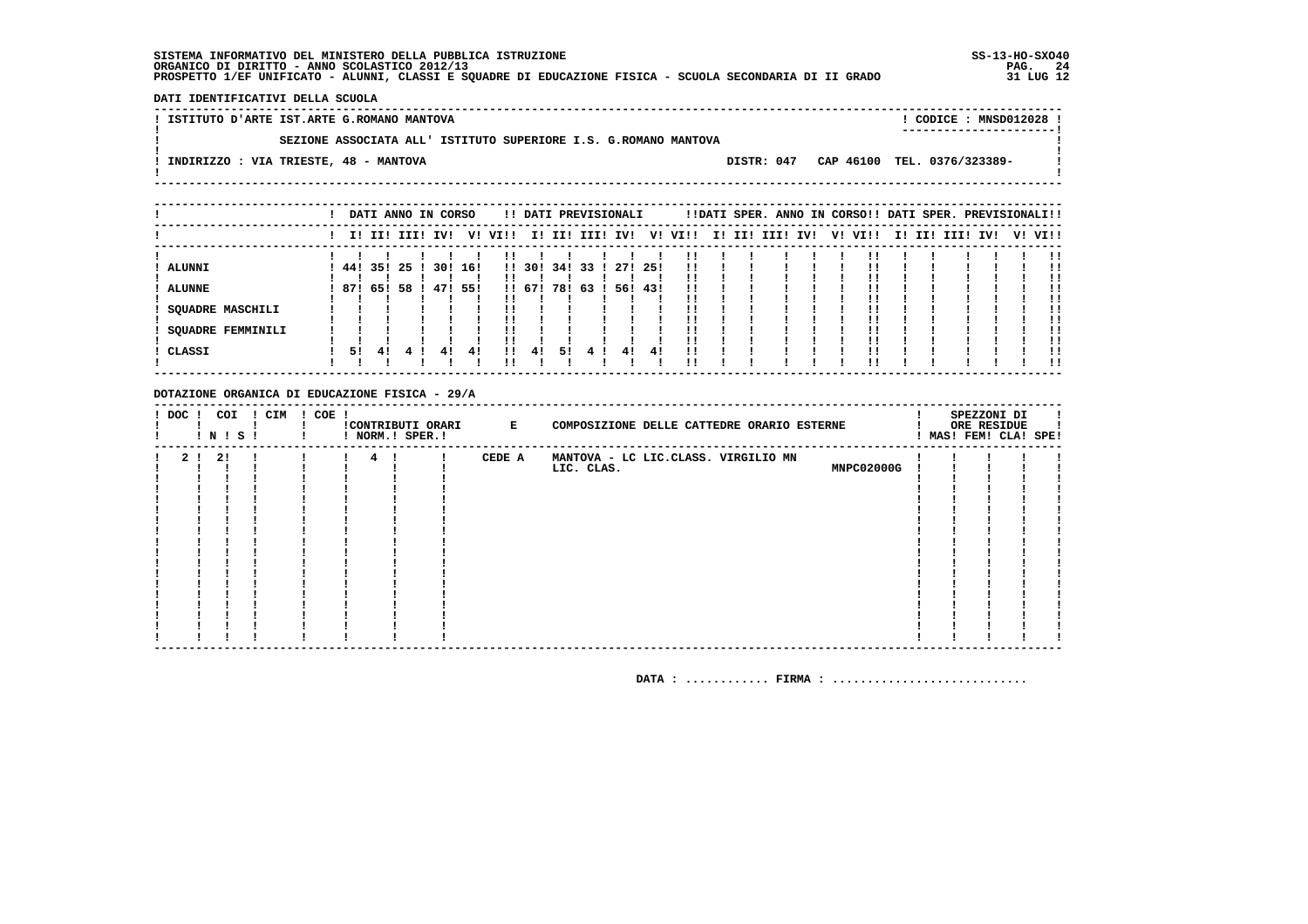SISTEMA INFORMATIVO DEL MINISTERO DELLA PUBBLICA ISTRUZIONE
ORGANICO DI DIRITTO - ANNO SCOLASTICO 2012/13
PROSPETTO 1/EF UNIFICATO - ALUNNI, CLASSI E SQUADRE DI EDUCAZIONE FISICA - SCUOLA SECONDARIA DI II GRADO

SS-13-HO-SXO40
31 LUG 12

**DATI IDENTIFICATIVI DELLA SCUOLA**

ISTITUTO D'ARTE IST.ARTE G.ROMANO MANTOVA — CODICE : MNSD012028

SEZIONE ASSOCIATA ALL' ISTITUTO SUPERIORE I.S. G.ROMANO MANTOVA

INDIRIZZO : VIA TRIESTE, 48 - MANTOVA — DISTR: 047 CAP 46100 TEL. 0376/323389-

| | DATI ANNO IN CORSO | | | | | | DATI PREVISIONALI | | | | | | DATI SPER. ANNO IN CORSO | | | | | | DATI SPER. PREVISIONALI | | | | | |
|---|---|---|---|---|---|---|---|---|---|---|---|---|---|---|---|---|---|---|---|---|---|---|---|---|
| | I | II | III | IV | V | VI | I | II | III | IV | V | VI | I | II | III | IV | V | VI | I | II | III | IV | V | VI |
| ALUNNI | 44 | 35 | 25 | 30 | 16 | | 30 | 34 | 33 | 27 | 25 | | | | | | | | | | | | | |
| ALUNNE | 87 | 65 | 58 | 47 | 55 | | 67 | 78 | 63 | 56 | 43 | | | | | | | | | | | | | |
| SQUADRE MASCHILI | | | | | | | | | | | | | | | | | | | | | | | | |
| SQUADRE FEMMINILI | | | | | | | | | | | | | | | | | | | | | | | | |
| CLASSI | 5 | 4 | 4 | 4 | 4 | | 4 | 5 | 4 | 4 | 4 | | | | | | | | | | | | | |

**DOTAZIONE ORGANICA DI EDUCAZIONE FISICA - 29/A**

| DOC | COI N | COI S | CIM | COE | CONTRIBUTI ORARI NORM. | CONTRIBUTI ORARI SPER. | E | COMPOSIZIONE DELLE CATTEDRE ORARIO ESTERNE | | SPEZZONI DI ORE RESIDUE MAS | FEM | CLA | SPE |
|---|---|---|---|---|---|---|---|---|---|---|---|---|---|
| 2 | 2 | | | | 4 | | CEDE A | MANTOVA - LC LIC.CLASS. VIRGILIO MN LIC. CLAS. | MNPC02000G | | | | |

DATA : ............ FIRMA : ...........................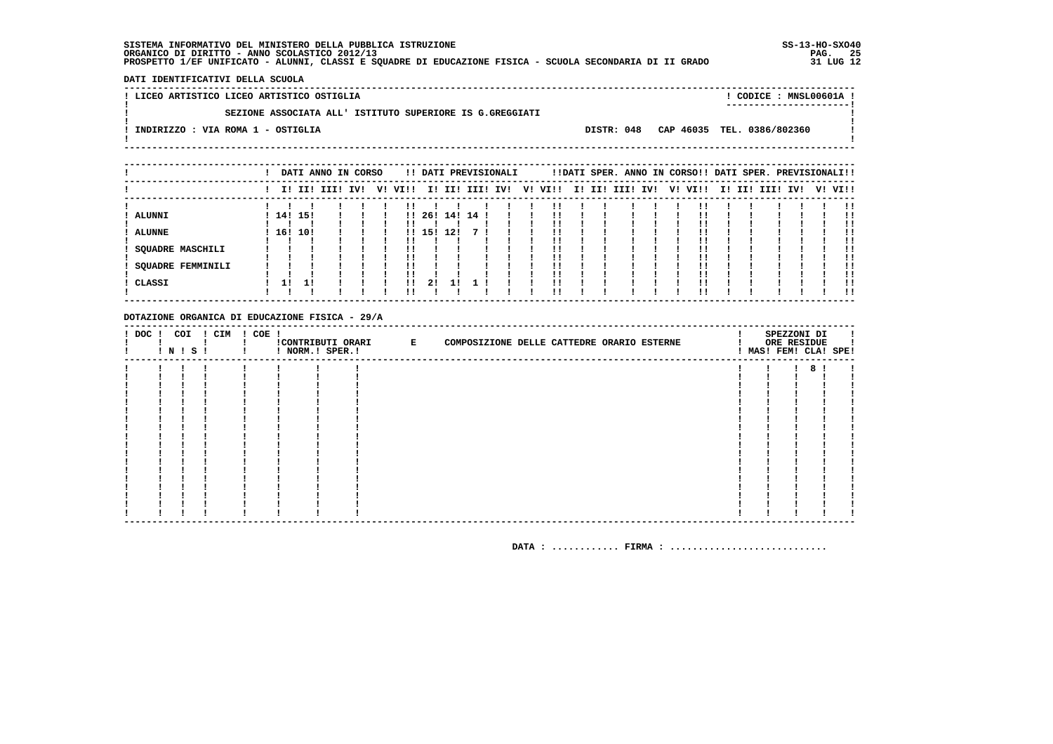SISTEMA INFORMATIVO DEL MINISTERO DELLA PUBBLICA ISTRUZIONE
ORGANICO DI DIRITTO - ANNO SCOLASTICO 2012/13
PROSPETTO 1/EF UNIFICATO - ALUNNI, CLASSI E SQUADRE DI EDUCAZIONE FISICA - SCUOLA SECONDARIA DI II GRADO

SS-13-HO-SXO40
31 LUG 12

DATI IDENTIFICATIVI DELLA SCUOLA

LICEO ARTISTICO LICEO ARTISTICO OSTIGLIA — CODICE : MNSL00601A

SEZIONE ASSOCIATA ALL' ISTITUTO SUPERIORE IS G.GREGGIATI

INDIRIZZO : VIA ROMA 1 - OSTIGLIA — DISTR: 048 — CAP 46035 — TEL. 0386/802360

| | DATI ANNO IN CORSO | | | | | | DATI PREVISIONALI | | | | | | DATI SPER. ANNO IN CORSO | | | | | | DATI SPER. PREVISIONALI | | | | | |
|---|---|---|---|---|---|---|---|---|---|---|---|---|---|---|---|---|---|---|---|---|---|---|---|---|
| | I | II | III | IV | V | VI | I | II | III | IV | V | VI | I | II | III | IV | V | VI | I | II | III | IV | V | VI |
| ALUNNI | 14 | 15 | | | | | 26 | 14 | 14 | | | | | | | | | | | | | | | |
| ALUNNE | 16 | 10 | | | | | 15 | 12 | 7 | | | | | | | | | | | | | | | |
| SQUADRE MASCHILI | | | | | | | | | | | | | | | | | | | | | | | | |
| SQUADRE FEMMINILI | | | | | | | | | | | | | | | | | | | | | | | | |
| CLASSI | 1 | 1 | | | | | 2 | 1 | 1 | | | | | | | | | | | | | | | |

DOTAZIONE ORGANICA DI EDUCAZIONE FISICA - 29/A

| DOC | COI N | COI S | CIM | COE | CONTRIBUTI ORARI NORM. | CONTRIBUTI ORARI SPER. | E COMPOSIZIONE DELLE CATTEDRE ORARIO ESTERNE | SPEZZONI DI ORE RESIDUE MAS | FEM | CLA | SPE |
|---|---|---|---|---|---|---|---|---|---|---|---|
| | | | | | | | | | | 8 | |

DATA : ............ FIRMA : ............................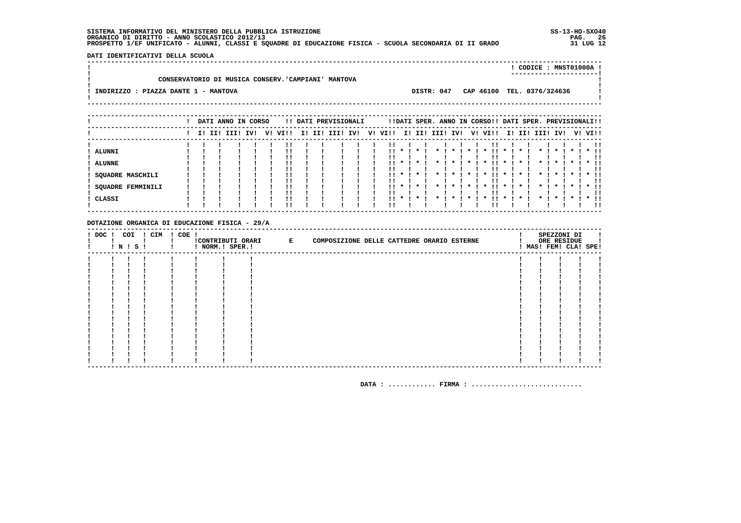SISTEMA INFORMATIVO DEL MINISTERO DELLA PUBBLICA ISTRUZIONE
ORGANICO DI DIRITTO - ANNO SCOLASTICO 2012/13
PROSPETTO 1/EF UNIFICATO - ALUNNI, CLASSI E SQUADRE DI EDUCAZIONE FISICA - SCUOLA SECONDARIA DI II GRADO

SS-13-HO-SXO40
31 LUG 12

**DATI IDENTIFICATIVI DELLA SCUOLA**

CODICE : MNST01000A

CONSERVATORIO DI MUSICA CONSERV.'CAMPIANI' MANTOVA

INDIRIZZO : PIAZZA DANTE 1 - MANTOVA — DISTR: 047 — CAP 46100 — TEL. 0376/324636

| | DATI ANNO IN CORSO | | | | | | DATI PREVISIONALI | | | | | | DATI SPER. ANNO IN CORSO | | | | | | DATI SPER. PREVISIONALI | | | | | |
|---|---|---|---|---|---|---|---|---|---|---|---|---|---|---|---|---|---|---|---|---|---|---|---|---|
| | I | II | III | IV | V | VI | I | II | III | IV | V | VI | I | II | III | IV | V | VI | I | II | III | IV | V | VI |
| ALUNNI | | | | | | | | | | | | | * | * | * | * | * | * | * | * | * | * | * | * |
| ALUNNE | | | | | | | | | | | | | * | * | * | * | * | * | * | * | * | * | * | * |
| SQUADRE MASCHILI | | | | | | | | | | | | | * | * | * | * | * | * | * | * | * | * | * | * |
| SQUADRE FEMMINILI | | | | | | | | | | | | | * | * | * | * | * | * | * | * | * | * | * | * |
| CLASSI | | | | | | | | | | | | | * | * | * | * | * | * | * | * | * | * | * | * |

**DOTAZIONE ORGANICA DI EDUCAZIONE FISICA - 29/A**

| DOC | COI N | COI S | CIM | COE | CONTRIBUTI ORARI NORM. | CONTRIBUTI ORARI SPER. | E COMPOSIZIONE DELLE CATTEDRE ORARIO ESTERNE | SPEZZONI DI ORE RESIDUE MAS | FEM | CLA | SPE |
|---|---|---|---|---|---|---|---|---|---|---|---|
| | | | | | | | | | | | |

DATA : ............ FIRMA : ............................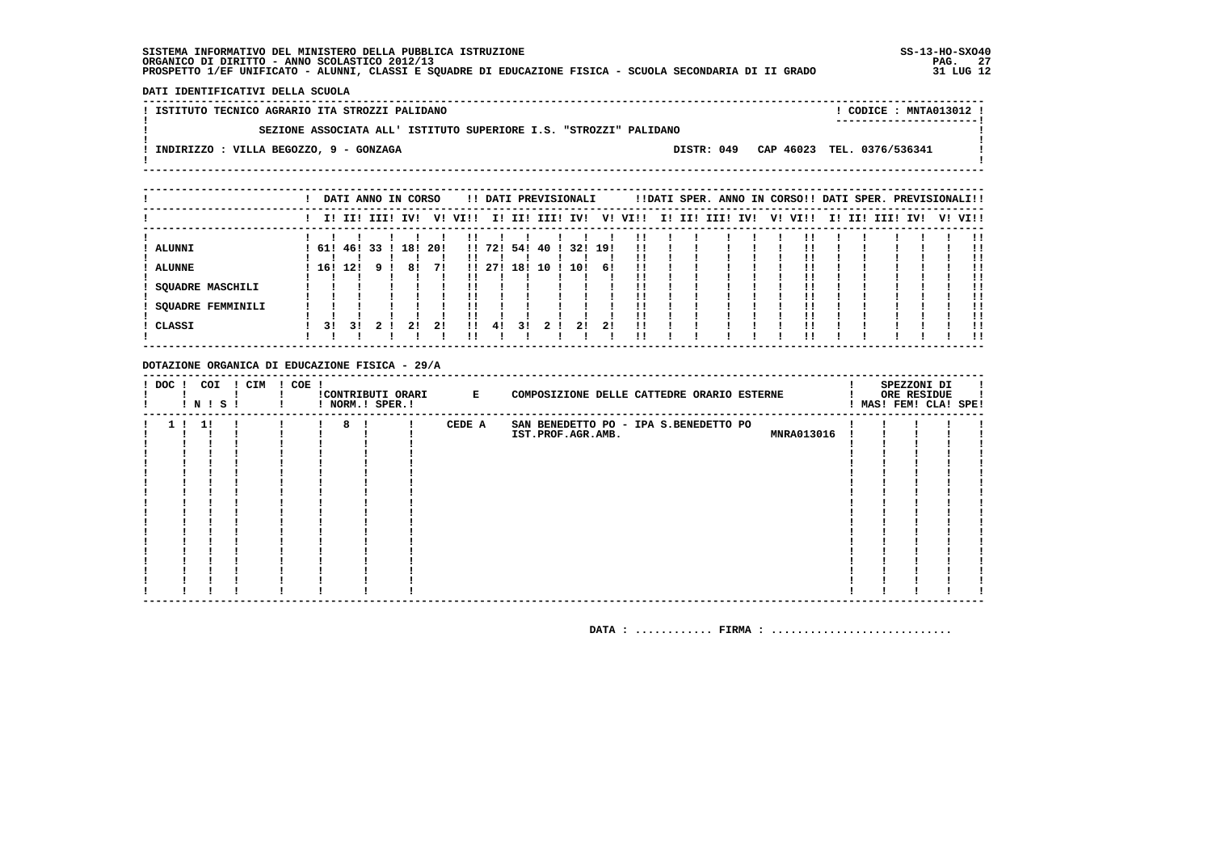SISTEMA INFORMATIVO DEL MINISTERO DELLA PUBBLICA ISTRUZIONE
ORGANICO DI DIRITTO - ANNO SCOLASTICO 2012/13
PROSPETTO 1/EF UNIFICATO - ALUNNI, CLASSI E SQUADRE DI EDUCAZIONE FISICA - SCUOLA SECONDARIA DI II GRADO

SS-13-HO-SXO40
31 LUG 12

**DATI IDENTIFICATIVI DELLA SCUOLA**

ISTITUTO TECNICO AGRARIO ITA STROZZI PALIDANO — CODICE : MNTA013012

SEZIONE ASSOCIATA ALL' ISTITUTO SUPERIORE I.S. "STROZZI" PALIDANO

INDIRIZZO : VILLA BEGOZZO, 9 - GONZAGA — DISTR: 049 CAP 46023 TEL. 0376/536341

| | DATI ANNO IN CORSO | | | | | | DATI PREVISIONALI | | | | | | DATI SPER. ANNO IN CORSO | | | | | | DATI SPER. PREVISIONALI | | | | | |
|---|---|---|---|---|---|---|---|---|---|---|---|---|---|---|---|---|---|---|---|---|---|---|---|---|
| | I | II | III | IV | V | VI | I | II | III | IV | V | VI | I | II | III | IV | V | VI | I | II | III | IV | V | VI |
| ALUNNI | 61 | 46 | 33 | 18 | 20 | | 72 | 54 | 40 | 32 | 19 | | | | | | | | | | | | | |
| ALUNNE | 16 | 12 | 9 | 8 | 7 | | 27 | 18 | 10 | 10 | 6 | | | | | | | | | | | | | |
| SQUADRE MASCHILI | | | | | | | | | | | | | | | | | | | | | | | | |
| SQUADRE FEMMINILI | | | | | | | | | | | | | | | | | | | | | | | | |
| CLASSI | 3 | 3 | 2 | 2 | 2 | | 4 | 3 | 2 | 2 | 2 | | | | | | | | | | | | | |

**DOTAZIONE ORGANICA DI EDUCAZIONE FISICA - 29/A**

| DOC | COI N | COI S | CIM | COE | CONTRIBUTI ORARI NORM. | CONTRIBUTI ORARI SPER. | E | COMPOSIZIONE DELLE CATTEDRE ORARIO ESTERNE | | SPEZZONI DI ORE RESIDUE MAS | FEM | CLA | SPE |
|---|---|---|---|---|---|---|---|---|---|---|---|---|---|
| 1 | 1 | | | | 8 | | CEDE A | SAN BENEDETTO PO - IPA S.BENEDETTO PO IST.PROF.AGR.AMB. | MNRA013016 | | | | |

DATA : ............ FIRMA : ...........................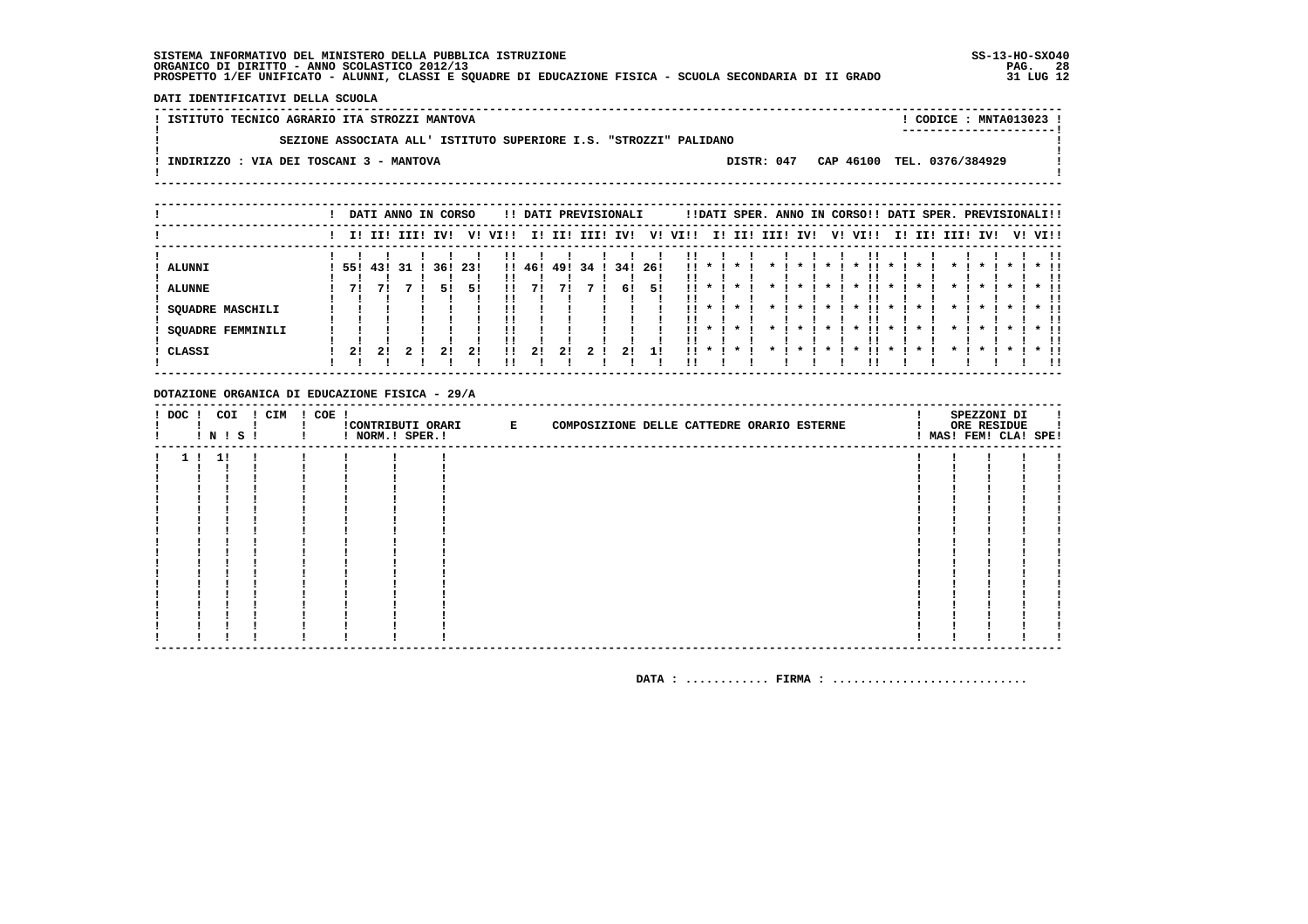SISTEMA INFORMATIVO DEL MINISTERO DELLA PUBBLICA ISTRUZIONE
ORGANICO DI DIRITTO - ANNO SCOLASTICO 2012/13
PROSPETTO 1/EF UNIFICATO - ALUNNI, CLASSI E SQUADRE DI EDUCAZIONE FISICA - SCUOLA SECONDARIA DI II GRADO

SS-13-HO-SXO40
31 LUG 12

**DATI IDENTIFICATIVI DELLA SCUOLA**

ISTITUTO TECNICO AGRARIO ITA STROZZI MANTOVA — CODICE : MNTA013023

SEZIONE ASSOCIATA ALL' ISTITUTO SUPERIORE I.S. "STROZZI" PALIDANO

INDIRIZZO : VIA DEI TOSCANI 3 - MANTOVA — DISTR: 047 CAP 46100 TEL. 0376/384929

| | DATI ANNO IN CORSO | | | | | | DATI PREVISIONALI | | | | | | DATI SPER. ANNO IN CORSO | | | | | | DATI SPER. PREVISIONALI | | | | | |
|---|---|---|---|---|---|---|---|---|---|---|---|---|---|---|---|---|---|---|---|---|---|---|---|---|
| | I | II | III | IV | V | VI | I | II | III | IV | V | VI | I | II | III | IV | V | VI | I | II | III | IV | V | VI |
| ALUNNI | 55 | 43 | 31 | 36 | 23 | | 46 | 49 | 34 | 34 | 26 | | * | * | * | * | * | * | * | * | * | * | * | * |
| ALUNNE | 7 | 7 | 7 | 5 | 5 | | 7 | 7 | 7 | 6 | 5 | | * | * | * | * | * | * | * | * | * | * | * | * |
| SQUADRE MASCHILI | | | | | | | | | | | | | * | * | * | * | * | * | * | * | * | * | * | * |
| SQUADRE FEMMINILI | | | | | | | | | | | | | * | * | * | * | * | * | * | * | * | * | * | * |
| CLASSI | 2 | 2 | 2 | 2 | 2 | | 2 | 2 | 2 | 2 | 1 | | * | * | * | * | * | * | * | * | * | * | * | * |

**DOTAZIONE ORGANICA DI EDUCAZIONE FISICA - 29/A**

| DOC | COI N | COI S | CIM | COE | CONTRIBUTI ORARI NORM. | CONTRIBUTI ORARI SPER. | E COMPOSIZIONE DELLE CATTEDRE ORARIO ESTERNE | SPEZZONI DI ORE RESIDUE MAS | FEM | CLA | SPE |
|---|---|---|---|---|---|---|---|---|---|---|---|
| 1 | 1 | | | | | | | | | | |

DATA : ............ FIRMA : ............................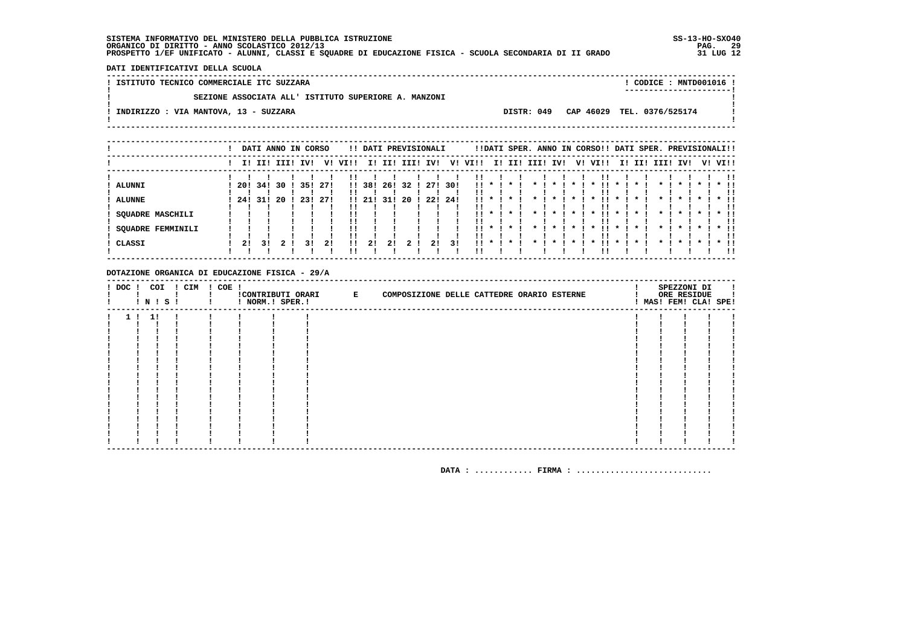SISTEMA INFORMATIVO DEL MINISTERO DELLA PUBBLICA ISTRUZIONE
ORGANICO DI DIRITTO - ANNO SCOLASTICO 2012/13
PROSPETTO 1/EF UNIFICATO - ALUNNI, CLASSI E SQUADRE DI EDUCAZIONE FISICA - SCUOLA SECONDARIA DI II GRADO

SS-13-HO-SXO40
31 LUG 12

**DATI IDENTIFICATIVI DELLA SCUOLA**

ISTITUTO TECNICO COMMERCIALE ITC SUZZARA — CODICE : MNTD001016

SEZIONE ASSOCIATA ALL' ISTITUTO SUPERIORE A. MANZONI

INDIRIZZO : VIA MANTOVA, 13 - SUZZARA — DISTR: 049 — CAP 46029 — TEL. 0376/525174

| | DATI ANNO IN CORSO | | | | | | DATI PREVISIONALI | | | | | | DATI SPER. ANNO IN CORSO | | | | | | DATI SPER. PREVISIONALI | | | | | |
|---|---|---|---|---|---|---|---|---|---|---|---|---|---|---|---|---|---|---|---|---|---|---|---|---|
| | I | II | III | IV | V | VI | I | II | III | IV | V | VI | I | II | III | IV | V | VI | I | II | III | IV | V | VI |
| ALUNNI | 20 | 34 | 30 | 35 | 27 | | 38 | 26 | 32 | 27 | 30 | | * | * | * | * | * | * | * | * | * | * | * | * |
| ALUNNE | 24 | 31 | 20 | 23 | 27 | | 21 | 31 | 20 | 22 | 24 | | * | * | * | * | * | * | * | * | * | * | * | * |
| SQUADRE MASCHILI | | | | | | | | | | | | | * | * | * | * | * | * | * | * | * | * | * | * |
| SQUADRE FEMMINILI | | | | | | | | | | | | | * | * | * | * | * | * | * | * | * | * | * | * |
| CLASSI | 2 | 3 | 2 | 3 | 2 | | 2 | 2 | 2 | 2 | 3 | | * | * | * | * | * | * | * | * | * | * | * | * |

**DOTAZIONE ORGANICA DI EDUCAZIONE FISICA - 29/A**

| DOC | COI N | COI S | CIM | COE | CONTRIBUTI ORARI NORM. | CONTRIBUTI ORARI SPER. | E COMPOSIZIONE DELLE CATTEDRE ORARIO ESTERNE | SPEZZONI DI ORE RESIDUE MAS | FEM | CLA | SPE |
|---|---|---|---|---|---|---|---|---|---|---|---|
| 1 | 1 | | | | | | | | | | |

DATA : ............ FIRMA : ...........................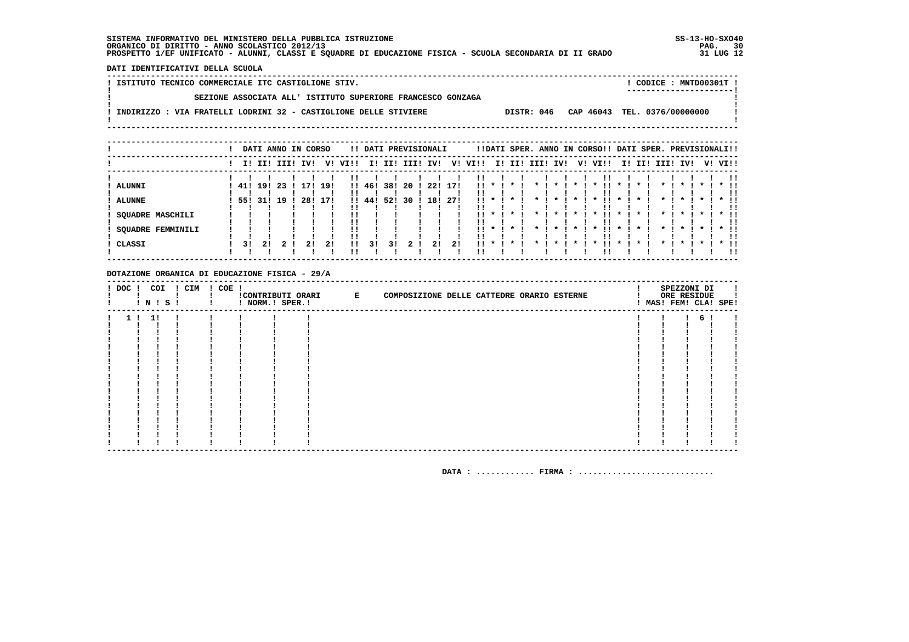SISTEMA INFORMATIVO DEL MINISTERO DELLA PUBBLICA ISTRUZIONE
ORGANICO DI DIRITTO - ANNO SCOLASTICO 2012/13
PROSPETTO 1/EF UNIFICATO - ALUNNI, CLASSI E SQUADRE DI EDUCAZIONE FISICA - SCUOLA SECONDARIA DI II GRADO

SS-13-HO-SXO40
31 LUG 12

DATI IDENTIFICATIVI DELLA SCUOLA

ISTITUTO TECNICO COMMERCIALE ITC CASTIGLIONE STIV. — CODICE : MNTD00301T

SEZIONE ASSOCIATA ALL' ISTITUTO SUPERIORE FRANCESCO GONZAGA

INDIRIZZO : VIA FRATELLI LODRINI 32 - CASTIGLIONE DELLE STIVIERE — DISTR: 046 — CAP 46043 — TEL. 0376/00000000

| | DATI ANNO IN CORSO | | | | | | DATI PREVISIONALI | | | | | | DATI SPER. ANNO IN CORSO | | | | | | DATI SPER. PREVISIONALI | | | | | |
|---|---|---|---|---|---|---|---|---|---|---|---|---|---|---|---|---|---|---|---|---|---|---|---|---|
| | I | II | III | IV | V | VI | I | II | III | IV | V | VI | I | II | III | IV | V | VI | I | II | III | IV | V | VI |
| ALUNNI | 41 | 19 | 23 | 17 | 19 | | 46 | 38 | 20 | 22 | 17 | | * | * | * | * | * | * | * | * | * | * | * | * |
| ALUNNE | 55 | 31 | 19 | 28 | 17 | | 44 | 52 | 30 | 18 | 27 | | * | * | * | * | * | * | * | * | * | * | * | * |
| SQUADRE MASCHILI | | | | | | | | | | | | | * | * | * | * | * | * | * | * | * | * | * | * |
| SQUADRE FEMMINILI | | | | | | | | | | | | | * | * | * | * | * | * | * | * | * | * | * | * |
| CLASSI | 3 | 2 | 2 | 2 | 2 | | 3 | 3 | 2 | 2 | 2 | | * | * | * | * | * | * | * | * | * | * | * | * |

DOTAZIONE ORGANICA DI EDUCAZIONE FISICA - 29/A

| DOC | COI N | COI S | CIM | COE | CONTRIBUTI ORARI NORM. | CONTRIBUTI ORARI SPER. | E COMPOSIZIONE DELLE CATTEDRE ORARIO ESTERNE | SPEZZONI DI ORE RESIDUE MAS | FEM | CLA | SPE |
|---|---|---|---|---|---|---|---|---|---|---|---|
| 1 | 1 | | | | | | | | | 6 | |

DATA : ............ FIRMA : ............................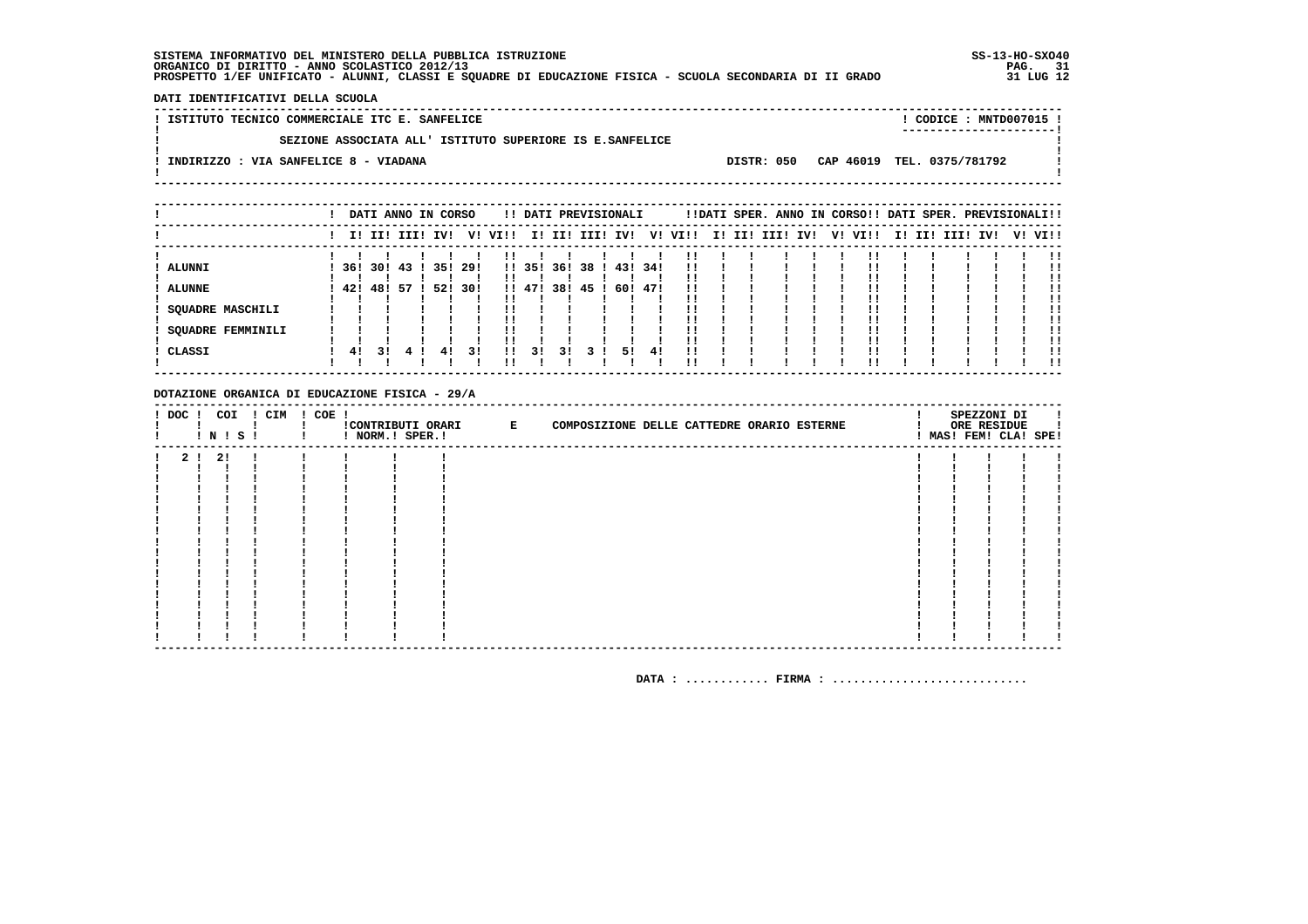SISTEMA INFORMATIVO DEL MINISTERO DELLA PUBBLICA ISTRUZIONE
ORGANICO DI DIRITTO - ANNO SCOLASTICO 2012/13
PROSPETTO 1/EF UNIFICATO - ALUNNI, CLASSI E SQUADRE DI EDUCAZIONE FISICA - SCUOLA SECONDARIA DI II GRADO

SS-13-HO-SXO40
31 LUG 12

**DATI IDENTIFICATIVI DELLA SCUOLA**

ISTITUTO TECNICO COMMERCIALE ITC E. SANFELICE — CODICE : MNTD007015

SEZIONE ASSOCIATA ALL' ISTITUTO SUPERIORE IS E.SANFELICE

INDIRIZZO : VIA SANFELICE 8 - VIADANA — DISTR: 050 — CAP 46019 — TEL. 0375/781792

| | DATI ANNO IN CORSO | | | | | | DATI PREVISIONALI | | | | | | DATI SPER. ANNO IN CORSO | | | | | | DATI SPER. PREVISIONALI | | | | | |
|---|---|---|---|---|---|---|---|---|---|---|---|---|---|---|---|---|---|---|---|---|---|---|---|---|
| | I | II | III | IV | V | VI | I | II | III | IV | V | VI | I | II | III | IV | V | VI | I | II | III | IV | V | VI |
| ALUNNI | 36 | 30 | 43 | 35 | 29 | | 35 | 36 | 38 | 43 | 34 | | | | | | | | | | | | | |
| ALUNNE | 42 | 48 | 57 | 52 | 30 | | 47 | 38 | 45 | 60 | 47 | | | | | | | | | | | | | |
| SQUADRE MASCHILI | | | | | | | | | | | | | | | | | | | | | | | | |
| SQUADRE FEMMINILI | | | | | | | | | | | | | | | | | | | | | | | | |
| CLASSI | 4 | 3 | 4 | 4 | 3 | | 3 | 3 | 3 | 5 | 4 | | | | | | | | | | | | | |

**DOTAZIONE ORGANICA DI EDUCAZIONE FISICA - 29/A**

| DOC | COI N | COI S | CIM | COE | CONTRIBUTI ORARI NORM. | CONTRIBUTI ORARI SPER. | E COMPOSIZIONE DELLE CATTEDRE ORARIO ESTERNE | SPEZZONI DI ORE RESIDUE MAS | FEM | CLA | SPE |
|---|---|---|---|---|---|---|---|---|---|---|---|
| 2 | 2 | | | | | | | | | | |

DATA : ............ FIRMA : ...........................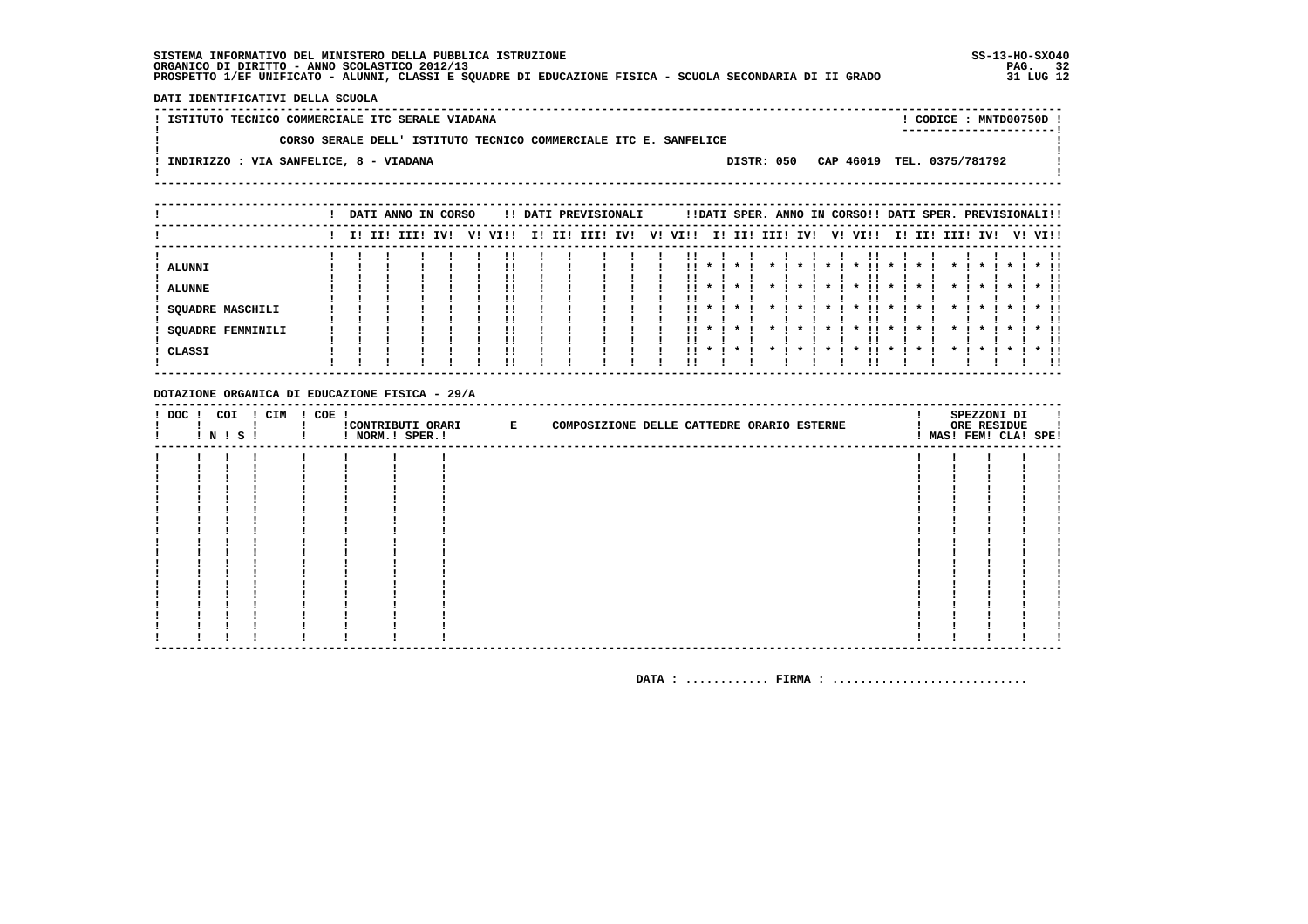SISTEMA INFORMATIVO DEL MINISTERO DELLA PUBBLICA ISTRUZIONE
ORGANICO DI DIRITTO - ANNO SCOLASTICO 2012/13
PROSPETTO 1/EF UNIFICATO - ALUNNI, CLASSI E SQUADRE DI EDUCAZIONE FISICA - SCUOLA SECONDARIA DI II GRADO

SS-13-HO-SXO40
31 LUG 12

DATI IDENTIFICATIVI DELLA SCUOLA

ISTITUTO TECNICO COMMERCIALE ITC SERALE VIADANA — CODICE : MNTD00750D

CORSO SERALE DELL' ISTITUTO TECNICO COMMERCIALE ITC E. SANFELICE

INDIRIZZO : VIA SANFELICE, 8 - VIADANA — DISTR: 050 CAP 46019 TEL. 0375/781792

| | DATI ANNO IN CORSO | | | | | | DATI PREVISIONALI | | | | | | DATI SPER. ANNO IN CORSO | | | | | | DATI SPER. PREVISIONALI | | | | | |
|---|---|---|---|---|---|---|---|---|---|---|---|---|---|---|---|---|---|---|---|---|---|---|---|---|
| | I | II | III | IV | V | VI | I | II | III | IV | V | VI | I | II | III | IV | V | VI | I | II | III | IV | V | VI |
| ALUNNI | | | | | | | | | | | | | * | * | * | * | * | * | * | * | * | * | * | * |
| ALUNNE | | | | | | | | | | | | | * | * | * | * | * | * | * | * | * | * | * | * |
| SQUADRE MASCHILI | | | | | | | | | | | | | * | * | * | * | * | * | * | * | * | * | * | * |
| SQUADRE FEMMINILI | | | | | | | | | | | | | * | * | * | * | * | * | * | * | * | * | * | * |
| CLASSI | | | | | | | | | | | | | * | * | * | * | * | * | * | * | * | * | * | * |

DOTAZIONE ORGANICA DI EDUCAZIONE FISICA - 29/A

| DOC | COI N | COI S | CIM | COE | CONTRIBUTI ORARI NORM. | CONTRIBUTI ORARI SPER. | E COMPOSIZIONE DELLE CATTEDRE ORARIO ESTERNE | SPEZZONI DI ORE RESIDUE MAS | FEM | CLA | SPE |
|---|---|---|---|---|---|---|---|---|---|---|---|
| | | | | | | | | | | | |

DATA : ............ FIRMA : ...........................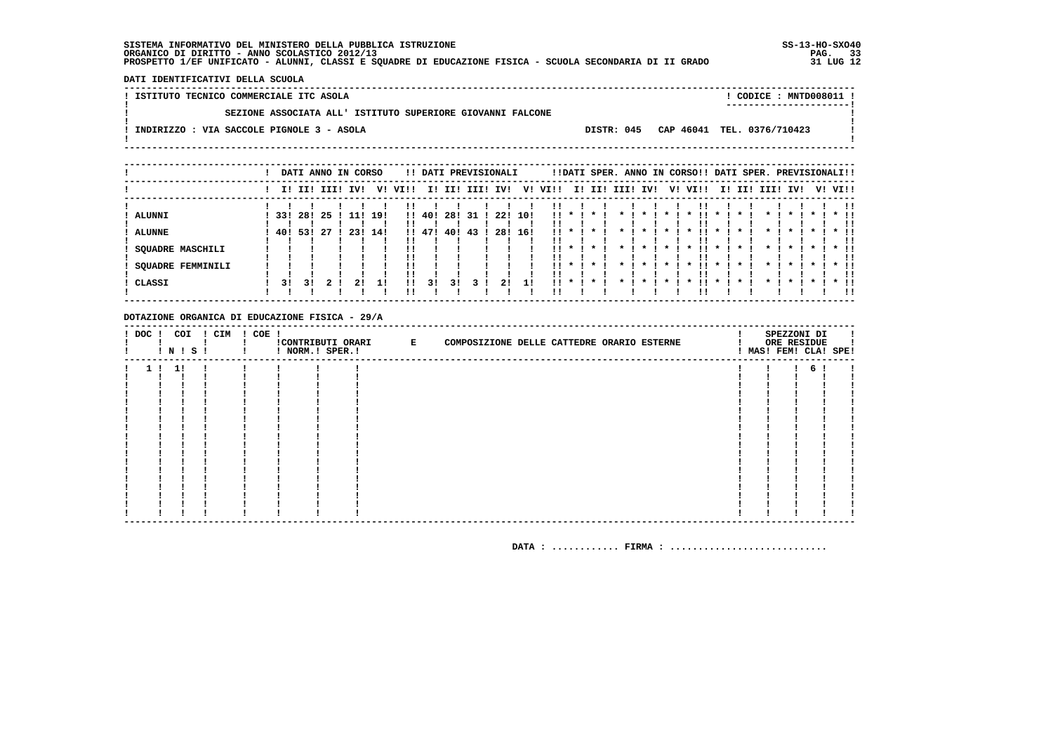SISTEMA INFORMATIVO DEL MINISTERO DELLA PUBBLICA ISTRUZIONE
ORGANICO DI DIRITTO - ANNO SCOLASTICO 2012/13
PROSPETTO 1/EF UNIFICATO - ALUNNI, CLASSI E SQUADRE DI EDUCAZIONE FISICA - SCUOLA SECONDARIA DI II GRADO

SS-13-HO-SXO40
31 LUG 12

**DATI IDENTIFICATIVI DELLA SCUOLA**

ISTITUTO TECNICO COMMERCIALE ITC ASOLA — CODICE : MNTD008011

SEZIONE ASSOCIATA ALL' ISTITUTO SUPERIORE GIOVANNI FALCONE

INDIRIZZO : VIA SACCOLE PIGNOLE 3 - ASOLA — DISTR: 045 CAP 46041 TEL. 0376/710423

| | DATI ANNO IN CORSO | | | | | | DATI PREVISIONALI | | | | | | DATI SPER. ANNO IN CORSO | | | | | | DATI SPER. PREVISIONALI | | | | | |
|---|---|---|---|---|---|---|---|---|---|---|---|---|---|---|---|---|---|---|---|---|---|---|---|---|
| | I | II | III | IV | V | VI | I | II | III | IV | V | VI | I | II | III | IV | V | VI | I | II | III | IV | V | VI |
| ALUNNI | 33 | 28 | 25 | 11 | 19 | | 40 | 28 | 31 | 22 | 10 | | * | * | * | * | * | * | * | * | * | * | * | * |
| ALUNNE | 40 | 53 | 27 | 23 | 14 | | 47 | 40 | 43 | 28 | 16 | | * | * | * | * | * | * | * | * | * | * | * | * |
| SQUADRE MASCHILI | | | | | | | | | | | | | * | * | * | * | * | * | * | * | * | * | * | * |
| SQUADRE FEMMINILI | | | | | | | | | | | | | * | * | * | * | * | * | * | * | * | * | * | * |
| CLASSI | 3 | 3 | 2 | 2 | 1 | | 3 | 3 | 3 | 2 | 1 | | * | * | * | * | * | * | * | * | * | * | * | * |

**DOTAZIONE ORGANICA DI EDUCAZIONE FISICA - 29/A**

| DOC | COI N | COI S | CIM | COE | CONTRIBUTI ORARI NORM. | CONTRIBUTI ORARI SPER. | E COMPOSIZIONE DELLE CATTEDRE ORARIO ESTERNE | SPEZZONI DI ORE RESIDUE MAS | FEM | CLA | SPE |
|---|---|---|---|---|---|---|---|---|---|---|---|
| 1 | 1 | | | | | | | | | 6 | |

DATA : ............ FIRMA : ............................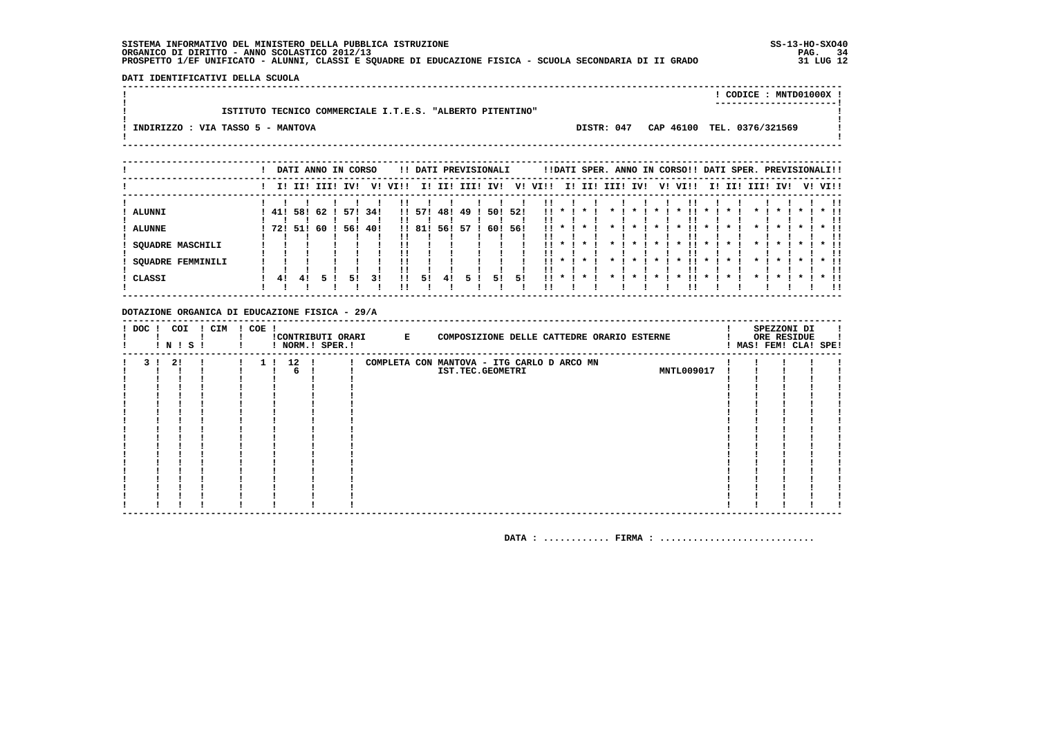SISTEMA INFORMATIVO DEL MINISTERO DELLA PUBBLICA ISTRUZIONE
ORGANICO DI DIRITTO - ANNO SCOLASTICO 2012/13
PROSPETTO 1/EF UNIFICATO - ALUNNI, CLASSI E SQUADRE DI EDUCAZIONE FISICA - SCUOLA SECONDARIA DI II GRADO

SS-13-HO-SXO40
31 LUG 12

**DATI IDENTIFICATIVI DELLA SCUOLA**

CODICE : MNTD01000X

ISTITUTO TECNICO COMMERCIALE I.T.E.S. "ALBERTO PITENTINO"

INDIRIZZO : VIA TASSO 5 - MANTOVA — DISTR: 047 — CAP 46100 — TEL. 0376/321569

| | DATI ANNO IN CORSO | | | | | | DATI PREVISIONALI | | | | | | DATI SPER. ANNO IN CORSO | | | | | | DATI SPER. PREVISIONALI | | | | | |
|---|---|---|---|---|---|---|---|---|---|---|---|---|---|---|---|---|---|---|---|---|---|---|---|---|
| | I | II | III | IV | V | VI | I | II | III | IV | V | VI | I | II | III | IV | V | VI | I | II | III | IV | V | VI |
| ALUNNI | 41 | 58 | 62 | 57 | 34 | | 57 | 48 | 49 | 50 | 52 | | * | * | * | * | * | * | * | * | * | * | * | * |
| ALUNNE | 72 | 51 | 60 | 56 | 40 | | 81 | 56 | 57 | 60 | 56 | | * | * | * | * | * | * | * | * | * | * | * | * |
| SQUADRE MASCHILI | | | | | | | | | | | | | * | * | * | * | * | * | * | * | * | * | * | * |
| SQUADRE FEMMINILI | | | | | | | | | | | | | * | * | * | * | * | * | * | * | * | * | * | * |
| CLASSI | 4 | 4 | 5 | 5 | 3 | | 5 | 4 | 5 | 5 | 5 | | * | * | * | * | * | * | * | * | * | * | * | * |

**DOTAZIONE ORGANICA DI EDUCAZIONE FISICA - 29/A**

| DOC | COI N | COI S | CIM | COE | CONTRIBUTI ORARI NORM. | CONTRIBUTI ORARI SPER. | E COMPOSIZIONE DELLE CATTEDRE ORARIO ESTERNE | | SPEZZONI DI ORE RESIDUE MAS | FEM | CLA | SPE |
|---|---|---|---|---|---|---|---|---|---|---|---|---|
| 3 | 2 | | | 1 | 12 | | COMPLETA CON MANTOVA - ITG CARLO D ARCO MN | | | | | |
| | | | | | 6 | | IST.TEC.GEOMETRI | MNTL009017 | | | | |

DATA : ............ FIRMA : ............................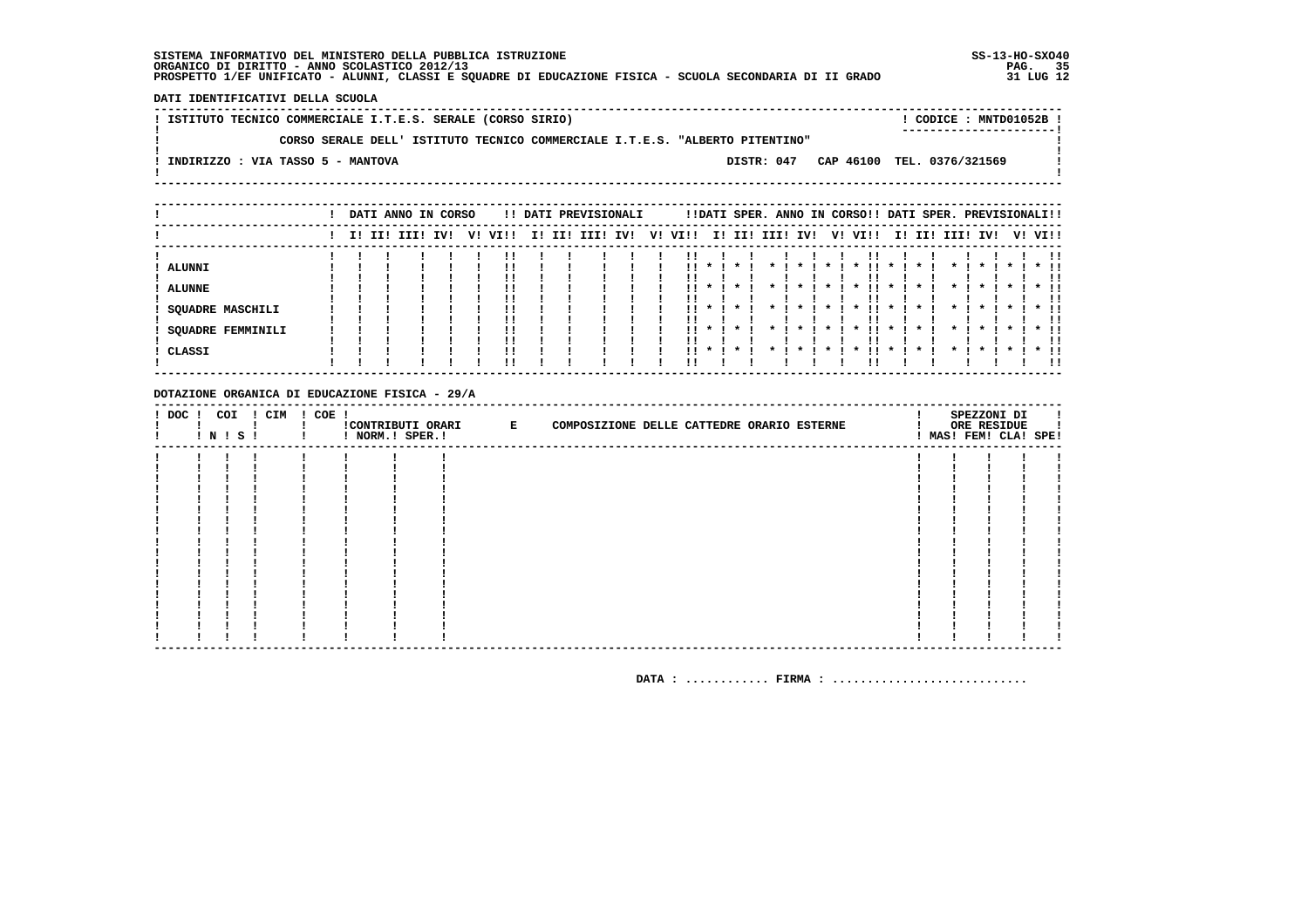SISTEMA INFORMATIVO DEL MINISTERO DELLA PUBBLICA ISTRUZIONE
ORGANICO DI DIRITTO - ANNO SCOLASTICO 2012/13
PROSPETTO 1/EF UNIFICATO - ALUNNI, CLASSI E SQUADRE DI EDUCAZIONE FISICA - SCUOLA SECONDARIA DI II GRADO

SS-13-HO-SXO40
31 LUG 12

**DATI IDENTIFICATIVI DELLA SCUOLA**

| ISTITUTO TECNICO COMMERCIALE I.T.E.S. SERALE (CORSO SIRIO) | CODICE : MNTD01052B |
|---|---|
| CORSO SERALE DELL' ISTITUTO TECNICO COMMERCIALE I.T.E.S. "ALBERTO PITENTINO" | |
| INDIRIZZO : VIA TASSO 5 - MANTOVA | DISTR: 047 CAP 46100 TEL. 0376/321569 |

| | DATI ANNO IN CORSO | | | | | | DATI PREVISIONALI | | | | | | DATI SPER. ANNO IN CORSO | | | | | | DATI SPER. PREVISIONALI | | | | | |
|---|---|---|---|---|---|---|---|---|---|---|---|---|---|---|---|---|---|---|---|---|---|---|---|---|
| | I | II | III | IV | V | VI | I | II | III | IV | V | VI | I | II | III | IV | V | VI | I | II | III | IV | V | VI |
| ALUNNI | | | | | | | | | | | | | * | * | * | * | * | * | * | * | * | * | * | * |
| ALUNNE | | | | | | | | | | | | | * | * | * | * | * | * | * | * | * | * | * | * |
| SQUADRE MASCHILI | | | | | | | | | | | | | * | * | * | * | * | * | * | * | * | * | * | * |
| SQUADRE FEMMINILI | | | | | | | | | | | | | * | * | * | * | * | * | * | * | * | * | * | * |
| CLASSI | | | | | | | | | | | | | * | * | * | * | * | * | * | * | * | * | * | * |

**DOTAZIONE ORGANICA DI EDUCAZIONE FISICA - 29/A**

| DOC | COI N | COI S | CIM | COE | CONTRIBUTI ORARI NORM. | CONTRIBUTI ORARI SPER. | E COMPOSIZIONE DELLE CATTEDRE ORARIO ESTERNE | SPEZZONI DI ORE RESIDUE MAS | FEM | CLA | SPE |
|---|---|---|---|---|---|---|---|---|---|---|---|
| | | | | | | | | | | | |

DATA : ............ FIRMA : ............................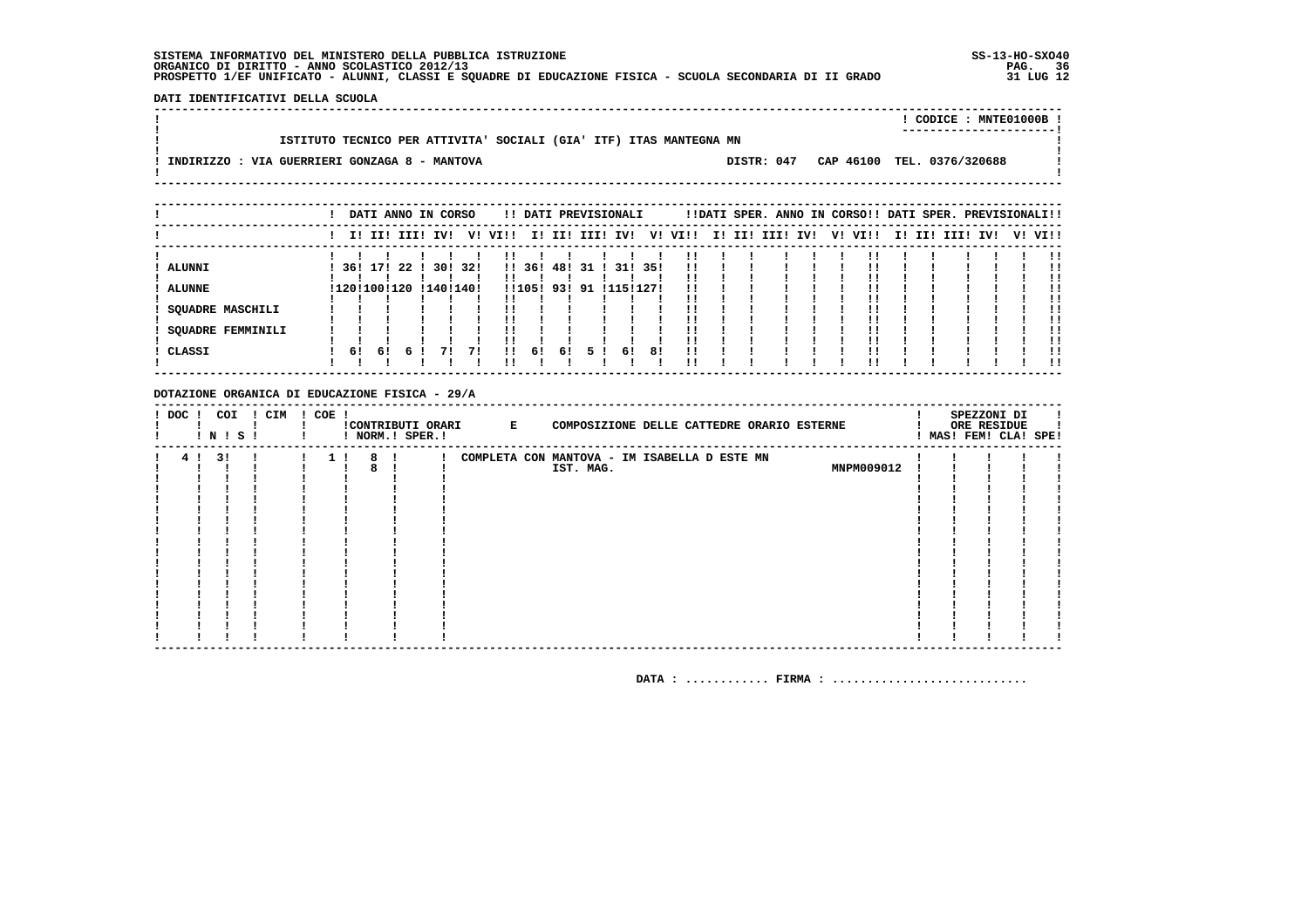SISTEMA INFORMATIVO DEL MINISTERO DELLA PUBBLICA ISTRUZIONE
ORGANICO DI DIRITTO - ANNO SCOLASTICO 2012/13
PROSPETTO 1/EF UNIFICATO - ALUNNI, CLASSI E SQUADRE DI EDUCAZIONE FISICA - SCUOLA SECONDARIA DI II GRADO

SS-13-HO-SXO40
31 LUG 12

**DATI IDENTIFICATIVI DELLA SCUOLA**

CODICE : MNTE01000B

ISTITUTO TECNICO PER ATTIVITA' SOCIALI (GIA' ITF) ITAS MANTEGNA MN

INDIRIZZO : VIA GUERRIERI GONZAGA 8 - MANTOVA

DISTR: 047 CAP 46100 TEL. 0376/320688

| | DATI ANNO IN CORSO | | | | | | DATI PREVISIONALI | | | | | | DATI SPER. ANNO IN CORSO | | | | | | DATI SPER. PREVISIONALI | | | | | |
|---|---|---|---|---|---|---|---|---|---|---|---|---|---|---|---|---|---|---|---|---|---|---|---|---|
| | I | II | III | IV | V | VI | I | II | III | IV | V | VI | I | II | III | IV | V | VI | I | II | III | IV | V | VI |
| ALUNNI | 36 | 17 | 22 | 30 | 32 | | 36 | 48 | 31 | 31 | 35 | | | | | | | | | | | | | |
| ALUNNE | 120 | 100 | 120 | 140 | 140 | | 105 | 93 | 91 | 115 | 127 | | | | | | | | | | | | | |
| SQUADRE MASCHILI | | | | | | | | | | | | | | | | | | | | | | | | |
| SQUADRE FEMMINILI | | | | | | | | | | | | | | | | | | | | | | | | |
| CLASSI | 6 | 6 | 6 | 7 | 7 | | 6 | 6 | 5 | 6 | 8 | | | | | | | | | | | | | |

**DOTAZIONE ORGANICA DI EDUCAZIONE FISICA - 29/A**

| DOC | COI N | COI S | CIM | COE | CONTRIBUTI ORARI NORM. | CONTRIBUTI ORARI SPER. | E COMPOSIZIONE DELLE CATTEDRE ORARIO ESTERNE | | SPEZZONI DI ORE RESIDUE MAS | FEM | CLA | SPE |
|---|---|---|---|---|---|---|---|---|---|---|---|---|
| 4 | 3 | | | 1 | 8 | | COMPLETA CON MANTOVA - IM ISABELLA D ESTE MN | | | | | |
| | | | | | 8 | | IST. MAG. | MNPM009012 | | | | |

DATA : ............ FIRMA : ............................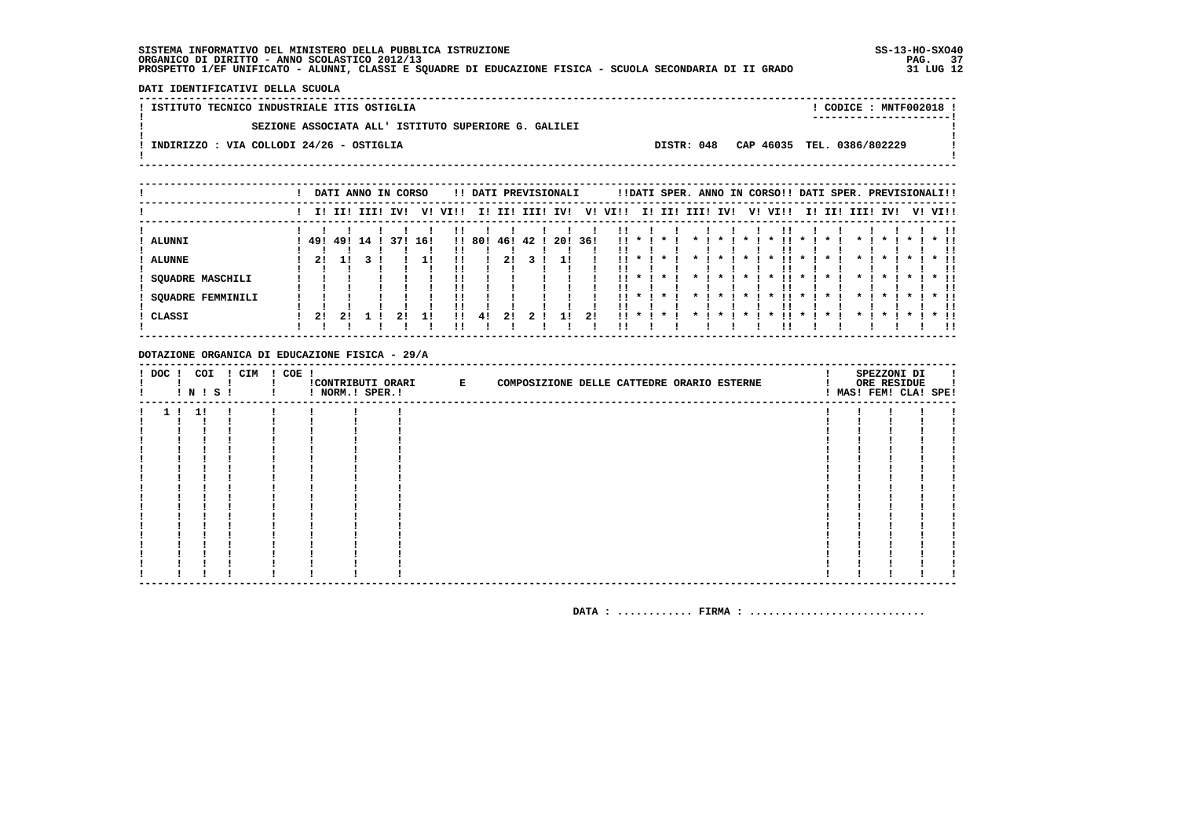SISTEMA INFORMATIVO DEL MINISTERO DELLA PUBBLICA ISTRUZIONE
ORGANICO DI DIRITTO - ANNO SCOLASTICO 2012/13
PROSPETTO 1/EF UNIFICATO - ALUNNI, CLASSI E SQUADRE DI EDUCAZIONE FISICA - SCUOLA SECONDARIA DI II GRADO

SS-13-HO-SXO40
31 LUG 12

DATI IDENTIFICATIVI DELLA SCUOLA

ISTITUTO TECNICO INDUSTRIALE ITIS OSTIGLIA — CODICE : MNTF002018

SEZIONE ASSOCIATA ALL' ISTITUTO SUPERIORE G. GALILEI

INDIRIZZO : VIA COLLODI 24/26 - OSTIGLIA — DISTR: 048 — CAP 46035 — TEL. 0386/802229

| | DATI ANNO IN CORSO | | | | | | DATI PREVISIONALI | | | | | | DATI SPER. ANNO IN CORSO | | | | | | DATI SPER. PREVISIONALI | | | | | |
|---|---|---|---|---|---|---|---|---|---|---|---|---|---|---|---|---|---|---|---|---|---|---|---|---|
| | I | II | III | IV | V | VI | I | II | III | IV | V | VI | I | II | III | IV | V | VI | I | II | III | IV | V | VI |
| ALUNNI | 49 | 49 | 14 | 37 | 16 | | 80 | 46 | 42 | 20 | 36 | | * | * | * | * | * | * | * | * | * | * | * | * |
| ALUNNE | 2 | 1 | 3 | | 1 | | | 2 | 3 | 1 | | | * | * | * | * | * | * | * | * | * | * | * | * |
| SQUADRE MASCHILI | | | | | | | | | | | | | * | * | * | * | * | * | * | * | * | * | * | * |
| SQUADRE FEMMINILI | | | | | | | | | | | | | * | * | * | * | * | * | * | * | * | * | * | * |
| CLASSI | 2 | 2 | 1 | 2 | 1 | | 4 | 2 | 2 | 1 | 2 | | * | * | * | * | * | * | * | * | * | * | * | * |

DOTAZIONE ORGANICA DI EDUCAZIONE FISICA - 29/A

| DOC | COI N | COI S | CIM | COE | CONTRIBUTI ORARI NORM. | CONTRIBUTI ORARI SPER. | E COMPOSIZIONE DELLE CATTEDRE ORARIO ESTERNE | SPEZZONI DI ORE RESIDUE MAS | FEM | CLA | SPE |
|---|---|---|---|---|---|---|---|---|---|---|---|
| 1 | 1 | | | | | | | | | | |

DATA : ............ FIRMA : ............................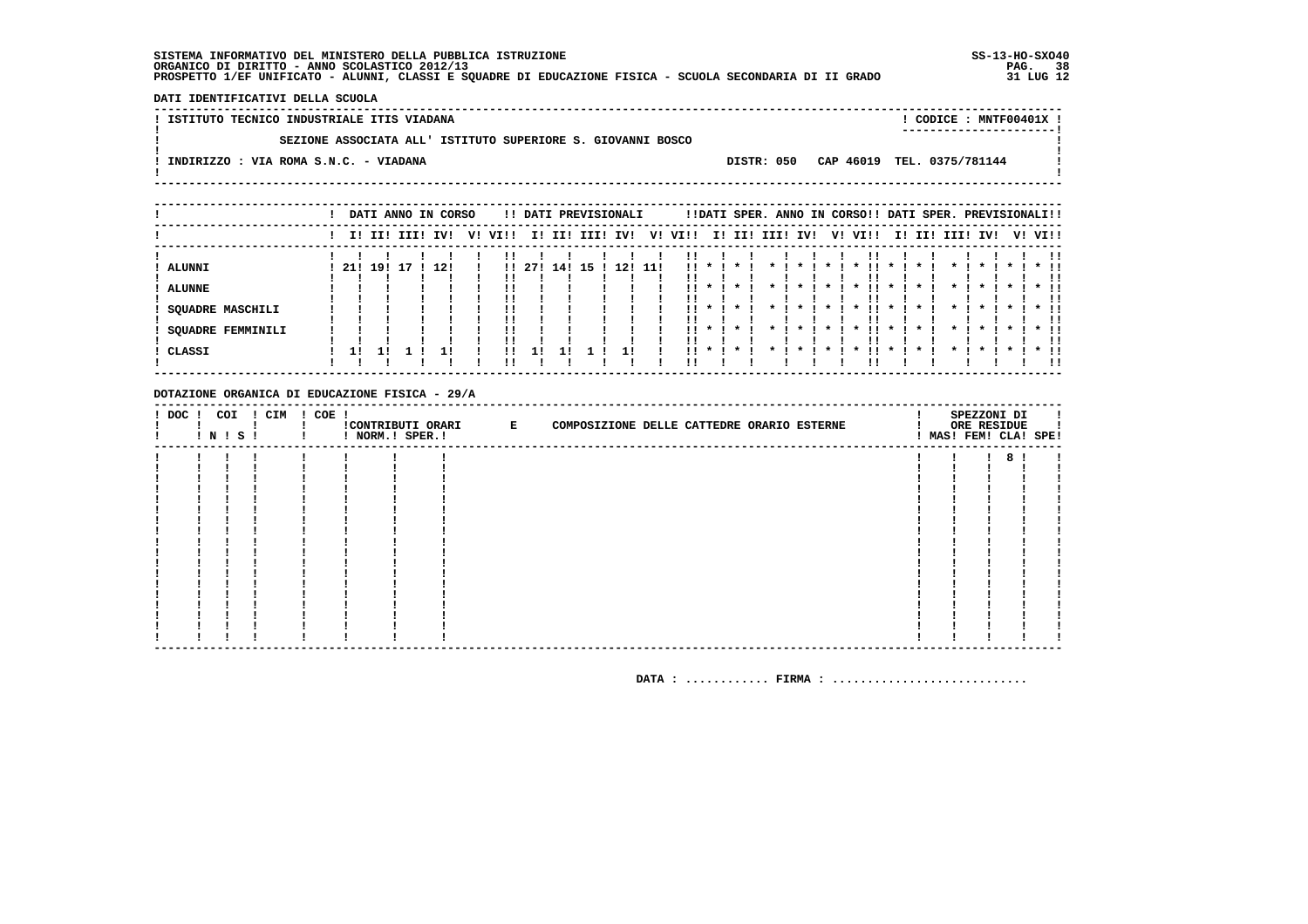SISTEMA INFORMATIVO DEL MINISTERO DELLA PUBBLICA ISTRUZIONE
ORGANICO DI DIRITTO - ANNO SCOLASTICO 2012/13
PROSPETTO 1/EF UNIFICATO - ALUNNI, CLASSI E SQUADRE DI EDUCAZIONE FISICA - SCUOLA SECONDARIA DI II GRADO

SS-13-HO-SXO40
31 LUG 12

**DATI IDENTIFICATIVI DELLA SCUOLA**

ISTITUTO TECNICO INDUSTRIALE ITIS VIADANA — CODICE : MNTF00401X

SEZIONE ASSOCIATA ALL' ISTITUTO SUPERIORE S. GIOVANNI BOSCO

INDIRIZZO : VIA ROMA S.N.C. - VIADANA — DISTR: 050 — CAP 46019 — TEL. 0375/781144

| | DATI ANNO IN CORSO | | | | | | DATI PREVISIONALI | | | | | | DATI SPER. ANNO IN CORSO | | | | | | DATI SPER. PREVISIONALI | | | | | |
|---|---|---|---|---|---|---|---|---|---|---|---|---|---|---|---|---|---|---|---|---|---|---|---|---|
| | I | II | III | IV | V | VI | I | II | III | IV | V | VI | I | II | III | IV | V | VI | I | II | III | IV | V | VI |
| ALUNNI | 21 | 19 | 17 | 12 | | | 27 | 14 | 15 | 12 | 11 | | * | * | * | * | * | * | * | * | * | * | * | * |
| ALUNNE | | | | | | | | | | | | | * | * | * | * | * | * | * | * | * | * | * | * |
| SQUADRE MASCHILI | | | | | | | | | | | | | * | * | * | * | * | * | * | * | * | * | * | * |
| SQUADRE FEMMINILI | | | | | | | | | | | | | * | * | * | * | * | * | * | * | * | * | * | * |
| CLASSI | 1 | 1 | 1 | 1 | | | 1 | 1 | 1 | 1 | | | * | * | * | * | * | * | * | * | * | * | * | * |

**DOTAZIONE ORGANICA DI EDUCAZIONE FISICA - 29/A**

| DOC | COI N | COI S | CIM | COE | CONTRIBUTI ORARI NORM. | CONTRIBUTI ORARI SPER. | E COMPOSIZIONE DELLE CATTEDRE ORARIO ESTERNE | SPEZZONI DI ORE RESIDUE MAS | FEM | CLA | SPE |
|---|---|---|---|---|---|---|---|---|---|---|---|
| | | | | | | | | | | 8 | |

DATA : ............ FIRMA : ............................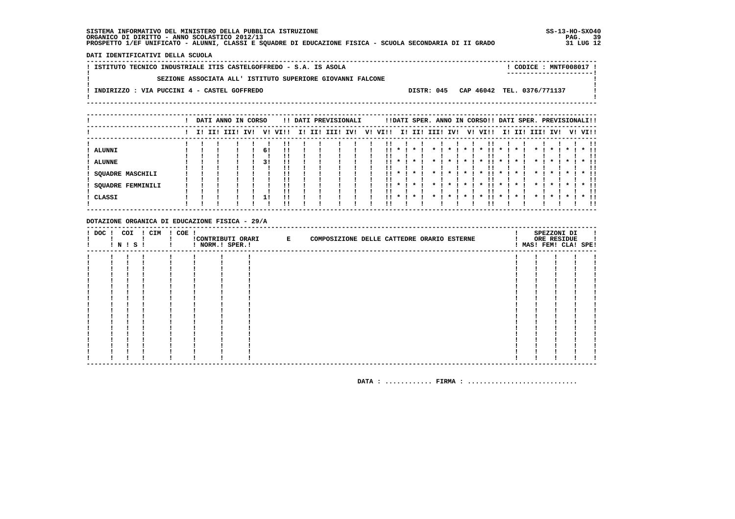SISTEMA INFORMATIVO DEL MINISTERO DELLA PUBBLICA ISTRUZIONE
ORGANICO DI DIRITTO - ANNO SCOLASTICO 2012/13
PROSPETTO 1/EF UNIFICATO - ALUNNI, CLASSI E SQUADRE DI EDUCAZIONE FISICA - SCUOLA SECONDARIA DI II GRADO

SS-13-HO-SXO40
31 LUG 12

**DATI IDENTIFICATIVI DELLA SCUOLA**

ISTITUTO TECNICO INDUSTRIALE ITIS CASTELGOFFREDO - S.A. IS ASOLA — CODICE : MNTF008017

SEZIONE ASSOCIATA ALL' ISTITUTO SUPERIORE GIOVANNI FALCONE

INDIRIZZO : VIA PUCCINI 4 - CASTEL GOFFREDO — DISTR: 045 CAP 46042 TEL. 0376/771137

| | DATI ANNO IN CORSO | | | | | | DATI PREVISIONALI | | | | | | DATI SPER. ANNO IN CORSO | | | | | | DATI SPER. PREVISIONALI | | | | | |
|---|---|---|---|---|---|---|---|---|---|---|---|---|---|---|---|---|---|---|---|---|---|---|---|---|
| | I | II | III | IV | V | VI | I | II | III | IV | V | VI | I | II | III | IV | V | VI | I | II | III | IV | V | VI |
| ALUNNI | | | | | 6 | | | | | | | | * | * | * | * | * | * | * | * | * | * | * | * |
| ALUNNE | | | | | 3 | | | | | | | | * | * | * | * | * | * | * | * | * | * | * | * |
| SQUADRE MASCHILI | | | | | | | | | | | | | * | * | * | * | * | * | * | * | * | * | * | * |
| SQUADRE FEMMINILI | | | | | | | | | | | | | * | * | * | * | * | * | * | * | * | * | * | * |
| CLASSI | | | | | 1 | | | | | | | | * | * | * | * | * | * | * | * | * | * | * | * |

**DOTAZIONE ORGANICA DI EDUCAZIONE FISICA - 29/A**

| DOC | COI N | COI S | CIM | COE | CONTRIBUTI ORARI NORM. | CONTRIBUTI ORARI SPER. | E COMPOSIZIONE DELLE CATTEDRE ORARIO ESTERNE | SPEZZONI DI ORE RESIDUE MAS | FEM | CLA | SPE |
|---|---|---|---|---|---|---|---|---|---|---|---|
| | | | | | | | | | | | |

DATA : ............ FIRMA : ............................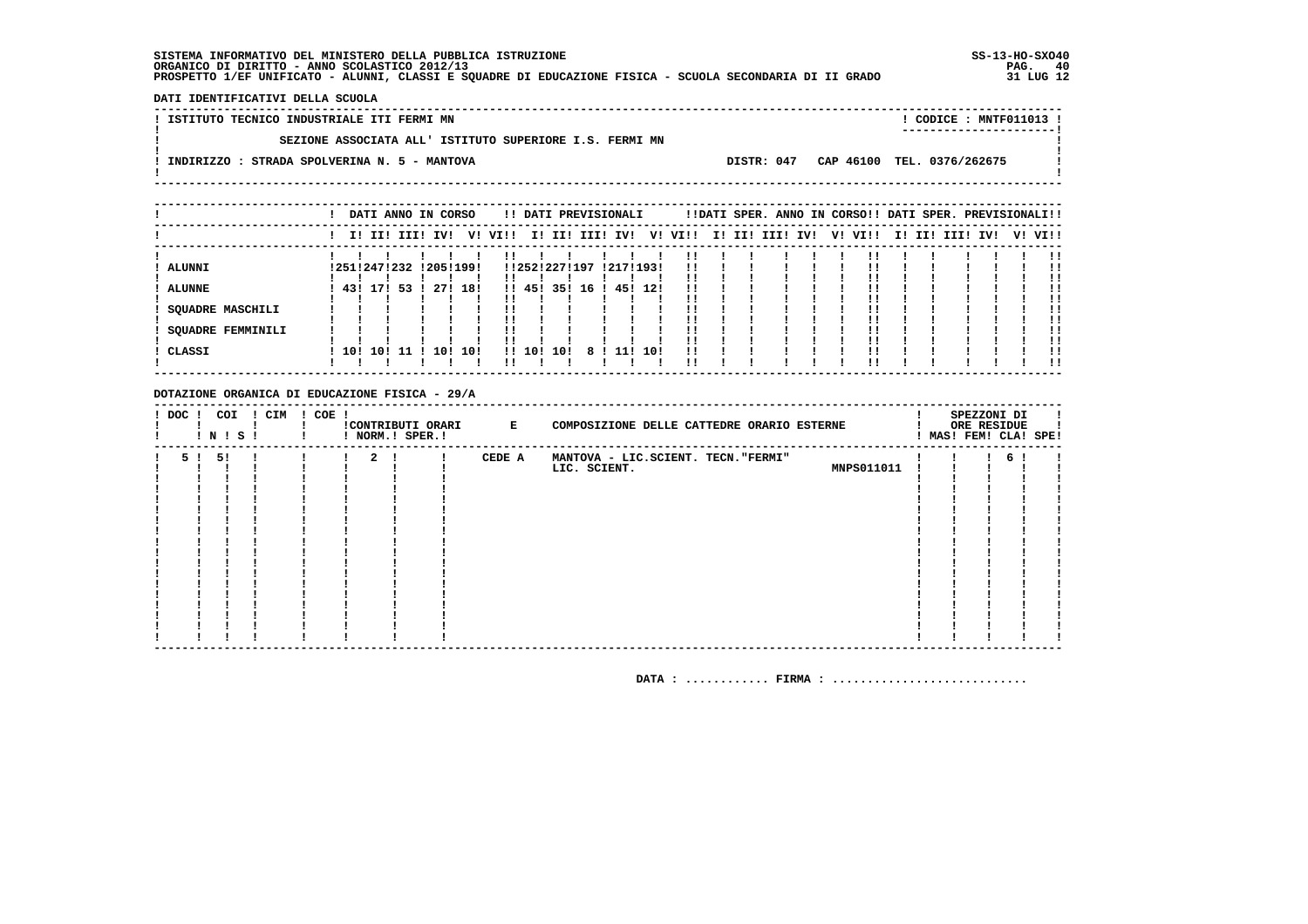SISTEMA INFORMATIVO DEL MINISTERO DELLA PUBBLICA ISTRUZIONE
ORGANICO DI DIRITTO - ANNO SCOLASTICO 2012/13
PROSPETTO 1/EF UNIFICATO - ALUNNI, CLASSI E SQUADRE DI EDUCAZIONE FISICA - SCUOLA SECONDARIA DI II GRADO

SS-13-HO-SXO40
31 LUG 12

**DATI IDENTIFICATIVI DELLA SCUOLA**

ISTITUTO TECNICO INDUSTRIALE ITI FERMI MN — CODICE : MNTF011013

SEZIONE ASSOCIATA ALL' ISTITUTO SUPERIORE I.S. FERMI MN

INDIRIZZO : STRADA SPOLVERINA N. 5 - MANTOVA — DISTR: 047 CAP 46100 TEL. 0376/262675

| | DATI ANNO IN CORSO | | | | | | DATI PREVISIONALI | | | | | | DATI SPER. ANNO IN CORSO | | | | | | DATI SPER. PREVISIONALI | | | | | |
|---|---|---|---|---|---|---|---|---|---|---|---|---|---|---|---|---|---|---|---|---|---|---|---|---|
| | I | II | III | IV | V | VI | I | II | III | IV | V | VI | I | II | III | IV | V | VI | I | II | III | IV | V | VI |
| ALUNNI | 251 | 247 | 232 | 205 | 199 | | 252 | 227 | 197 | 217 | 193 | | | | | | | | | | | | | |
| ALUNNE | 43 | 17 | 53 | 27 | 18 | | 45 | 35 | 16 | 45 | 12 | | | | | | | | | | | | | |
| SQUADRE MASCHILI | | | | | | | | | | | | | | | | | | | | | | | | |
| SQUADRE FEMMINILI | | | | | | | | | | | | | | | | | | | | | | | | |
| CLASSI | 10 | 10 | 11 | 10 | 10 | | 10 | 10 | 8 | 11 | 10 | | | | | | | | | | | | | |

**DOTAZIONE ORGANICA DI EDUCAZIONE FISICA - 29/A**

| DOC | COI N | COI S | CIM | COE | CONTRIBUTI ORARI NORM. | CONTRIBUTI ORARI SPER. | E | COMPOSIZIONE DELLE CATTEDRE ORARIO ESTERNE | | SPEZZONI DI ORE RESIDUE MAS | FEM | CLA | SPE |
|---|---|---|---|---|---|---|---|---|---|---|---|---|---|
| 5 | 5 | | | | 2 | | CEDE A | MANTOVA - LIC.SCIENT. TECN."FERMI" LIC. SCIENT. | MNPS011011 | | | 6 | |

DATA : ............ FIRMA : ...........................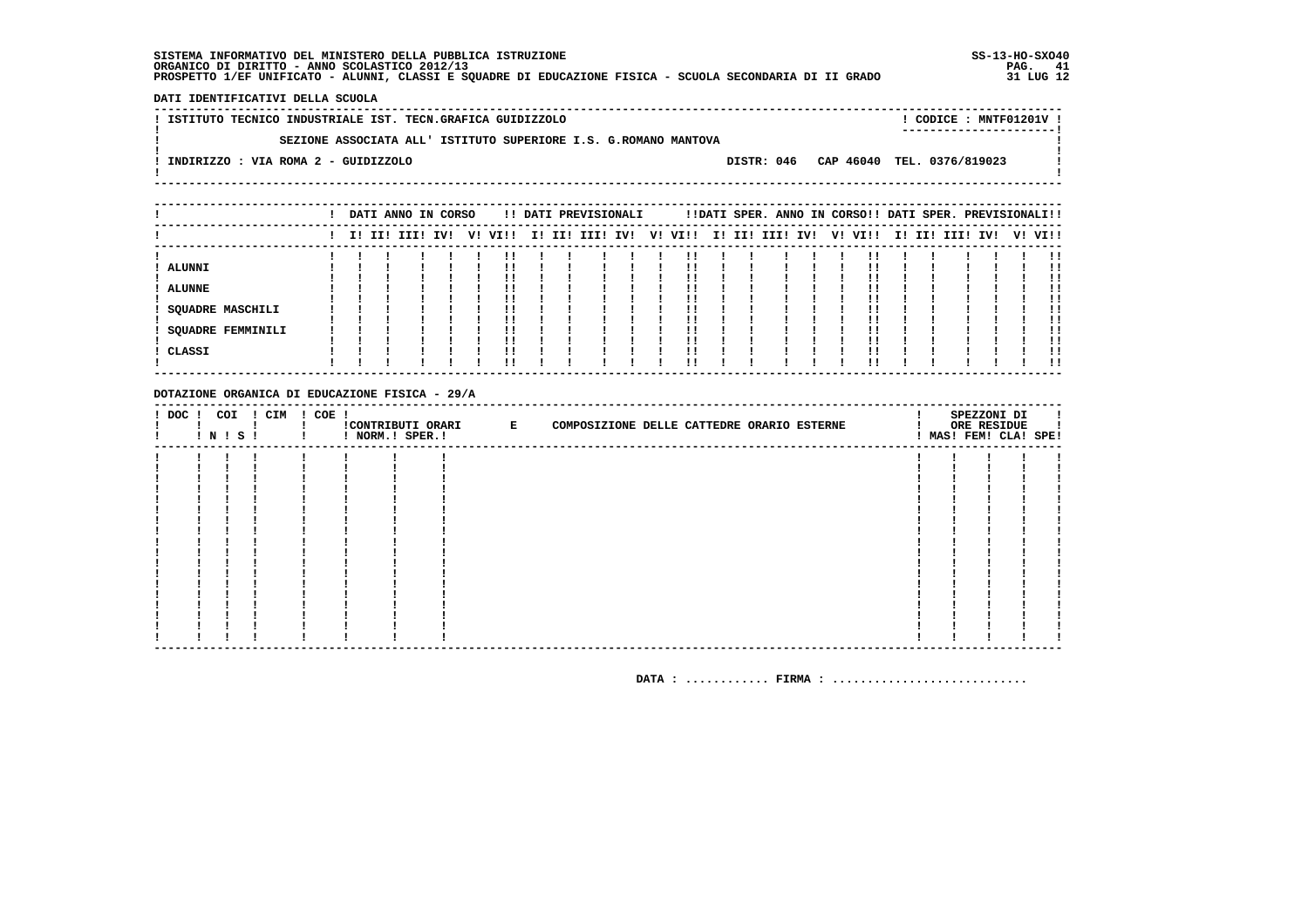SISTEMA INFORMATIVO DEL MINISTERO DELLA PUBBLICA ISTRUZIONE
ORGANICO DI DIRITTO - ANNO SCOLASTICO 2012/13
PROSPETTO 1/EF UNIFICATO - ALUNNI, CLASSI E SQUADRE DI EDUCAZIONE FISICA - SCUOLA SECONDARIA DI II GRADO

SS-13-HO-SXO40
31 LUG 12

**DATI IDENTIFICATIVI DELLA SCUOLA**

ISTITUTO TECNICO INDUSTRIALE IST. TECN.GRAFICA GUIDIZZOLO — CODICE : MNTF01201V

SEZIONE ASSOCIATA ALL' ISTITUTO SUPERIORE I.S. G.ROMANO MANTOVA

INDIRIZZO : VIA ROMA 2 - GUIDIZZOLO — DISTR: 046 — CAP 46040 — TEL. 0376/819023

| | DATI ANNO IN CORSO | | | | | | DATI PREVISIONALI | | | | | | DATI SPER. ANNO IN CORSO | | | | | | DATI SPER. PREVISIONALI | | | | | |
|---|---|---|---|---|---|---|---|---|---|---|---|---|---|---|---|---|---|---|---|---|---|---|---|---|
| | I | II | III | IV | V | VI | I | II | III | IV | V | VI | I | II | III | IV | V | VI | I | II | III | IV | V | VI |
| ALUNNI | | | | | | | | | | | | | | | | | | | | | | | | |
| ALUNNE | | | | | | | | | | | | | | | | | | | | | | | | |
| SQUADRE MASCHILI | | | | | | | | | | | | | | | | | | | | | | | | |
| SQUADRE FEMMINILI | | | | | | | | | | | | | | | | | | | | | | | | |
| CLASSI | | | | | | | | | | | | | | | | | | | | | | | | |

**DOTAZIONE ORGANICA DI EDUCAZIONE FISICA - 29/A**

| DOC | COI N | COI S | CIM | COE | CONTRIBUTI ORARI NORM. | CONTRIBUTI ORARI SPER. | E COMPOSIZIONE DELLE CATTEDRE ORARIO ESTERNE | SPEZZONI DI ORE RESIDUE MAS | FEM | CLA | SPE |
|---|---|---|---|---|---|---|---|---|---|---|---|
| | | | | | | | | | | | |

DATA : ............ FIRMA : ............................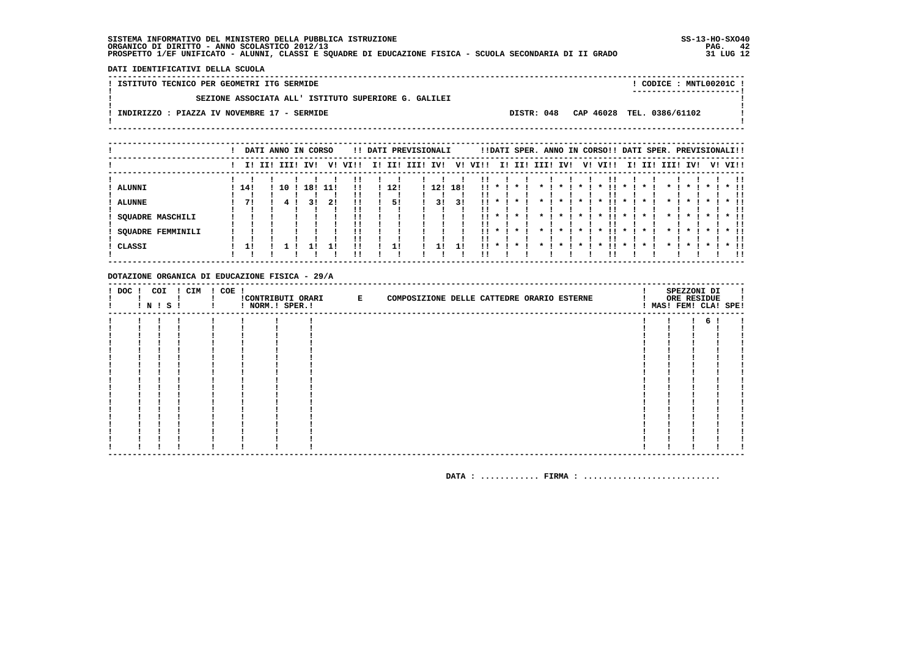SISTEMA INFORMATIVO DEL MINISTERO DELLA PUBBLICA ISTRUZIONE
ORGANICO DI DIRITTO - ANNO SCOLASTICO 2012/13
PROSPETTO 1/EF UNIFICATO - ALUNNI, CLASSI E SQUADRE DI EDUCAZIONE FISICA - SCUOLA SECONDARIA DI II GRADO

SS-13-HO-SXO40
31 LUG 12

**DATI IDENTIFICATIVI DELLA SCUOLA**

ISTITUTO TECNICO PER GEOMETRI ITG SERMIDE — CODICE : MNTL00201C

SEZIONE ASSOCIATA ALL' ISTITUTO SUPERIORE G. GALILEI

INDIRIZZO : PIAZZA IV NOVEMBRE 17 - SERMIDE — DISTR: 048 CAP 46028 TEL. 0386/61102

| | DATI ANNO IN CORSO | | | | | | DATI PREVISIONALI | | | | | | DATI SPER. ANNO IN CORSO | | | | | | DATI SPER. PREVISIONALI | | | | | |
|---|---|---|---|---|---|---|---|---|---|---|---|---|---|---|---|---|---|---|---|---|---|---|---|---|
| | I | II | III | IV | V | VI | I | II | III | IV | V | VI | I | II | III | IV | V | VI | I | II | III | IV | V | VI |
| ALUNNI | 14 | | 10 | 18 | 11 | | 12 | | | 12 | 18 | | * | * | * | * | * | * | * | * | * | * | * | * |
| ALUNNE | 7 | | 4 | 3 | 2 | | 5 | | | 3 | 3 | | * | * | * | * | * | * | * | * | * | * | * | * |
| SQUADRE MASCHILI | | | | | | | | | | | | | * | * | * | * | * | * | * | * | * | * | * | * |
| SQUADRE FEMMINILI | | | | | | | | | | | | | * | * | * | * | * | * | * | * | * | * | * | * |
| CLASSI | 1 | | 1 | 1 | 1 | | 1 | | | 1 | 1 | | * | * | * | * | * | * | * | * | * | * | * | * |

**DOTAZIONE ORGANICA DI EDUCAZIONE FISICA - 29/A**

| DOC | COI N | COI S | CIM | COE | CONTRIBUTI ORARI NORM. | CONTRIBUTI ORARI SPER. | E COMPOSIZIONE DELLE CATTEDRE ORARIO ESTERNE | SPEZZONI DI ORE RESIDUE MAS | FEM | CLA | SPE |
|---|---|---|---|---|---|---|---|---|---|---|---|
| | | | | | | | | | | 6 | |

DATA : ............ FIRMA : ............................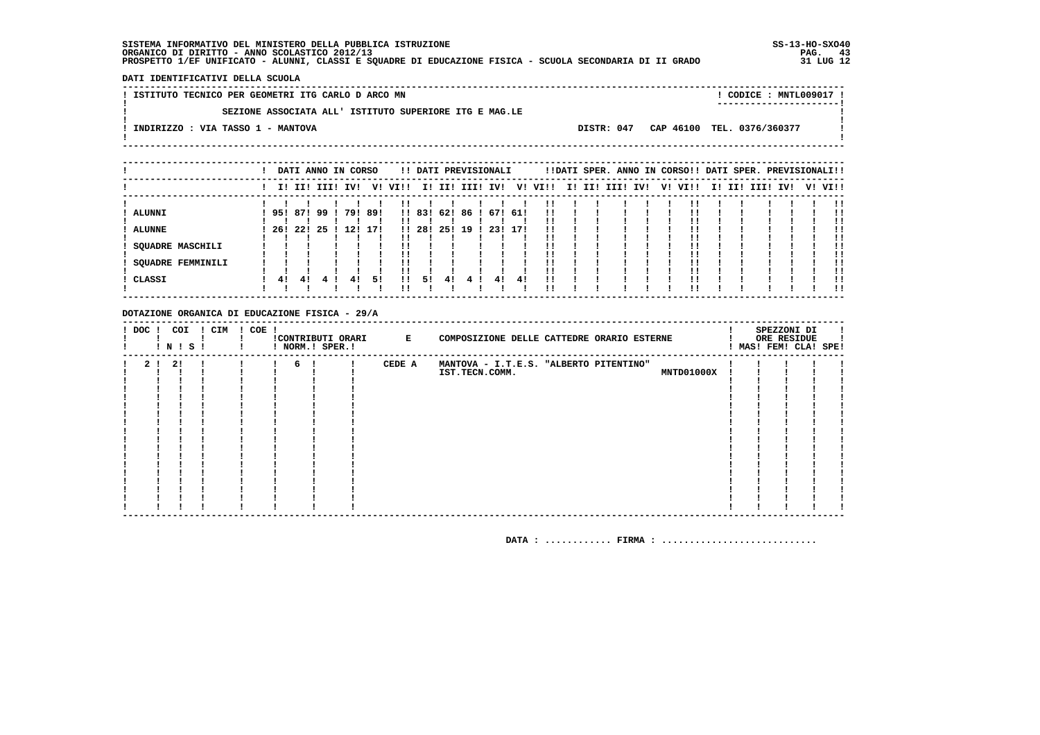**SISTEMA INFORMATIVO DEL MINISTERO DELLA PUBBLICA ISTRUZIONE**
**ORGANICO DI DIRITTO - ANNO SCOLASTICO 2012/13**
**PROSPETTO 1/EF UNIFICATO - ALUNNI, CLASSI E SQUADRE DI EDUCAZIONE FISICA - SCUOLA SECONDARIA DI II GRADO**

SS-13-HO-SXO40
31 LUG 12

**DATI IDENTIFICATIVI DELLA SCUOLA**

ISTITUTO TECNICO PER GEOMETRI ITG CARLO D ARCO MN — CODICE : MNTL009017

SEZIONE ASSOCIATA ALL' ISTITUTO SUPERIORE ITG E MAG.LE

INDIRIZZO : VIA TASSO 1 - MANTOVA — DISTR: 047 CAP 46100 TEL. 0376/360377

| | DATI ANNO IN CORSO | | | | | | DATI PREVISIONALI | | | | | | DATI SPER. ANNO IN CORSO | | | | | | DATI SPER. PREVISIONALI | | | | | |
|---|---|---|---|---|---|---|---|---|---|---|---|---|---|---|---|---|---|---|---|---|---|---|---|---|
| | I | II | III | IV | V | VI | I | II | III | IV | V | VI | I | II | III | IV | V | VI | I | II | III | IV | V | VI |
| ALUNNI | 95 | 87 | 99 | 79 | 89 | | 83 | 62 | 86 | 67 | 61 | | | | | | | | | | | | | |
| ALUNNE | 26 | 22 | 25 | 12 | 17 | | 28 | 25 | 19 | 23 | 17 | | | | | | | | | | | | | |
| SQUADRE MASCHILI | | | | | | | | | | | | | | | | | | | | | | | | |
| SQUADRE FEMMINILI | | | | | | | | | | | | | | | | | | | | | | | | |
| CLASSI | 4 | 4 | 4 | 4 | 5 | | 5 | 4 | 4 | 4 | 4 | | | | | | | | | | | | | |

**DOTAZIONE ORGANICA DI EDUCAZIONE FISICA - 29/A**

| DOC | COI N | COI S | CIM | COE | CONTRIBUTI ORARI NORM. | CONTRIBUTI ORARI SPER. | E | COMPOSIZIONE DELLE CATTEDRE ORARIO ESTERNE | | SPEZZONI DI ORE RESIDUE MAS | FEM | CLA | SPE |
|---|---|---|---|---|---|---|---|---|---|---|---|---|---|
| 2 | 2 | | | | 6 | | CEDE A | MANTOVA - I.T.E.S. "ALBERTO PITENTINO" IST.TECN.COMM. | MNTD01000X | | | | |

DATA : ............ FIRMA : ............................